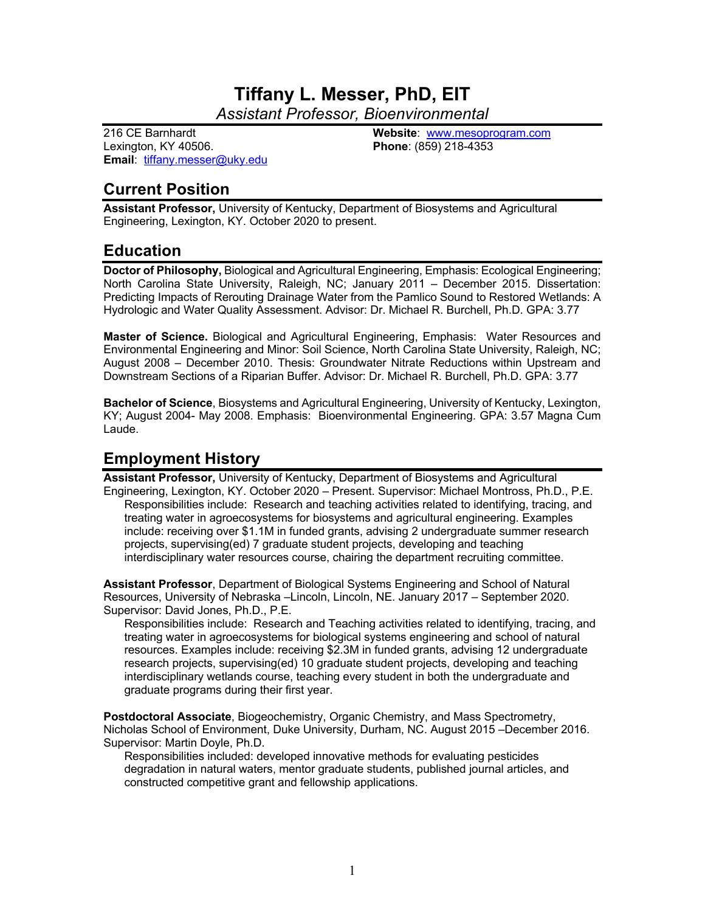# Tiffany L. Messer, PhD, EIT

*Assistant Professor, Bioenvironmental*

216 CE Barnhardt
Lexington, KY 40506.
**Email**: tiffany.messer@uky.edu

**Website**: www.mesoprogram.com
**Phone**: (859) 218-4353

## Current Position

**Assistant Professor,** University of Kentucky, Department of Biosystems and Agricultural Engineering, Lexington, KY. October 2020 to present.

## Education

**Doctor of Philosophy,** Biological and Agricultural Engineering, Emphasis: Ecological Engineering; North Carolina State University, Raleigh, NC; January 2011 – December 2015. Dissertation: Predicting Impacts of Rerouting Drainage Water from the Pamlico Sound to Restored Wetlands: A Hydrologic and Water Quality Assessment. Advisor: Dr. Michael R. Burchell, Ph.D. GPA: 3.77

**Master of Science.** Biological and Agricultural Engineering, Emphasis: Water Resources and Environmental Engineering and Minor: Soil Science, North Carolina State University, Raleigh, NC; August 2008 – December 2010. Thesis: Groundwater Nitrate Reductions within Upstream and Downstream Sections of a Riparian Buffer. Advisor: Dr. Michael R. Burchell, Ph.D. GPA: 3.77

**Bachelor of Science**, Biosystems and Agricultural Engineering, University of Kentucky, Lexington, KY; August 2004- May 2008. Emphasis: Bioenvironmental Engineering. GPA: 3.57 Magna Cum Laude.

## Employment History

**Assistant Professor,** University of Kentucky, Department of Biosystems and Agricultural Engineering, Lexington, KY. October 2020 – Present. Supervisor: Michael Montross, Ph.D., P.E.

Responsibilities include: Research and teaching activities related to identifying, tracing, and treating water in agroecosystems for biosystems and agricultural engineering. Examples include: receiving over $1.1M in funded grants, advising 2 undergraduate summer research projects, supervising(ed) 7 graduate student projects, developing and teaching interdisciplinary water resources course, chairing the department recruiting committee.

**Assistant Professor**, Department of Biological Systems Engineering and School of Natural Resources, University of Nebraska –Lincoln, Lincoln, NE. January 2017 – September 2020. Supervisor: David Jones, Ph.D., P.E.

Responsibilities include: Research and Teaching activities related to identifying, tracing, and treating water in agroecosystems for biological systems engineering and school of natural resources. Examples include: receiving $2.3M in funded grants, advising 12 undergraduate research projects, supervising(ed) 10 graduate student projects, developing and teaching interdisciplinary wetlands course, teaching every student in both the undergraduate and graduate programs during their first year.

**Postdoctoral Associate**, Biogeochemistry, Organic Chemistry, and Mass Spectrometry, Nicholas School of Environment, Duke University, Durham, NC. August 2015 –December 2016. Supervisor: Martin Doyle, Ph.D.

Responsibilities included: developed innovative methods for evaluating pesticides degradation in natural waters, mentor graduate students, published journal articles, and constructed competitive grant and fellowship applications.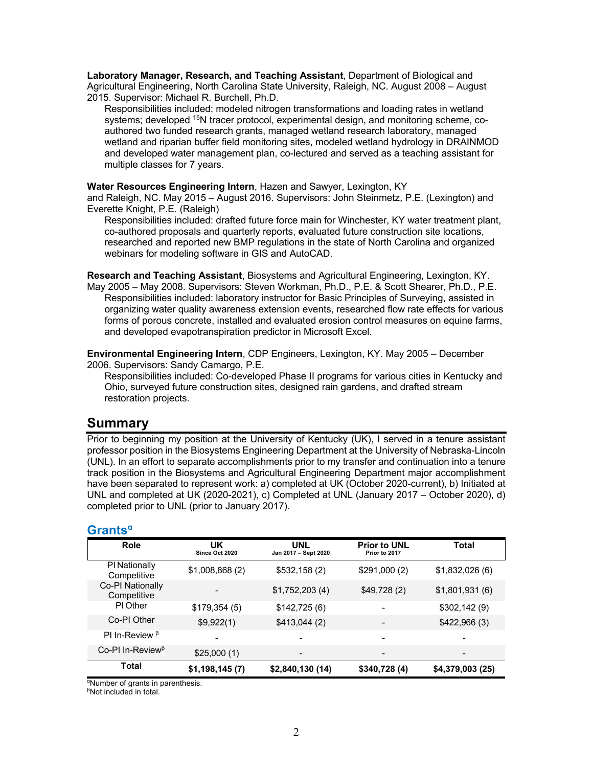**Laboratory Manager, Research, and Teaching Assistant**, Department of Biological and Agricultural Engineering, North Carolina State University, Raleigh, NC. August 2008 – August 2015. Supervisor: Michael R. Burchell, Ph.D.

Responsibilities included: modeled nitrogen transformations and loading rates in wetland systems; developed $^{15}N$ tracer protocol, experimental design, and monitoring scheme, co-authored two funded research grants, managed wetland research laboratory, managed wetland and riparian buffer field monitoring sites, modeled wetland hydrology in DRAINMOD and developed water management plan, co-lectured and served as a teaching assistant for multiple classes for 7 years.

**Water Resources Engineering Intern**, Hazen and Sawyer, Lexington, KY and Raleigh, NC. May 2015 – August 2016. Supervisors: John Steinmetz, P.E. (Lexington) and Everette Knight, P.E. (Raleigh)

Responsibilities included: drafted future force main for Winchester, KY water treatment plant, co-authored proposals and quarterly reports, **e**valuated future construction site locations, researched and reported new BMP regulations in the state of North Carolina and organized webinars for modeling software in GIS and AutoCAD.

**Research and Teaching Assistant**, Biosystems and Agricultural Engineering, Lexington, KY. May 2005 – May 2008. Supervisors: Steven Workman, Ph.D., P.E. & Scott Shearer, Ph.D., P.E.

Responsibilities included: laboratory instructor for Basic Principles of Surveying, assisted in organizing water quality awareness extension events, researched flow rate effects for various forms of porous concrete, installed and evaluated erosion control measures on equine farms, and developed evapotranspiration predictor in Microsoft Excel.

**Environmental Engineering Intern**, CDP Engineers, Lexington, KY. May 2005 – December 2006. Supervisors: Sandy Camargo, P.E.

Responsibilities included: Co-developed Phase II programs for various cities in Kentucky and Ohio, surveyed future construction sites, designed rain gardens, and drafted stream restoration projects.

## Summary

Prior to beginning my position at the University of Kentucky (UK), I served in a tenure assistant professor position in the Biosystems Engineering Department at the University of Nebraska-Lincoln (UNL). In an effort to separate accomplishments prior to my transfer and continuation into a tenure track position in the Biosystems and Agricultural Engineering Department major accomplishment have been separated to represent work: a) completed at UK (October 2020-current), b) Initiated at UNL and completed at UK (2020-2021), c) Completed at UNL (January 2017 – October 2020), d) completed prior to UNL (prior to January 2017).

### Grants[α]

| Role | UK Since Oct 2020 | UNL Jan 2017 – Sept 2020 | Prior to UNL Prior to 2017 | Total |
|---|---|---|---|---|
| PI Nationally Competitive | $1,008,868 (2) | $532,158 (2) | $291,000 (2) | $1,832,026 (6) |
| Co-PI Nationally Competitive | - | $1,752,203 (4) | $49,728 (2) | $1,801,931 (6) |
| PI Other | $179,354 (5) | $142,725 (6) | - | $302,142 (9) |
| Co-PI Other | $9,922(1) | $413,044 (2) | - | $422,966 (3) |
| PI In-Review [β] | - | - | - | - |
| Co-PI In-Review[β] | $25,000 (1) | - | - | - |
| **Total** | **$1,198,145 (7)** | **$2,840,130 (14)** | **$340,728 (4)** | **$4,379,003 (25)** |

[α]Number of grants in parenthesis.
[β]Not included in total.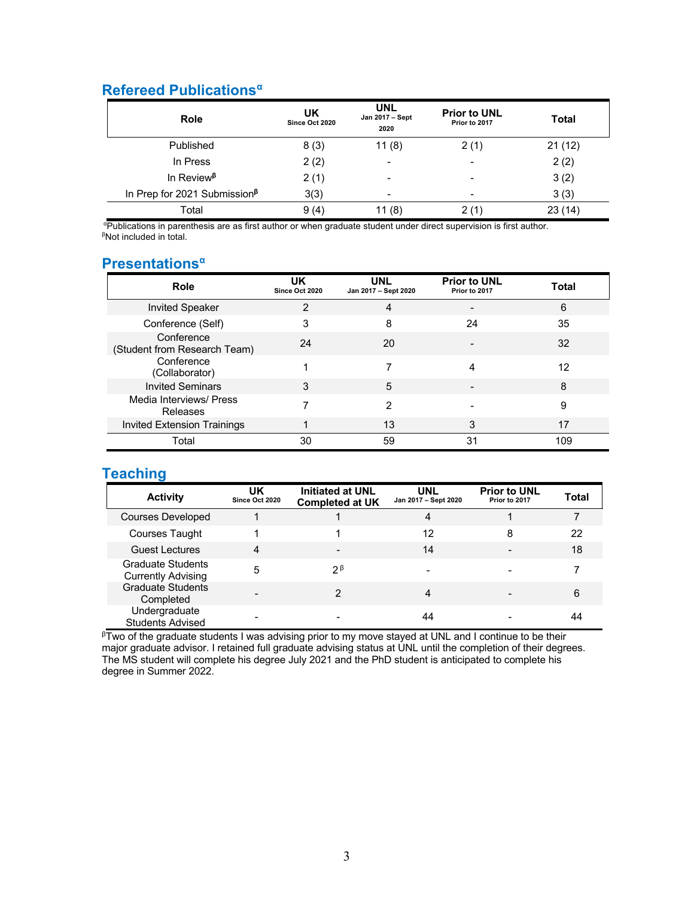## Refereed Publications[α]

| Role | UK Since Oct 2020 | UNL Jan 2017 – Sept 2020 | Prior to UNL Prior to 2017 | Total |
|---|---|---|---|---|
| Published | 8 (3) | 11 (8) | 2 (1) | 21 (12) |
| In Press | 2 (2) | - | - | 2 (2) |
| In Review[β] | 2 (1) | - | - | 3 (2) |
| In Prep for 2021 Submission[β] | 3(3) | - | - | 3 (3) |
| Total | 9 (4) | 11 (8) | 2 (1) | 23 (14) |

[α]Publications in parenthesis are as first author or when graduate student under direct supervision is first author.
[β]Not included in total.

## Presentations[α]

| Role | UK Since Oct 2020 | UNL Jan 2017 – Sept 2020 | Prior to UNL Prior to 2017 | Total |
|---|---|---|---|---|
| Invited Speaker | 2 | 4 | - | 6 |
| Conference (Self) | 3 | 8 | 24 | 35 |
| Conference (Student from Research Team) | 24 | 20 | - | 32 |
| Conference (Collaborator) | 1 | 7 | 4 | 12 |
| Invited Seminars | 3 | 5 | - | 8 |
| Media Interviews/ Press Releases | 7 | 2 | - | 9 |
| Invited Extension Trainings | 1 | 13 | 3 | 17 |
| Total | 30 | 59 | 31 | 109 |

## Teaching

| Activity | UK Since Oct 2020 | Initiated at UNL Completed at UK | UNL Jan 2017 – Sept 2020 | Prior to UNL Prior to 2017 | Total |
|---|---|---|---|---|---|
| Courses Developed | 1 | 1 | 4 | 1 | 7 |
| Courses Taught | 1 | 1 | 12 | 8 | 22 |
| Guest Lectures | 4 | - | 14 | - | 18 |
| Graduate Students Currently Advising | 5 | 2[β] | - | - | 7 |
| Graduate Students Completed | - | 2 | 4 | - | 6 |
| Undergraduate Students Advised | - | - | 44 | - | 44 |

[β]Two of the graduate students I was advising prior to my move stayed at UNL and I continue to be their major graduate advisor. I retained full graduate advising status at UNL until the completion of their degrees. The MS student will complete his degree July 2021 and the PhD student is anticipated to complete his degree in Summer 2022.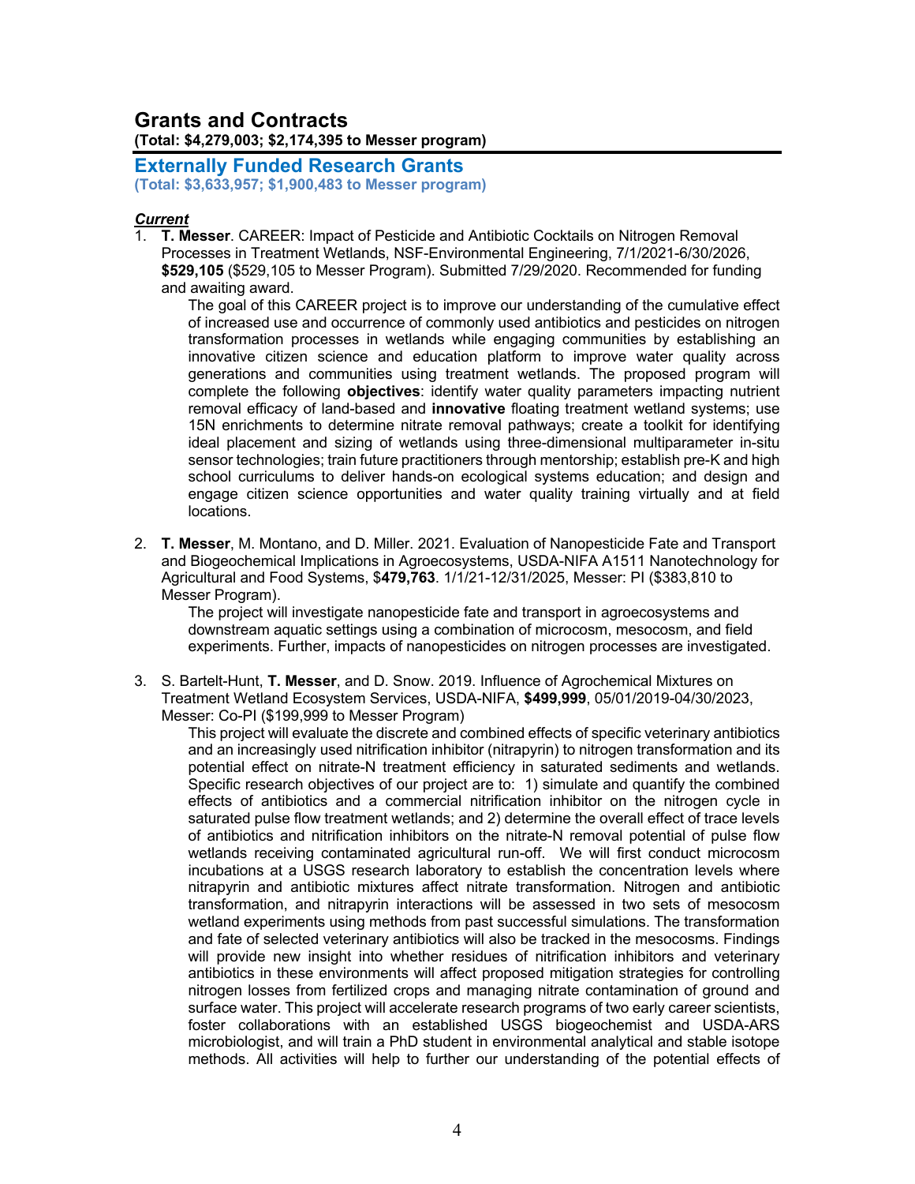# Grants and Contracts

**(Total: $4,279,003; $2,174,395 to Messer program)**

## Externally Funded Research Grants

**(Total: $3,633,957; $1,900,483 to Messer program)**

***Current***

1. **T. Messer**. CAREER: Impact of Pesticide and Antibiotic Cocktails on Nitrogen Removal Processes in Treatment Wetlands, NSF-Environmental Engineering, 7/1/2021-6/30/2026, **$529,105** ($529,105 to Messer Program). Submitted 7/29/2020. Recommended for funding and awaiting award.

   The goal of this CAREER project is to improve our understanding of the cumulative effect of increased use and occurrence of commonly used antibiotics and pesticides on nitrogen transformation processes in wetlands while engaging communities by establishing an innovative citizen science and education platform to improve water quality across generations and communities using treatment wetlands. The proposed program will complete the following **objectives**: identify water quality parameters impacting nutrient removal efficacy of land-based and **innovative** floating treatment wetland systems; use 15N enrichments to determine nitrate removal pathways; create a toolkit for identifying ideal placement and sizing of wetlands using three-dimensional multiparameter in-situ sensor technologies; train future practitioners through mentorship; establish pre-K and high school curriculums to deliver hands-on ecological systems education; and design and engage citizen science opportunities and water quality training virtually and at field locations.

2. **T. Messer**, M. Montano, and D. Miller. 2021. Evaluation of Nanopesticide Fate and Transport and Biogeochemical Implications in Agroecosystems, USDA-NIFA A1511 Nanotechnology for Agricultural and Food Systems, $**479,763**. 1/1/21-12/31/2025, Messer: PI ($383,810 to Messer Program).

   The project will investigate nanopesticide fate and transport in agroecosystems and downstream aquatic settings using a combination of microcosm, mesocosm, and field experiments. Further, impacts of nanopesticides on nitrogen processes are investigated.

3. S. Bartelt-Hunt, **T. Messer**, and D. Snow. 2019. Influence of Agrochemical Mixtures on Treatment Wetland Ecosystem Services, USDA-NIFA, **$499,999**, 05/01/2019-04/30/2023, Messer: Co-PI ($199,999 to Messer Program)

   This project will evaluate the discrete and combined effects of specific veterinary antibiotics and an increasingly used nitrification inhibitor (nitrapyrin) to nitrogen transformation and its potential effect on nitrate-N treatment efficiency in saturated sediments and wetlands. Specific research objectives of our project are to: 1) simulate and quantify the combined effects of antibiotics and a commercial nitrification inhibitor on the nitrogen cycle in saturated pulse flow treatment wetlands; and 2) determine the overall effect of trace levels of antibiotics and nitrification inhibitors on the nitrate-N removal potential of pulse flow wetlands receiving contaminated agricultural run-off. We will first conduct microcosm incubations at a USGS research laboratory to establish the concentration levels where nitrapyrin and antibiotic mixtures affect nitrate transformation. Nitrogen and antibiotic transformation, and nitrapyrin interactions will be assessed in two sets of mesocosm wetland experiments using methods from past successful simulations. The transformation and fate of selected veterinary antibiotics will also be tracked in the mesocosms. Findings will provide new insight into whether residues of nitrification inhibitors and veterinary antibiotics in these environments will affect proposed mitigation strategies for controlling nitrogen losses from fertilized crops and managing nitrate contamination of ground and surface water. This project will accelerate research programs of two early career scientists, foster collaborations with an established USGS biogeochemist and USDA-ARS microbiologist, and will train a PhD student in environmental analytical and stable isotope methods. All activities will help to further our understanding of the potential effects of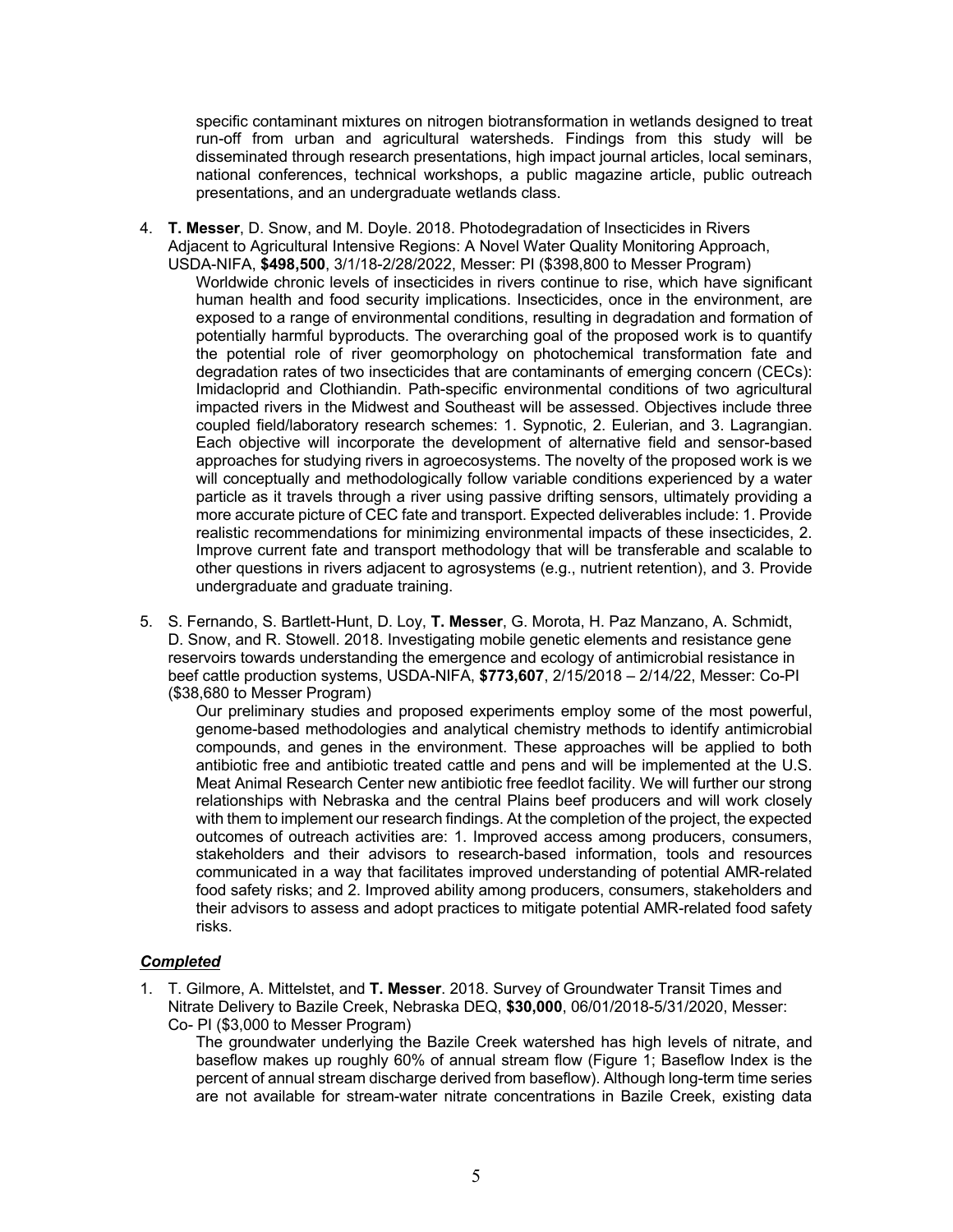specific contaminant mixtures on nitrogen biotransformation in wetlands designed to treat run-off from urban and agricultural watersheds. Findings from this study will be disseminated through research presentations, high impact journal articles, local seminars, national conferences, technical workshops, a public magazine article, public outreach presentations, and an undergraduate wetlands class.

4. **T. Messer**, D. Snow, and M. Doyle. 2018. Photodegradation of Insecticides in Rivers Adjacent to Agricultural Intensive Regions: A Novel Water Quality Monitoring Approach, USDA-NIFA, **$498,500**, 3/1/18-2/28/2022, Messer: PI ($398,800 to Messer Program)

   Worldwide chronic levels of insecticides in rivers continue to rise, which have significant human health and food security implications. Insecticides, once in the environment, are exposed to a range of environmental conditions, resulting in degradation and formation of potentially harmful byproducts. The overarching goal of the proposed work is to quantify the potential role of river geomorphology on photochemical transformation fate and degradation rates of two insecticides that are contaminants of emerging concern (CECs): Imidacloprid and Clothiandin. Path-specific environmental conditions of two agricultural impacted rivers in the Midwest and Southeast will be assessed. Objectives include three coupled field/laboratory research schemes: 1. Sypnotic, 2. Eulerian, and 3. Lagrangian. Each objective will incorporate the development of alternative field and sensor-based approaches for studying rivers in agroecosystems. The novelty of the proposed work is we will conceptually and methodologically follow variable conditions experienced by a water particle as it travels through a river using passive drifting sensors, ultimately providing a more accurate picture of CEC fate and transport. Expected deliverables include: 1. Provide realistic recommendations for minimizing environmental impacts of these insecticides, 2. Improve current fate and transport methodology that will be transferable and scalable to other questions in rivers adjacent to agrosystems (e.g., nutrient retention), and 3. Provide undergraduate and graduate training.

5. S. Fernando, S. Bartlett-Hunt, D. Loy, **T. Messer**, G. Morota, H. Paz Manzano, A. Schmidt, D. Snow, and R. Stowell. 2018. Investigating mobile genetic elements and resistance gene reservoirs towards understanding the emergence and ecology of antimicrobial resistance in beef cattle production systems, USDA-NIFA, **$773,607**, 2/15/2018 – 2/14/22, Messer: Co-PI ($38,680 to Messer Program)

   Our preliminary studies and proposed experiments employ some of the most powerful, genome-based methodologies and analytical chemistry methods to identify antimicrobial compounds, and genes in the environment. These approaches will be applied to both antibiotic free and antibiotic treated cattle and pens and will be implemented at the U.S. Meat Animal Research Center new antibiotic free feedlot facility. We will further our strong relationships with Nebraska and the central Plains beef producers and will work closely with them to implement our research findings. At the completion of the project, the expected outcomes of outreach activities are: 1. Improved access among producers, consumers, stakeholders and their advisors to research-based information, tools and resources communicated in a way that facilitates improved understanding of potential AMR-related food safety risks; and 2. Improved ability among producers, consumers, stakeholders and their advisors to assess and adopt practices to mitigate potential AMR-related food safety risks.

***Completed***

1. T. Gilmore, A. Mittelstet, and **T. Messer**. 2018. Survey of Groundwater Transit Times and Nitrate Delivery to Bazile Creek, Nebraska DEQ, **$30,000**, 06/01/2018-5/31/2020, Messer: Co- PI ($3,000 to Messer Program)

   The groundwater underlying the Bazile Creek watershed has high levels of nitrate, and baseflow makes up roughly 60% of annual stream flow (Figure 1; Baseflow Index is the percent of annual stream discharge derived from baseflow). Although long-term time series are not available for stream-water nitrate concentrations in Bazile Creek, existing data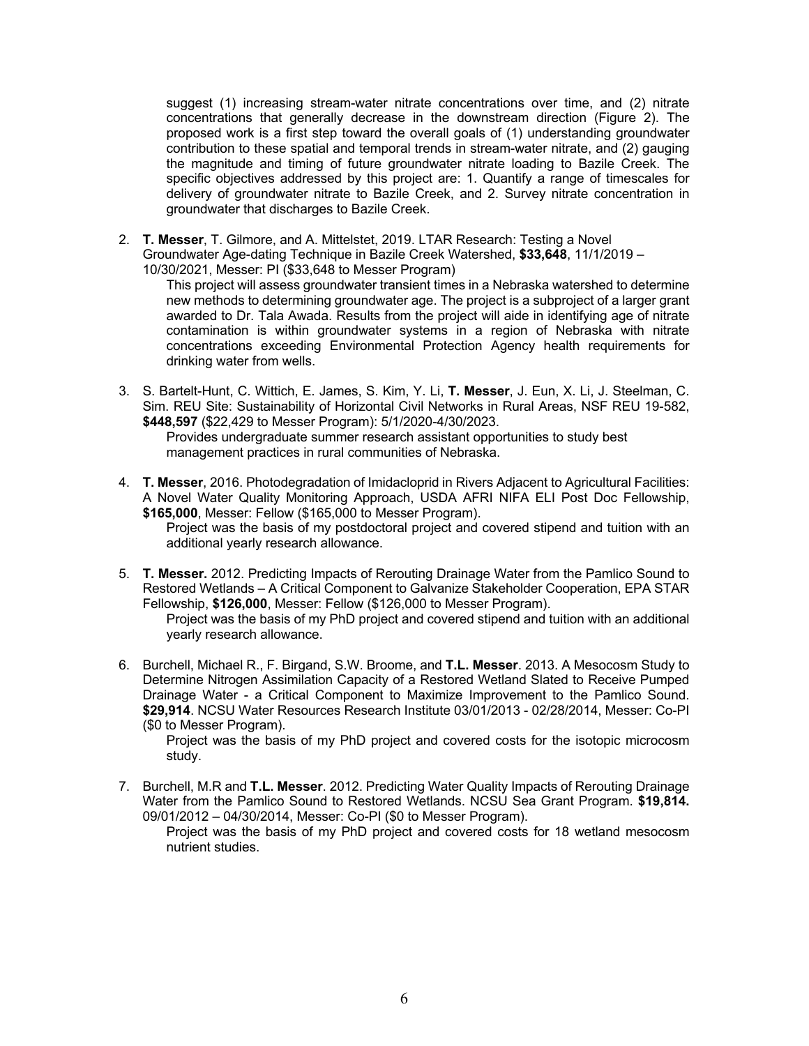suggest (1) increasing stream-water nitrate concentrations over time, and (2) nitrate concentrations that generally decrease in the downstream direction (Figure 2). The proposed work is a first step toward the overall goals of (1) understanding groundwater contribution to these spatial and temporal trends in stream-water nitrate, and (2) gauging the magnitude and timing of future groundwater nitrate loading to Bazile Creek. The specific objectives addressed by this project are: 1. Quantify a range of timescales for delivery of groundwater nitrate to Bazile Creek, and 2. Survey nitrate concentration in groundwater that discharges to Bazile Creek.

2. **T. Messer**, T. Gilmore, and A. Mittelstet, 2019. LTAR Research: Testing a Novel Groundwater Age-dating Technique in Bazile Creek Watershed, **$33,648**, 11/1/2019 – 10/30/2021, Messer: PI ($33,648 to Messer Program)

   This project will assess groundwater transient times in a Nebraska watershed to determine new methods to determining groundwater age. The project is a subproject of a larger grant awarded to Dr. Tala Awada. Results from the project will aide in identifying age of nitrate contamination is within groundwater systems in a region of Nebraska with nitrate concentrations exceeding Environmental Protection Agency health requirements for drinking water from wells.

3. S. Bartelt-Hunt, C. Wittich, E. James, S. Kim, Y. Li, **T. Messer**, J. Eun, X. Li, J. Steelman, C. Sim. REU Site: Sustainability of Horizontal Civil Networks in Rural Areas, NSF REU 19-582, **$448,597** ($22,429 to Messer Program): 5/1/2020-4/30/2023.

   Provides undergraduate summer research assistant opportunities to study best management practices in rural communities of Nebraska.

4. **T. Messer**, 2016. Photodegradation of Imidacloprid in Rivers Adjacent to Agricultural Facilities: A Novel Water Quality Monitoring Approach, USDA AFRI NIFA ELI Post Doc Fellowship, **$165,000**, Messer: Fellow ($165,000 to Messer Program).

   Project was the basis of my postdoctoral project and covered stipend and tuition with an additional yearly research allowance.

5. **T. Messer.** 2012. Predicting Impacts of Rerouting Drainage Water from the Pamlico Sound to Restored Wetlands – A Critical Component to Galvanize Stakeholder Cooperation, EPA STAR Fellowship, **$126,000**, Messer: Fellow ($126,000 to Messer Program).

   Project was the basis of my PhD project and covered stipend and tuition with an additional yearly research allowance.

6. Burchell, Michael R., F. Birgand, S.W. Broome, and **T.L. Messer**. 2013. A Mesocosm Study to Determine Nitrogen Assimilation Capacity of a Restored Wetland Slated to Receive Pumped Drainage Water - a Critical Component to Maximize Improvement to the Pamlico Sound. **$29,914**. NCSU Water Resources Research Institute 03/01/2013 - 02/28/2014, Messer: Co-PI ($0 to Messer Program).

   Project was the basis of my PhD project and covered costs for the isotopic microcosm study.

7. Burchell, M.R and **T.L. Messer**. 2012. Predicting Water Quality Impacts of Rerouting Drainage Water from the Pamlico Sound to Restored Wetlands. NCSU Sea Grant Program. **$19,814.** 09/01/2012 – 04/30/2014, Messer: Co-PI ($0 to Messer Program).

   Project was the basis of my PhD project and covered costs for 18 wetland mesocosm nutrient studies.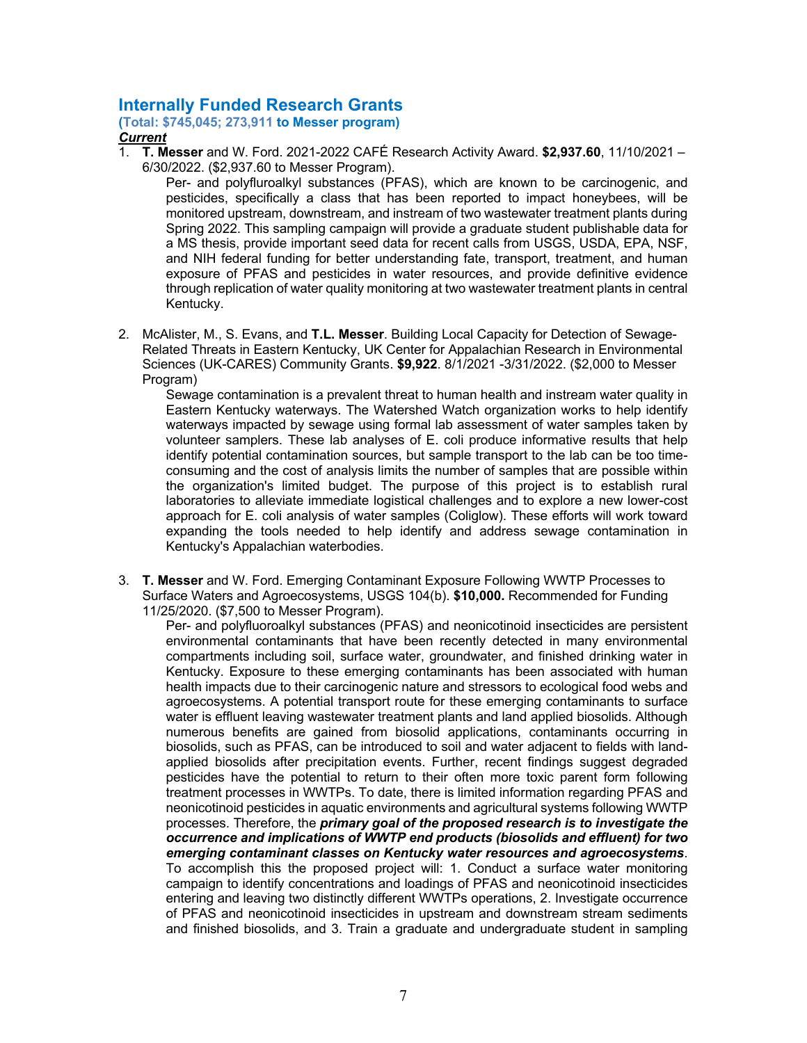## Internally Funded Research Grants

**(Total: $745,045; 273,911 to Messer program)**

***Current***

1. **T. Messer** and W. Ford. 2021-2022 CAFÉ Research Activity Award. **$2,937.60**, 11/10/2021 – 6/30/2022. ($2,937.60 to Messer Program).

   Per- and polyfluroalkyl substances (PFAS), which are known to be carcinogenic, and pesticides, specifically a class that has been reported to impact honeybees, will be monitored upstream, downstream, and instream of two wastewater treatment plants during Spring 2022. This sampling campaign will provide a graduate student publishable data for a MS thesis, provide important seed data for recent calls from USGS, USDA, EPA, NSF, and NIH federal funding for better understanding fate, transport, treatment, and human exposure of PFAS and pesticides in water resources, and provide definitive evidence through replication of water quality monitoring at two wastewater treatment plants in central Kentucky.

2. McAlister, M., S. Evans, and **T.L. Messer**. Building Local Capacity for Detection of Sewage-Related Threats in Eastern Kentucky, UK Center for Appalachian Research in Environmental Sciences (UK-CARES) Community Grants. **$9,922**. 8/1/2021 -3/31/2022. ($2,000 to Messer Program)

   Sewage contamination is a prevalent threat to human health and instream water quality in Eastern Kentucky waterways. The Watershed Watch organization works to help identify waterways impacted by sewage using formal lab assessment of water samples taken by volunteer samplers. These lab analyses of E. coli produce informative results that help identify potential contamination sources, but sample transport to the lab can be too time-consuming and the cost of analysis limits the number of samples that are possible within the organization's limited budget. The purpose of this project is to establish rural laboratories to alleviate immediate logistical challenges and to explore a new lower-cost approach for E. coli analysis of water samples (Coliglow). These efforts will work toward expanding the tools needed to help identify and address sewage contamination in Kentucky's Appalachian waterbodies.

3. **T. Messer** and W. Ford. Emerging Contaminant Exposure Following WWTP Processes to Surface Waters and Agroecosystems, USGS 104(b). **$10,000.** Recommended for Funding 11/25/2020. ($7,500 to Messer Program).

   Per- and polyfluoroalkyl substances (PFAS) and neonicotinoid insecticides are persistent environmental contaminants that have been recently detected in many environmental compartments including soil, surface water, groundwater, and finished drinking water in Kentucky. Exposure to these emerging contaminants has been associated with human health impacts due to their carcinogenic nature and stressors to ecological food webs and agroecosystems. A potential transport route for these emerging contaminants to surface water is effluent leaving wastewater treatment plants and land applied biosolids. Although numerous benefits are gained from biosolid applications, contaminants occurring in biosolids, such as PFAS, can be introduced to soil and water adjacent to fields with land-applied biosolids after precipitation events. Further, recent findings suggest degraded pesticides have the potential to return to their often more toxic parent form following treatment processes in WWTPs. To date, there is limited information regarding PFAS and neonicotinoid pesticides in aquatic environments and agricultural systems following WWTP processes. Therefore, the ***primary goal of the proposed research is to investigate the occurrence and implications of WWTP end products (biosolids and effluent) for two emerging contaminant classes on Kentucky water resources and agroecosystems***. To accomplish this the proposed project will: 1. Conduct a surface water monitoring campaign to identify concentrations and loadings of PFAS and neonicotinoid insecticides entering and leaving two distinctly different WWTPs operations, 2. Investigate occurrence of PFAS and neonicotinoid insecticides in upstream and downstream stream sediments and finished biosolids, and 3. Train a graduate and undergraduate student in sampling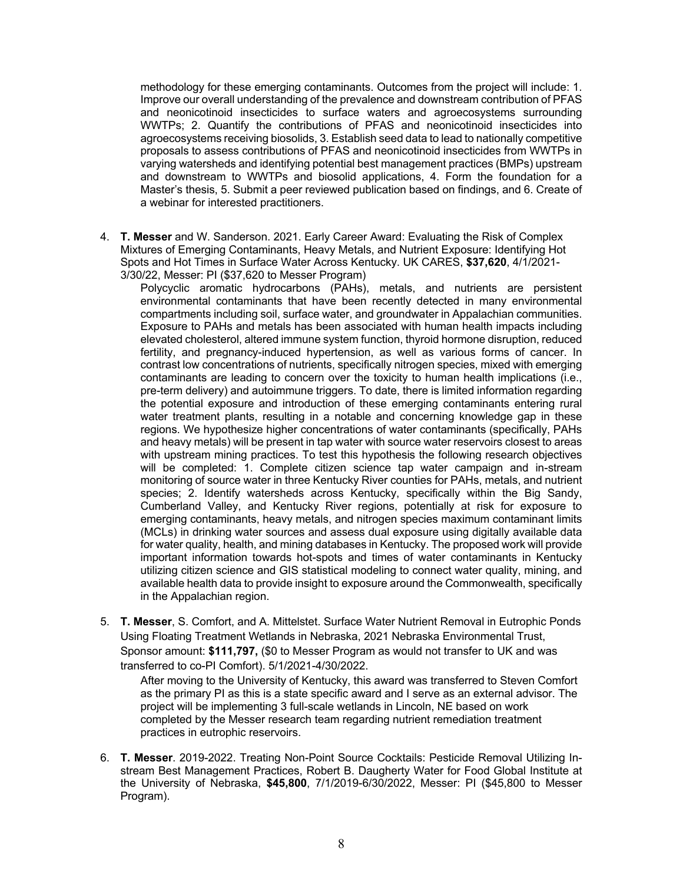methodology for these emerging contaminants. Outcomes from the project will include: 1. Improve our overall understanding of the prevalence and downstream contribution of PFAS and neonicotinoid insecticides to surface waters and agroecosystems surrounding WWTPs; 2. Quantify the contributions of PFAS and neonicotinoid insecticides into agroecosystems receiving biosolids, 3. Establish seed data to lead to nationally competitive proposals to assess contributions of PFAS and neonicotinoid insecticides from WWTPs in varying watersheds and identifying potential best management practices (BMPs) upstream and downstream to WWTPs and biosolid applications, 4. Form the foundation for a Master's thesis, 5. Submit a peer reviewed publication based on findings, and 6. Create of a webinar for interested practitioners.

4. **T. Messer** and W. Sanderson. 2021. Early Career Award: Evaluating the Risk of Complex Mixtures of Emerging Contaminants, Heavy Metals, and Nutrient Exposure: Identifying Hot Spots and Hot Times in Surface Water Across Kentucky. UK CARES, **$37,620**, 4/1/2021-3/30/22, Messer: PI ($37,620 to Messer Program)

   Polycyclic aromatic hydrocarbons (PAHs), metals, and nutrients are persistent environmental contaminants that have been recently detected in many environmental compartments including soil, surface water, and groundwater in Appalachian communities. Exposure to PAHs and metals has been associated with human health impacts including elevated cholesterol, altered immune system function, thyroid hormone disruption, reduced fertility, and pregnancy-induced hypertension, as well as various forms of cancer. In contrast low concentrations of nutrients, specifically nitrogen species, mixed with emerging contaminants are leading to concern over the toxicity to human health implications (i.e., pre-term delivery) and autoimmune triggers. To date, there is limited information regarding the potential exposure and introduction of these emerging contaminants entering rural water treatment plants, resulting in a notable and concerning knowledge gap in these regions. We hypothesize higher concentrations of water contaminants (specifically, PAHs and heavy metals) will be present in tap water with source water reservoirs closest to areas with upstream mining practices. To test this hypothesis the following research objectives will be completed: 1. Complete citizen science tap water campaign and in-stream monitoring of source water in three Kentucky River counties for PAHs, metals, and nutrient species; 2. Identify watersheds across Kentucky, specifically within the Big Sandy, Cumberland Valley, and Kentucky River regions, potentially at risk for exposure to emerging contaminants, heavy metals, and nitrogen species maximum contaminant limits (MCLs) in drinking water sources and assess dual exposure using digitally available data for water quality, health, and mining databases in Kentucky. The proposed work will provide important information towards hot-spots and times of water contaminants in Kentucky utilizing citizen science and GIS statistical modeling to connect water quality, mining, and available health data to provide insight to exposure around the Commonwealth, specifically in the Appalachian region.

5. **T. Messer**, S. Comfort, and A. Mittelstet. Surface Water Nutrient Removal in Eutrophic Ponds Using Floating Treatment Wetlands in Nebraska, 2021 Nebraska Environmental Trust, Sponsor amount: **$111,797,** ($0 to Messer Program as would not transfer to UK and was transferred to co-PI Comfort). 5/1/2021-4/30/2022.

   After moving to the University of Kentucky, this award was transferred to Steven Comfort as the primary PI as this is a state specific award and I serve as an external advisor. The project will be implementing 3 full-scale wetlands in Lincoln, NE based on work completed by the Messer research team regarding nutrient remediation treatment practices in eutrophic reservoirs.

6. **T. Messer**. 2019-2022. Treating Non-Point Source Cocktails: Pesticide Removal Utilizing In-stream Best Management Practices, Robert B. Daugherty Water for Food Global Institute at the University of Nebraska, **$45,800**, 7/1/2019-6/30/2022, Messer: PI ($45,800 to Messer Program).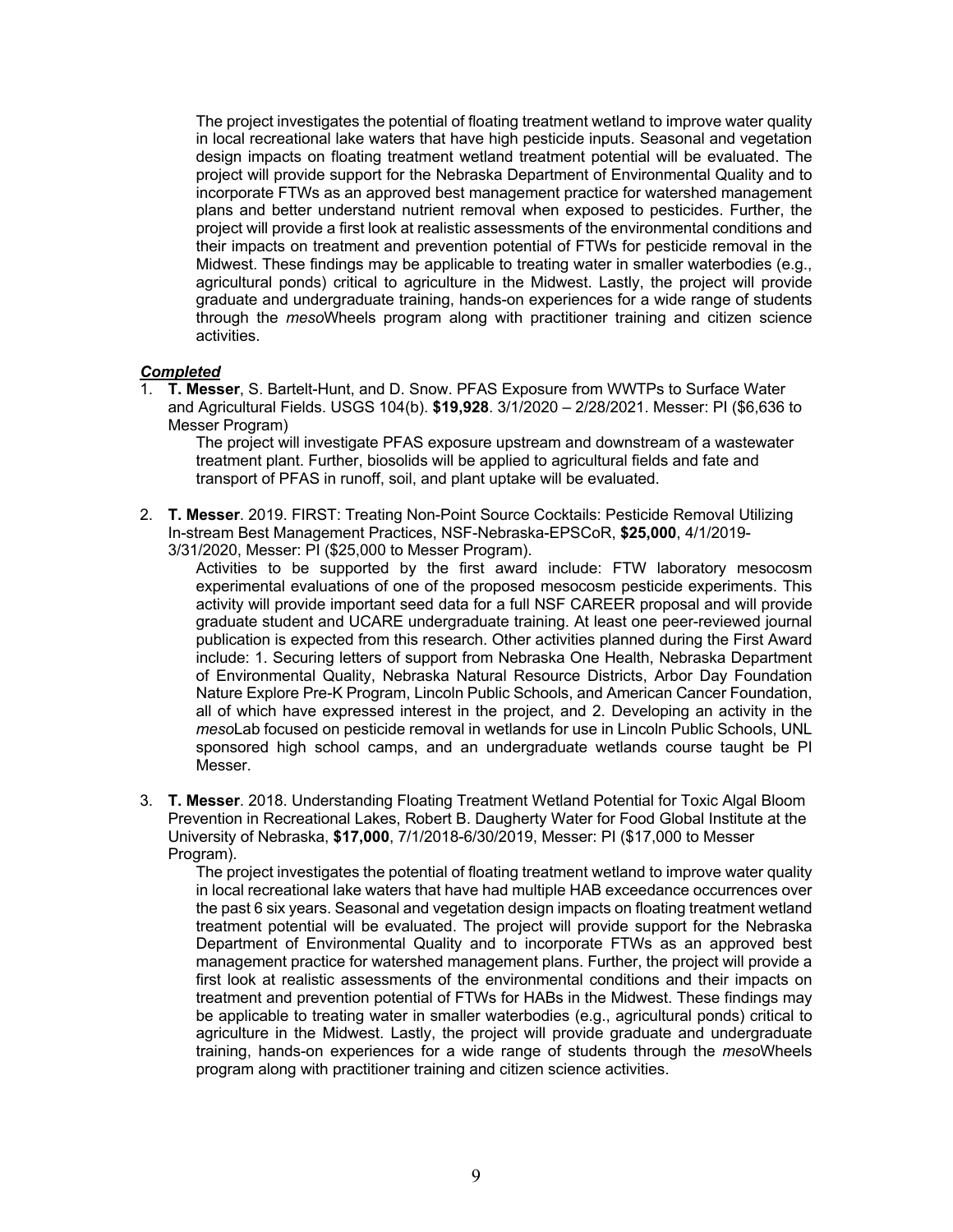The project investigates the potential of floating treatment wetland to improve water quality in local recreational lake waters that have high pesticide inputs. Seasonal and vegetation design impacts on floating treatment wetland treatment potential will be evaluated. The project will provide support for the Nebraska Department of Environmental Quality and to incorporate FTWs as an approved best management practice for watershed management plans and better understand nutrient removal when exposed to pesticides. Further, the project will provide a first look at realistic assessments of the environmental conditions and their impacts on treatment and prevention potential of FTWs for pesticide removal in the Midwest. These findings may be applicable to treating water in smaller waterbodies (e.g., agricultural ponds) critical to agriculture in the Midwest. Lastly, the project will provide graduate and undergraduate training, hands-on experiences for a wide range of students through the *meso*Wheels program along with practitioner training and citizen science activities.

***Completed***

1. **T. Messer**, S. Bartelt-Hunt, and D. Snow. PFAS Exposure from WWTPs to Surface Water and Agricultural Fields. USGS 104(b). **$19,928**. 3/1/2020 – 2/28/2021. Messer: PI ($6,636 to Messer Program)

   The project will investigate PFAS exposure upstream and downstream of a wastewater treatment plant. Further, biosolids will be applied to agricultural fields and fate and transport of PFAS in runoff, soil, and plant uptake will be evaluated.

2. **T. Messer**. 2019. FIRST: Treating Non-Point Source Cocktails: Pesticide Removal Utilizing In-stream Best Management Practices, NSF-Nebraska-EPSCoR, **$25,000**, 4/1/2019-3/31/2020, Messer: PI ($25,000 to Messer Program).

   Activities to be supported by the first award include: FTW laboratory mesocosm experimental evaluations of one of the proposed mesocosm pesticide experiments. This activity will provide important seed data for a full NSF CAREER proposal and will provide graduate student and UCARE undergraduate training. At least one peer-reviewed journal publication is expected from this research. Other activities planned during the First Award include: 1. Securing letters of support from Nebraska One Health, Nebraska Department of Environmental Quality, Nebraska Natural Resource Districts, Arbor Day Foundation Nature Explore Pre-K Program, Lincoln Public Schools, and American Cancer Foundation, all of which have expressed interest in the project, and 2. Developing an activity in the *meso*Lab focused on pesticide removal in wetlands for use in Lincoln Public Schools, UNL sponsored high school camps, and an undergraduate wetlands course taught be PI Messer.

3. **T. Messer**. 2018. Understanding Floating Treatment Wetland Potential for Toxic Algal Bloom Prevention in Recreational Lakes, Robert B. Daugherty Water for Food Global Institute at the University of Nebraska, **$17,000**, 7/1/2018-6/30/2019, Messer: PI ($17,000 to Messer Program).

   The project investigates the potential of floating treatment wetland to improve water quality in local recreational lake waters that have had multiple HAB exceedance occurrences over the past 6 six years. Seasonal and vegetation design impacts on floating treatment wetland treatment potential will be evaluated. The project will provide support for the Nebraska Department of Environmental Quality and to incorporate FTWs as an approved best management practice for watershed management plans. Further, the project will provide a first look at realistic assessments of the environmental conditions and their impacts on treatment and prevention potential of FTWs for HABs in the Midwest. These findings may be applicable to treating water in smaller waterbodies (e.g., agricultural ponds) critical to agriculture in the Midwest. Lastly, the project will provide graduate and undergraduate training, hands-on experiences for a wide range of students through the *meso*Wheels program along with practitioner training and citizen science activities.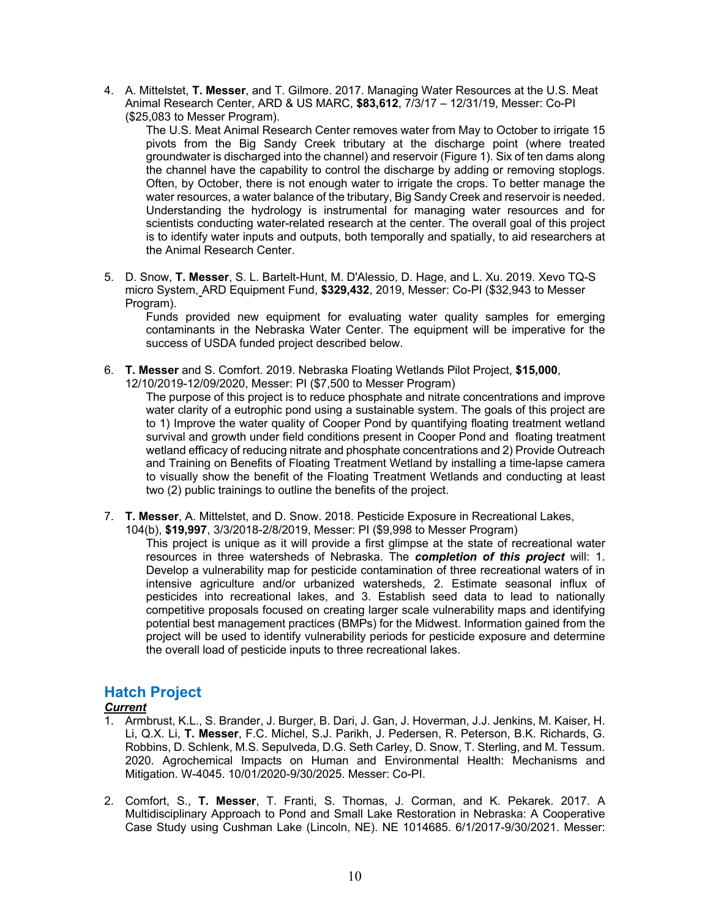4. A. Mittelstet, **T. Messer**, and T. Gilmore. 2017. Managing Water Resources at the U.S. Meat Animal Research Center, ARD & US MARC, **$83,612**, 7/3/17 – 12/31/19, Messer: Co-PI ($25,083 to Messer Program).

   The U.S. Meat Animal Research Center removes water from May to October to irrigate 15 pivots from the Big Sandy Creek tributary at the discharge point (where treated groundwater is discharged into the channel) and reservoir (Figure 1). Six of ten dams along the channel have the capability to control the discharge by adding or removing stoplogs. Often, by October, there is not enough water to irrigate the crops. To better manage the water resources, a water balance of the tributary, Big Sandy Creek and reservoir is needed. Understanding the hydrology is instrumental for managing water resources and for scientists conducting water-related research at the center. The overall goal of this project is to identify water inputs and outputs, both temporally and spatially, to aid researchers at the Animal Research Center.

5. D. Snow, **T. Messer**, S. L. Bartelt-Hunt, M. D'Alessio, D. Hage, and L. Xu. 2019. Xevo TQ-S micro System, ARD Equipment Fund, **$329,432**, 2019, Messer: Co-PI ($32,943 to Messer Program).

   Funds provided new equipment for evaluating water quality samples for emerging contaminants in the Nebraska Water Center. The equipment will be imperative for the success of USDA funded project described below.

6. **T. Messer** and S. Comfort. 2019. Nebraska Floating Wetlands Pilot Project, **$15,000**, 12/10/2019-12/09/2020, Messer: PI ($7,500 to Messer Program)

   The purpose of this project is to reduce phosphate and nitrate concentrations and improve water clarity of a eutrophic pond using a sustainable system. The goals of this project are to 1) Improve the water quality of Cooper Pond by quantifying floating treatment wetland survival and growth under field conditions present in Cooper Pond and floating treatment wetland efficacy of reducing nitrate and phosphate concentrations and 2) Provide Outreach and Training on Benefits of Floating Treatment Wetland by installing a time-lapse camera to visually show the benefit of the Floating Treatment Wetlands and conducting at least two (2) public trainings to outline the benefits of the project.

7. **T. Messer**, A. Mittelstet, and D. Snow. 2018. Pesticide Exposure in Recreational Lakes, 104(b), **$19,997**, 3/3/2018-2/8/2019, Messer: PI ($9,998 to Messer Program)

   This project is unique as it will provide a first glimpse at the state of recreational water resources in three watersheds of Nebraska. The ***completion of this project*** will: 1. Develop a vulnerability map for pesticide contamination of three recreational waters of in intensive agriculture and/or urbanized watersheds, 2. Estimate seasonal influx of pesticides into recreational lakes, and 3. Establish seed data to lead to nationally competitive proposals focused on creating larger scale vulnerability maps and identifying potential best management practices (BMPs) for the Midwest. Information gained from the project will be used to identify vulnerability periods for pesticide exposure and determine the overall load of pesticide inputs to three recreational lakes.

## Hatch Project

***Current***

1. Armbrust, K.L., S. Brander, J. Burger, B. Dari, J. Gan, J. Hoverman, J.J. Jenkins, M. Kaiser, H. Li, Q.X. Li, **T. Messer**, F.C. Michel, S.J. Parikh, J. Pedersen, R. Peterson, B.K. Richards, G. Robbins, D. Schlenk, M.S. Sepulveda, D.G. Seth Carley, D. Snow, T. Sterling, and M. Tessum. 2020. Agrochemical Impacts on Human and Environmental Health: Mechanisms and Mitigation. W-4045. 10/01/2020-9/30/2025. Messer: Co-PI.

2. Comfort, S., **T. Messer**, T. Franti, S. Thomas, J. Corman, and K. Pekarek. 2017. A Multidisciplinary Approach to Pond and Small Lake Restoration in Nebraska: A Cooperative Case Study using Cushman Lake (Lincoln, NE). NE 1014685. 6/1/2017-9/30/2021. Messer: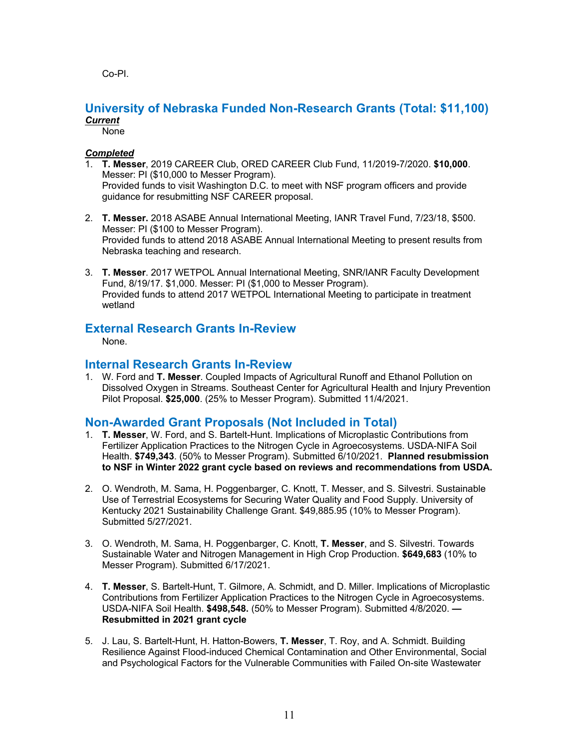Co-PI.

## University of Nebraska Funded Non-Research Grants (Total: $11,100)

***Current***

None

***Completed***

1. **T. Messer**, 2019 CAREER Club, ORED CAREER Club Fund, 11/2019-7/2020. **$10,000**. Messer: PI ($10,000 to Messer Program).
   Provided funds to visit Washington D.C. to meet with NSF program officers and provide guidance for resubmitting NSF CAREER proposal.

2. **T. Messer.** 2018 ASABE Annual International Meeting, IANR Travel Fund, 7/23/18, $500. Messer: PI ($100 to Messer Program).
   Provided funds to attend 2018 ASABE Annual International Meeting to present results from Nebraska teaching and research.

3. **T. Messer**. 2017 WETPOL Annual International Meeting, SNR/IANR Faculty Development Fund, 8/19/17. $1,000. Messer: PI ($1,000 to Messer Program).
   Provided funds to attend 2017 WETPOL International Meeting to participate in treatment wetland

## External Research Grants In-Review

None.

## Internal Research Grants In-Review

1. W. Ford and **T. Messer**. Coupled Impacts of Agricultural Runoff and Ethanol Pollution on Dissolved Oxygen in Streams. Southeast Center for Agricultural Health and Injury Prevention Pilot Proposal. **$25,000**. (25% to Messer Program). Submitted 11/4/2021.

## Non-Awarded Grant Proposals (Not Included in Total)

1. **T. Messer**, W. Ford, and S. Bartelt-Hunt. Implications of Microplastic Contributions from Fertilizer Application Practices to the Nitrogen Cycle in Agroecosystems. USDA-NIFA Soil Health. **$749,343**. (50% to Messer Program). Submitted 6/10/2021. **Planned resubmission to NSF in Winter 2022 grant cycle based on reviews and recommendations from USDA.**

2. O. Wendroth, M. Sama, H. Poggenbarger, C. Knott, T. Messer, and S. Silvestri. Sustainable Use of Terrestrial Ecosystems for Securing Water Quality and Food Supply. University of Kentucky 2021 Sustainability Challenge Grant. $49,885.95 (10% to Messer Program). Submitted 5/27/2021.

3. O. Wendroth, M. Sama, H. Poggenbarger, C. Knott, **T. Messer**, and S. Silvestri. Towards Sustainable Water and Nitrogen Management in High Crop Production. **$649,683** (10% to Messer Program). Submitted 6/17/2021.

4. **T. Messer**, S. Bartelt-Hunt, T. Gilmore, A. Schmidt, and D. Miller. Implications of Microplastic Contributions from Fertilizer Application Practices to the Nitrogen Cycle in Agroecosystems. USDA-NIFA Soil Health. **$498,548.** (50% to Messer Program). Submitted 4/8/2020. **— Resubmitted in 2021 grant cycle**

5. J. Lau, S. Bartelt-Hunt, H. Hatton-Bowers, **T. Messer**, T. Roy, and A. Schmidt. Building Resilience Against Flood-induced Chemical Contamination and Other Environmental, Social and Psychological Factors for the Vulnerable Communities with Failed On-site Wastewater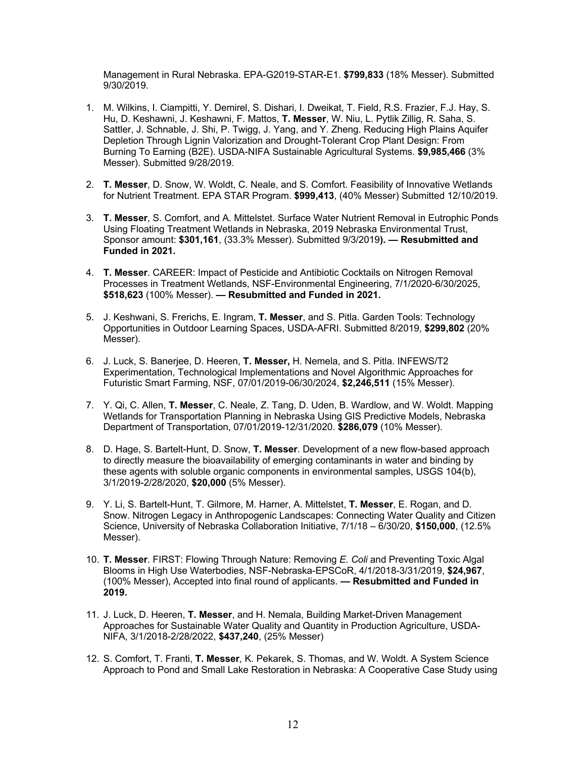Management in Rural Nebraska. EPA-G2019-STAR-E1. **$799,833** (18% Messer). Submitted 9/30/2019.

1. M. Wilkins, I. Ciampitti, Y. Demirel, S. Dishari, I. Dweikat, T. Field, R.S. Frazier, F.J. Hay, S. Hu, D. Keshawni, J. Keshawni, F. Mattos, **T. Messer**, W. Niu, L. Pytlik Zillig, R. Saha, S. Sattler, J. Schnable, J. Shi, P. Twigg, J. Yang, and Y. Zheng. Reducing High Plains Aquifer Depletion Through Lignin Valorization and Drought-Tolerant Crop Plant Design: From Burning To Earning (B2E). USDA-NIFA Sustainable Agricultural Systems. **$9,985,466** (3% Messer). Submitted 9/28/2019.

2. **T. Messer**, D. Snow, W. Woldt, C. Neale, and S. Comfort. Feasibility of Innovative Wetlands for Nutrient Treatment. EPA STAR Program. **$999,413**, (40% Messer) Submitted 12/10/2019.

3. **T. Messer**, S. Comfort, and A. Mittelstet. Surface Water Nutrient Removal in Eutrophic Ponds Using Floating Treatment Wetlands in Nebraska, 2019 Nebraska Environmental Trust, Sponsor amount: **$301,161**, (33.3% Messer). Submitted 9/3/2019**). — Resubmitted and Funded in 2021.**

4. **T. Messer**. CAREER: Impact of Pesticide and Antibiotic Cocktails on Nitrogen Removal Processes in Treatment Wetlands, NSF-Environmental Engineering, 7/1/2020-6/30/2025, **$518,623** (100% Messer). **— Resubmitted and Funded in 2021.**

5. J. Keshwani, S. Frerichs, E. Ingram, **T. Messer**, and S. Pitla. Garden Tools: Technology Opportunities in Outdoor Learning Spaces, USDA-AFRI. Submitted 8/2019, **$299,802** (20% Messer).

6. J. Luck, S. Banerjee, D. Heeren, **T. Messer,** H. Nemela, and S. Pitla. INFEWS/T2 Experimentation, Technological Implementations and Novel Algorithmic Approaches for Futuristic Smart Farming, NSF, 07/01/2019-06/30/2024, **$2,246,511** (15% Messer).

7. Y. Qi, C. Allen, **T. Messer**, C. Neale, Z. Tang, D. Uden, B. Wardlow, and W. Woldt. Mapping Wetlands for Transportation Planning in Nebraska Using GIS Predictive Models, Nebraska Department of Transportation, 07/01/2019-12/31/2020. **$286,079** (10% Messer).

8. D. Hage, S. Bartelt-Hunt, D. Snow, **T. Messer**. Development of a new flow-based approach to directly measure the bioavailability of emerging contaminants in water and binding by these agents with soluble organic components in environmental samples, USGS 104(b), 3/1/2019-2/28/2020, **$20,000** (5% Messer).

9. Y. Li, S. Bartelt-Hunt, T. Gilmore, M. Harner, A. Mittelstet, **T. Messer**, E. Rogan, and D. Snow. Nitrogen Legacy in Anthropogenic Landscapes: Connecting Water Quality and Citizen Science, University of Nebraska Collaboration Initiative, 7/1/18 – 6/30/20, **$150,000**, (12.5% Messer).

10. **T. Messer**. FIRST: Flowing Through Nature: Removing *E. Coli* and Preventing Toxic Algal Blooms in High Use Waterbodies, NSF-Nebraska-EPSCoR, 4/1/2018-3/31/2019, **$24,967**, (100% Messer), Accepted into final round of applicants. **— Resubmitted and Funded in 2019.**

11. J. Luck, D. Heeren, **T. Messer**, and H. Nemala, Building Market-Driven Management Approaches for Sustainable Water Quality and Quantity in Production Agriculture, USDA-NIFA, 3/1/2018-2/28/2022, **$437,240**, (25% Messer)

12. S. Comfort, T. Franti, **T. Messer**, K. Pekarek, S. Thomas, and W. Woldt. A System Science Approach to Pond and Small Lake Restoration in Nebraska: A Cooperative Case Study using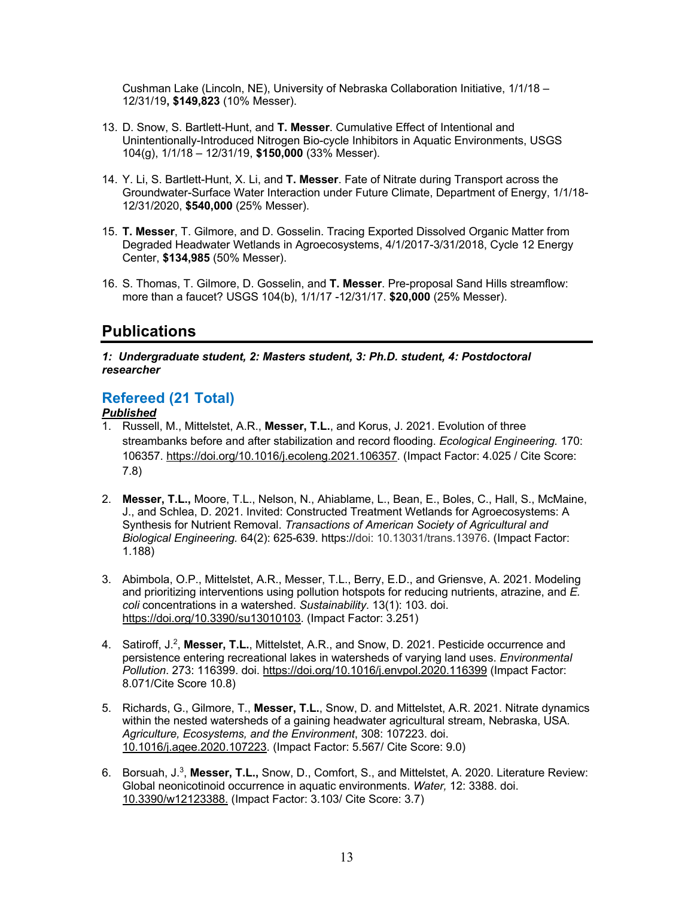Cushman Lake (Lincoln, NE), University of Nebraska Collaboration Initiative, 1/1/18 – 12/31/19**, $149,823** (10% Messer).

13. D. Snow, S. Bartlett-Hunt, and **T. Messer**. Cumulative Effect of Intentional and Unintentionally-Introduced Nitrogen Bio-cycle Inhibitors in Aquatic Environments, USGS 104(g), 1/1/18 – 12/31/19, **$150,000** (33% Messer).

14. Y. Li, S. Bartlett-Hunt, X. Li, and **T. Messer**. Fate of Nitrate during Transport across the Groundwater-Surface Water Interaction under Future Climate, Department of Energy, 1/1/18-12/31/2020, **$540,000** (25% Messer).

15. **T. Messer**, T. Gilmore, and D. Gosselin. Tracing Exported Dissolved Organic Matter from Degraded Headwater Wetlands in Agroecosystems, 4/1/2017-3/31/2018, Cycle 12 Energy Center, **$134,985** (50% Messer).

16. S. Thomas, T. Gilmore, D. Gosselin, and **T. Messer**. Pre-proposal Sand Hills streamflow: more than a faucet? USGS 104(b), 1/1/17 -12/31/17. **$20,000** (25% Messer).

# Publications

***1: Undergraduate student, 2: Masters student, 3: Ph.D. student, 4: Postdoctoral researcher***

## Refereed (21 Total)

***Published***

1. Russell, M., Mittelstet, A.R., **Messer, T.L.**, and Korus, J. 2021. Evolution of three streambanks before and after stabilization and record flooding. *Ecological Engineering.* 170: 106357. https://doi.org/10.1016/j.ecoleng.2021.106357. (Impact Factor: 4.025 / Cite Score: 7.8)

2. **Messer, T.L.,** Moore, T.L., Nelson, N., Ahiablame, L., Bean, E., Boles, C., Hall, S., McMaine, J., and Schlea, D. 2021. Invited: Constructed Treatment Wetlands for Agroecosystems: A Synthesis for Nutrient Removal. *Transactions of American Society of Agricultural and Biological Engineering.* 64(2): 625-639. https://doi: 10.13031/trans.13976. (Impact Factor: 1.188)

3. Abimbola, O.P., Mittelstet, A.R., Messer, T.L., Berry, E.D., and Griensve, A. 2021. Modeling and prioritizing interventions using pollution hotspots for reducing nutrients, atrazine, and *E. coli* concentrations in a watershed. *Sustainability*. 13(1): 103. doi. https://doi.org/10.3390/su13010103. (Impact Factor: 3.251)

4. Satiroff, J.[2], **Messer, T.L.**, Mittelstet, A.R., and Snow, D. 2021. Pesticide occurrence and persistence entering recreational lakes in watersheds of varying land uses. *Environmental Pollution*. 273: 116399. doi. https://doi.org/10.1016/j.envpol.2020.116399 (Impact Factor: 8.071/Cite Score 10.8)

5. Richards, G., Gilmore, T., **Messer, T.L.**, Snow, D. and Mittelstet, A.R. 2021. Nitrate dynamics within the nested watersheds of a gaining headwater agricultural stream, Nebraska, USA. *Agriculture, Ecosystems, and the Environment*, 308: 107223. doi. 10.1016/j.agee.2020.107223. (Impact Factor: 5.567/ Cite Score: 9.0)

6. Borsuah, J.[3], **Messer, T.L.,** Snow, D., Comfort, S., and Mittelstet, A. 2020. Literature Review: Global neonicotinoid occurrence in aquatic environments. *Water,* 12: 3388. doi. 10.3390/w12123388. (Impact Factor: 3.103/ Cite Score: 3.7)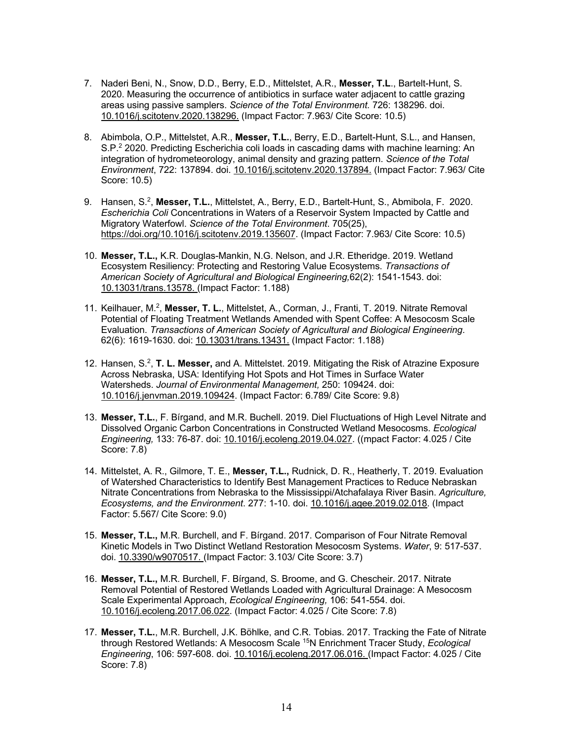7. Naderi Beni, N., Snow, D.D., Berry, E.D., Mittelstet, A.R., **Messer, T.L**., Bartelt-Hunt, S. 2020. Measuring the occurrence of antibiotics in surface water adjacent to cattle grazing areas using passive samplers. *Science of the Total Environment.* 726: 138296. doi. 10.1016/j.scitotenv.2020.138296. (Impact Factor: 7.963/ Cite Score: 10.5)

8. Abimbola, O.P., Mittelstet, A.R., **Messer, T.L.**, Berry, E.D., Bartelt-Hunt, S.L., and Hansen, S.P.[2] 2020. Predicting Escherichia coli loads in cascading dams with machine learning: An integration of hydrometeorology, animal density and grazing pattern. *Science of the Total Environment*, 722: 137894. doi. 10.1016/j.scitotenv.2020.137894. (Impact Factor: 7.963/ Cite Score: 10.5)

9. Hansen, S.[2], **Messer, T.L.**, Mittelstet, A., Berry, E.D., Bartelt-Hunt, S., Abmibola, F. 2020. *Escherichia Coli* Concentrations in Waters of a Reservoir System Impacted by Cattle and Migratory Waterfowl. *Science of the Total Environment*. 705(25), https://doi.org/10.1016/j.scitotenv.2019.135607. (Impact Factor: 7.963/ Cite Score: 10.5)

10. **Messer, T.L.,** K.R. Douglas-Mankin, N.G. Nelson, and J.R. Etheridge. 2019. Wetland Ecosystem Resiliency: Protecting and Restoring Value Ecosystems. *Transactions of American Society of Agricultural and Biological Engineering,*62(2): 1541-1543. doi: 10.13031/trans.13578. (Impact Factor: 1.188)

11. Keilhauer, M.[2], **Messer, T. L.**, Mittelstet, A., Corman, J., Franti, T. 2019. Nitrate Removal Potential of Floating Treatment Wetlands Amended with Spent Coffee: A Mesocosm Scale Evaluation. *Transactions of American Society of Agricultural and Biological Engineering*. 62(6): 1619-1630. doi: 10.13031/trans.13431. (Impact Factor: 1.188)

12. Hansen, S.[2], **T. L. Messer,** and A. Mittelstet. 2019. Mitigating the Risk of Atrazine Exposure Across Nebraska, USA: Identifying Hot Spots and Hot Times in Surface Water Watersheds. *Journal of Environmental Management,* 250: 109424. doi: 10.1016/j.jenvman.2019.109424. (Impact Factor: 6.789/ Cite Score: 9.8)

13. **Messer, T.L.**, F. Bírgand, and M.R. Buchell. 2019. Diel Fluctuations of High Level Nitrate and Dissolved Organic Carbon Concentrations in Constructed Wetland Mesocosms. *Ecological Engineering,* 133: 76-87. doi: 10.1016/j.ecoleng.2019.04.027. ((mpact Factor: 4.025 / Cite Score: 7.8)

14. Mittelstet, A. R., Gilmore, T. E., **Messer, T.L.,** Rudnick, D. R., Heatherly, T. 2019. Evaluation of Watershed Characteristics to Identify Best Management Practices to Reduce Nebraskan Nitrate Concentrations from Nebraska to the Mississippi/Atchafalaya River Basin. *Agriculture, Ecosystems, and the Environment*. 277: 1-10. doi. 10.1016/j.agee.2019.02.018. (Impact Factor: 5.567/ Cite Score: 9.0)

15. **Messer, T.L.,** M.R. Burchell, and F. Bírgand. 2017. Comparison of Four Nitrate Removal Kinetic Models in Two Distinct Wetland Restoration Mesocosm Systems. *Water*, 9: 517-537. doi. 10.3390/w9070517. (Impact Factor: 3.103/ Cite Score: 3.7)

16. **Messer, T.L.,** M.R. Burchell, F. Bírgand, S. Broome, and G. Chescheir. 2017. Nitrate Removal Potential of Restored Wetlands Loaded with Agricultural Drainage: A Mesocosm Scale Experimental Approach, *Ecological Engineering,* 106: 541-554. doi. 10.1016/j.ecoleng.2017.06.022. (Impact Factor: 4.025 / Cite Score: 7.8)

17. **Messer, T.L.**, M.R. Burchell, J.K. Böhlke, and C.R. Tobias. 2017. Tracking the Fate of Nitrate through Restored Wetlands: A Mesocosm Scale $^{15}N$ Enrichment Tracer Study, *Ecological Engineering*, 106: 597-608. doi. 10.1016/j.ecoleng.2017.06.016. (Impact Factor: 4.025 / Cite Score: 7.8)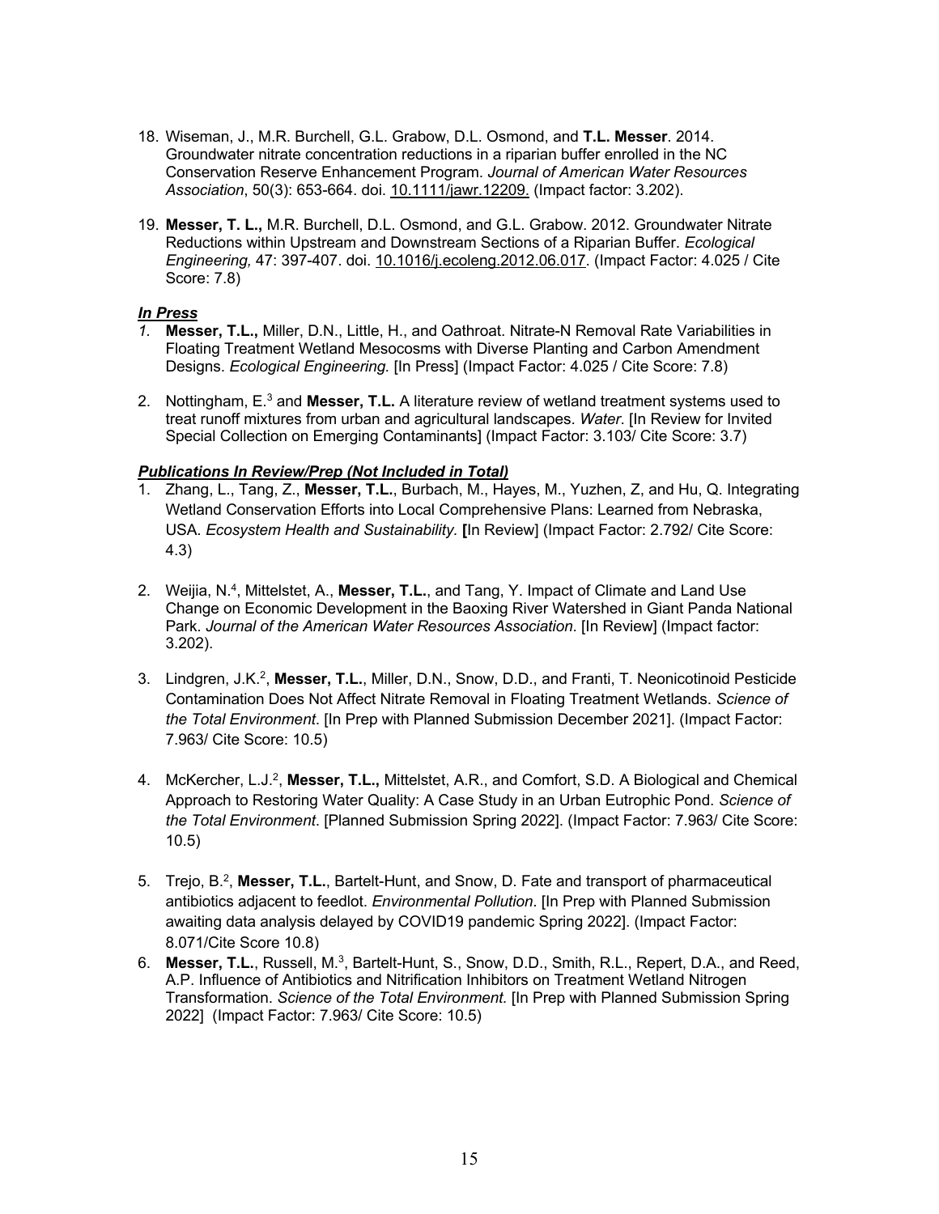18. Wiseman, J., M.R. Burchell, G.L. Grabow, D.L. Osmond, and **T.L. Messer**. 2014. Groundwater nitrate concentration reductions in a riparian buffer enrolled in the NC Conservation Reserve Enhancement Program. *Journal of American Water Resources Association*, 50(3): 653-664. doi. 10.1111/jawr.12209. (Impact factor: 3.202).

19. **Messer, T. L.,** M.R. Burchell, D.L. Osmond, and G.L. Grabow. 2012. Groundwater Nitrate Reductions within Upstream and Downstream Sections of a Riparian Buffer. *Ecological Engineering,* 47: 397-407. doi. 10.1016/j.ecoleng.2012.06.017. (Impact Factor: 4.025 / Cite Score: 7.8)

### *In Press*

1. **Messer, T.L.,** Miller, D.N., Little, H., and Oathroat. Nitrate-N Removal Rate Variabilities in Floating Treatment Wetland Mesocosms with Diverse Planting and Carbon Amendment Designs. *Ecological Engineering.* [In Press] (Impact Factor: 4.025 / Cite Score: 7.8)

2. Nottingham, E.[3] and **Messer, T.L.** A literature review of wetland treatment systems used to treat runoff mixtures from urban and agricultural landscapes. *Water*. [In Review for Invited Special Collection on Emerging Contaminants] (Impact Factor: 3.103/ Cite Score: 3.7)

### *Publications In Review/Prep (Not Included in Total)*

1. Zhang, L., Tang, Z., **Messer, T.L.**, Burbach, M., Hayes, M., Yuzhen, Z, and Hu, Q. Integrating Wetland Conservation Efforts into Local Comprehensive Plans: Learned from Nebraska, USA. *Ecosystem Health and Sustainability.* **[**In Review] (Impact Factor: 2.792/ Cite Score: 4.3)

2. Weijia, N.[4], Mittelstet, A., **Messer, T.L.**, and Tang, Y. Impact of Climate and Land Use Change on Economic Development in the Baoxing River Watershed in Giant Panda National Park. *Journal of the American Water Resources Association*. [In Review] (Impact factor: 3.202).

3. Lindgren, J.K.[2], **Messer, T.L.**, Miller, D.N., Snow, D.D., and Franti, T. Neonicotinoid Pesticide Contamination Does Not Affect Nitrate Removal in Floating Treatment Wetlands. *Science of the Total Environment*. [In Prep with Planned Submission December 2021]. (Impact Factor: 7.963/ Cite Score: 10.5)

4. McKercher, L.J.[2], **Messer, T.L.,** Mittelstet, A.R., and Comfort, S.D. A Biological and Chemical Approach to Restoring Water Quality: A Case Study in an Urban Eutrophic Pond. *Science of the Total Environment*. [Planned Submission Spring 2022]. (Impact Factor: 7.963/ Cite Score: 10.5)

5. Trejo, B.[2], **Messer, T.L.**, Bartelt-Hunt, and Snow, D. Fate and transport of pharmaceutical antibiotics adjacent to feedlot. *Environmental Pollution*. [In Prep with Planned Submission awaiting data analysis delayed by COVID19 pandemic Spring 2022]. (Impact Factor: 8.071/Cite Score 10.8)

6. **Messer, T.L.**, Russell, M.[3], Bartelt-Hunt, S., Snow, D.D., Smith, R.L., Repert, D.A., and Reed, A.P. Influence of Antibiotics and Nitrification Inhibitors on Treatment Wetland Nitrogen Transformation. *Science of the Total Environment.* [In Prep with Planned Submission Spring 2022] (Impact Factor: 7.963/ Cite Score: 10.5)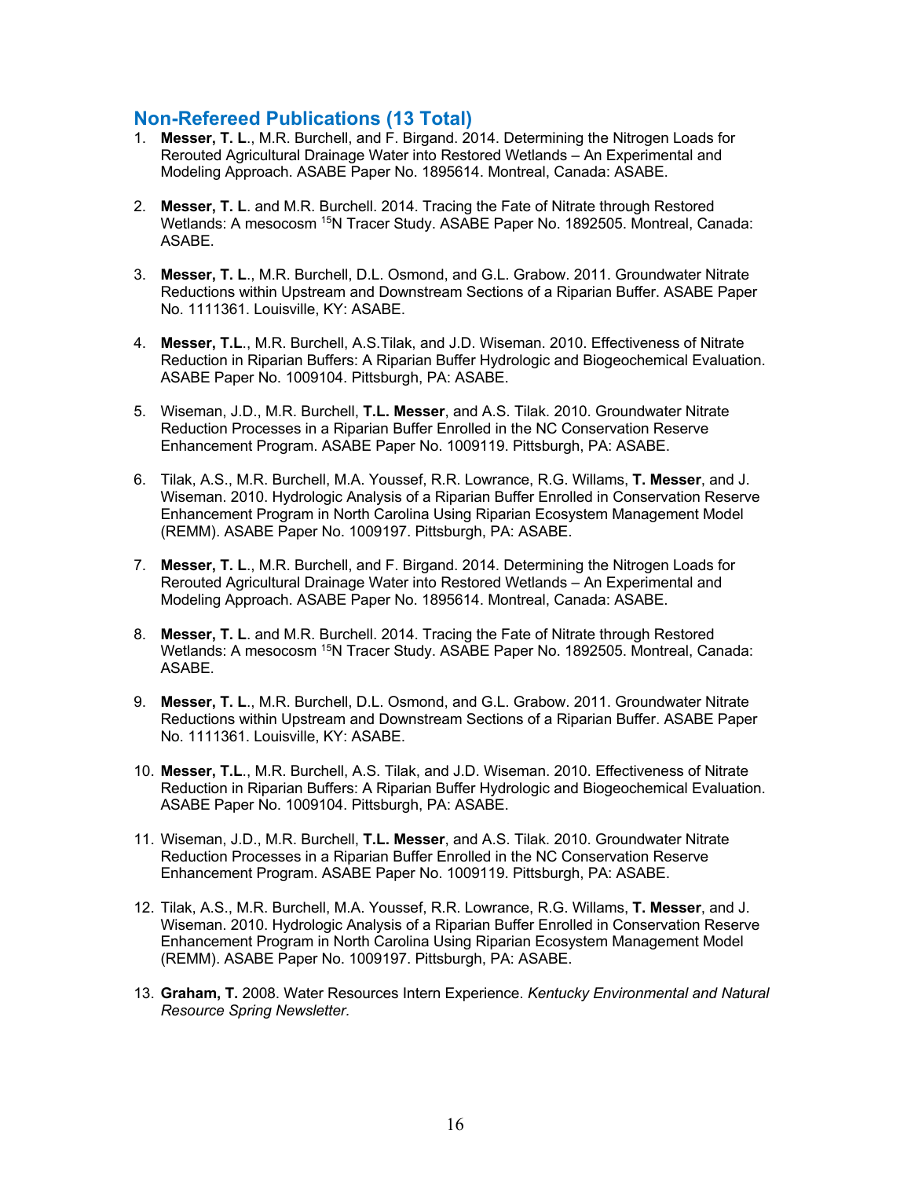## Non-Refereed Publications (13 Total)

1. **Messer, T. L**., M.R. Burchell, and F. Birgand. 2014. Determining the Nitrogen Loads for Rerouted Agricultural Drainage Water into Restored Wetlands – An Experimental and Modeling Approach. ASABE Paper No. 1895614. Montreal, Canada: ASABE.

2. **Messer, T. L**. and M.R. Burchell. 2014. Tracing the Fate of Nitrate through Restored Wetlands: A mesocosm $^{15}$N Tracer Study. ASABE Paper No. 1892505. Montreal, Canada: ASABE.

3. **Messer, T. L**., M.R. Burchell, D.L. Osmond, and G.L. Grabow. 2011. Groundwater Nitrate Reductions within Upstream and Downstream Sections of a Riparian Buffer. ASABE Paper No. 1111361. Louisville, KY: ASABE.

4. **Messer, T.L**., M.R. Burchell, A.S.Tilak, and J.D. Wiseman. 2010. Effectiveness of Nitrate Reduction in Riparian Buffers: A Riparian Buffer Hydrologic and Biogeochemical Evaluation. ASABE Paper No. 1009104. Pittsburgh, PA: ASABE.

5. Wiseman, J.D., M.R. Burchell, **T.L. Messer**, and A.S. Tilak. 2010. Groundwater Nitrate Reduction Processes in a Riparian Buffer Enrolled in the NC Conservation Reserve Enhancement Program. ASABE Paper No. 1009119. Pittsburgh, PA: ASABE.

6. Tilak, A.S., M.R. Burchell, M.A. Youssef, R.R. Lowrance, R.G. Willams, **T. Messer**, and J. Wiseman. 2010. Hydrologic Analysis of a Riparian Buffer Enrolled in Conservation Reserve Enhancement Program in North Carolina Using Riparian Ecosystem Management Model (REMM). ASABE Paper No. 1009197. Pittsburgh, PA: ASABE.

7. **Messer, T. L**., M.R. Burchell, and F. Birgand. 2014. Determining the Nitrogen Loads for Rerouted Agricultural Drainage Water into Restored Wetlands – An Experimental and Modeling Approach. ASABE Paper No. 1895614. Montreal, Canada: ASABE.

8. **Messer, T. L**. and M.R. Burchell. 2014. Tracing the Fate of Nitrate through Restored Wetlands: A mesocosm $^{15}$N Tracer Study. ASABE Paper No. 1892505. Montreal, Canada: ASABE.

9. **Messer, T. L**., M.R. Burchell, D.L. Osmond, and G.L. Grabow. 2011. Groundwater Nitrate Reductions within Upstream and Downstream Sections of a Riparian Buffer. ASABE Paper No. 1111361. Louisville, KY: ASABE.

10. **Messer, T.L**., M.R. Burchell, A.S. Tilak, and J.D. Wiseman. 2010. Effectiveness of Nitrate Reduction in Riparian Buffers: A Riparian Buffer Hydrologic and Biogeochemical Evaluation. ASABE Paper No. 1009104. Pittsburgh, PA: ASABE.

11. Wiseman, J.D., M.R. Burchell, **T.L. Messer**, and A.S. Tilak. 2010. Groundwater Nitrate Reduction Processes in a Riparian Buffer Enrolled in the NC Conservation Reserve Enhancement Program. ASABE Paper No. 1009119. Pittsburgh, PA: ASABE.

12. Tilak, A.S., M.R. Burchell, M.A. Youssef, R.R. Lowrance, R.G. Willams, **T. Messer**, and J. Wiseman. 2010. Hydrologic Analysis of a Riparian Buffer Enrolled in Conservation Reserve Enhancement Program in North Carolina Using Riparian Ecosystem Management Model (REMM). ASABE Paper No. 1009197. Pittsburgh, PA: ASABE.

13. **Graham, T.** 2008. Water Resources Intern Experience. *Kentucky Environmental and Natural Resource Spring Newsletter.*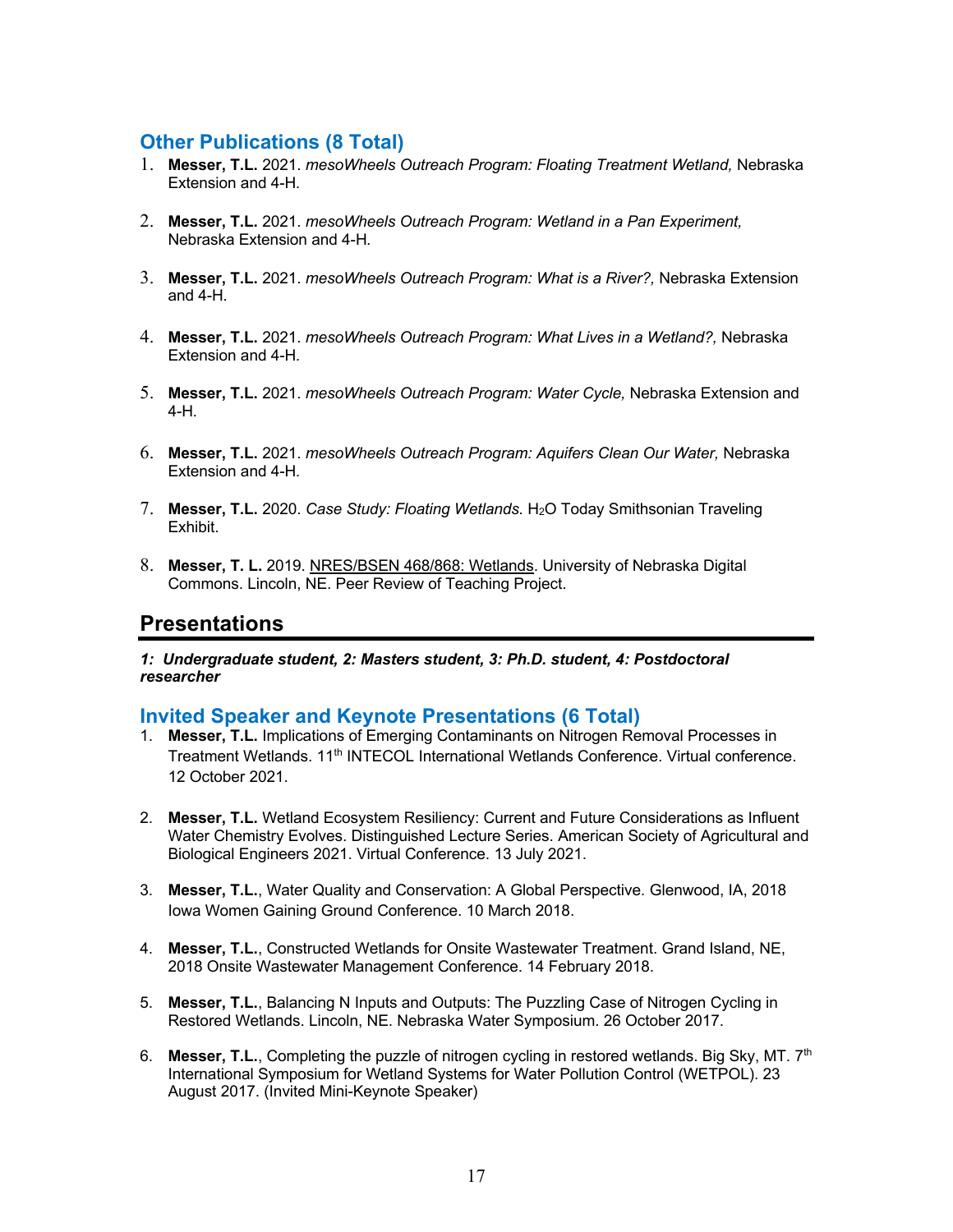## Other Publications (8 Total)

1. **Messer, T.L.** 2021. *mesoWheels Outreach Program: Floating Treatment Wetland,* Nebraska Extension and 4-H.

2. **Messer, T.L.** 2021. *mesoWheels Outreach Program: Wetland in a Pan Experiment,* Nebraska Extension and 4-H.

3. **Messer, T.L.** 2021. *mesoWheels Outreach Program: What is a River?,* Nebraska Extension and 4-H.

4. **Messer, T.L.** 2021. *mesoWheels Outreach Program: What Lives in a Wetland?,* Nebraska Extension and 4-H.

5. **Messer, T.L.** 2021. *mesoWheels Outreach Program: Water Cycle,* Nebraska Extension and 4-H.

6. **Messer, T.L.** 2021. *mesoWheels Outreach Program: Aquifers Clean Our Water,* Nebraska Extension and 4-H.

7. **Messer, T.L.** 2020. *Case Study: Floating Wetlands.* $H_2O$ Today Smithsonian Traveling Exhibit.

8. **Messer, T. L.** 2019. NRES/BSEN 468/868: Wetlands. University of Nebraska Digital Commons. Lincoln, NE. Peer Review of Teaching Project.

# Presentations

***1: Undergraduate student, 2: Masters student, 3: Ph.D. student, 4: Postdoctoral researcher***

## Invited Speaker and Keynote Presentations (6 Total)

1. **Messer, T.L.** Implications of Emerging Contaminants on Nitrogen Removal Processes in Treatment Wetlands. 11th INTECOL International Wetlands Conference. Virtual conference. 12 October 2021.

2. **Messer, T.L.** Wetland Ecosystem Resiliency: Current and Future Considerations as Influent Water Chemistry Evolves. Distinguished Lecture Series. American Society of Agricultural and Biological Engineers 2021. Virtual Conference. 13 July 2021.

3. **Messer, T.L.**, Water Quality and Conservation: A Global Perspective. Glenwood, IA, 2018 Iowa Women Gaining Ground Conference. 10 March 2018.

4. **Messer, T.L.**, Constructed Wetlands for Onsite Wastewater Treatment. Grand Island, NE, 2018 Onsite Wastewater Management Conference. 14 February 2018.

5. **Messer, T.L.**, Balancing N Inputs and Outputs: The Puzzling Case of Nitrogen Cycling in Restored Wetlands. Lincoln, NE. Nebraska Water Symposium. 26 October 2017.

6. **Messer, T.L.**, Completing the puzzle of nitrogen cycling in restored wetlands. Big Sky, MT. 7th International Symposium for Wetland Systems for Water Pollution Control (WETPOL). 23 August 2017. (Invited Mini-Keynote Speaker)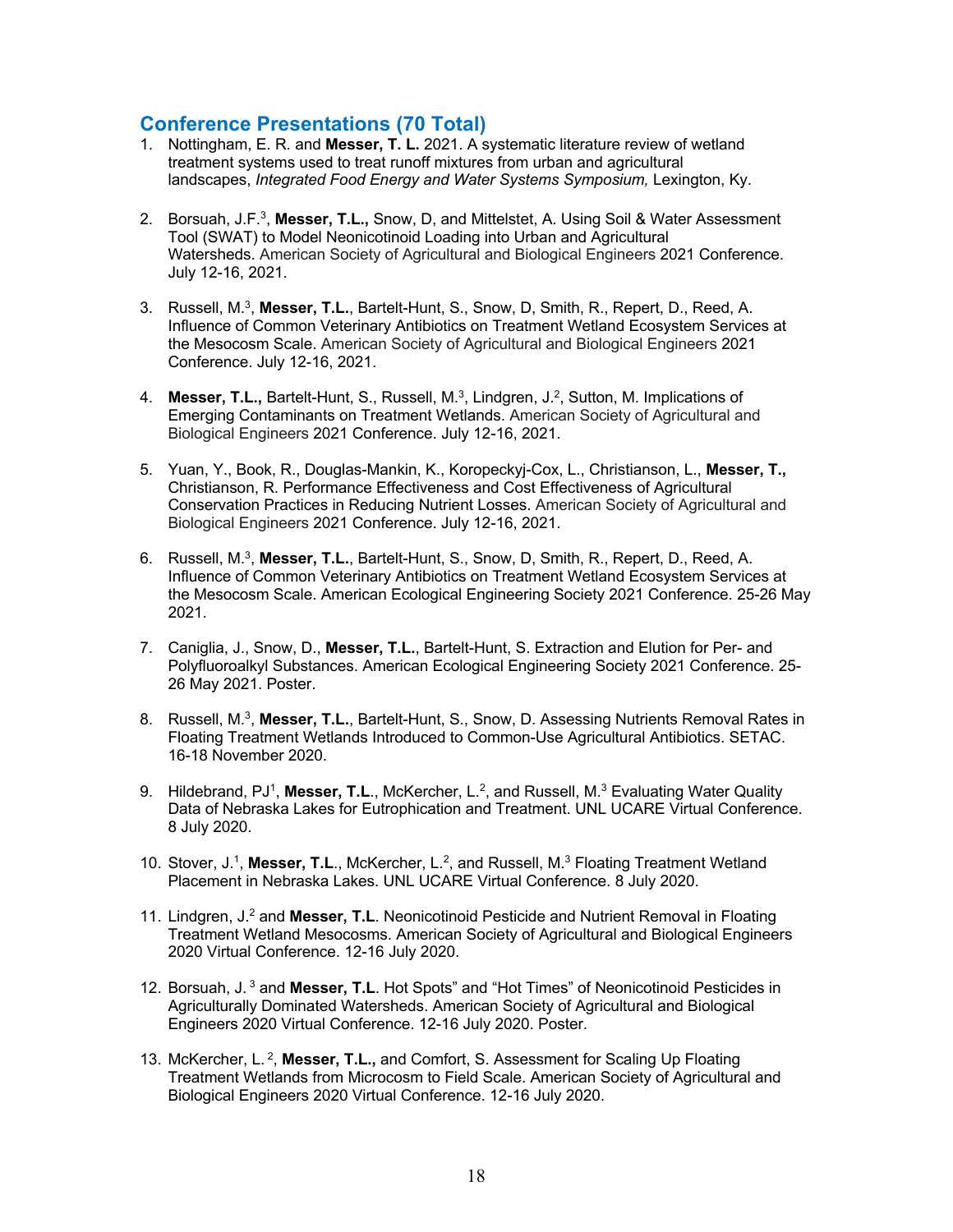## Conference Presentations (70 Total)

1. Nottingham, E. R. and **Messer, T. L.** 2021. A systematic literature review of wetland treatment systems used to treat runoff mixtures from urban and agricultural landscapes, *Integrated Food Energy and Water Systems Symposium,* Lexington, Ky.

2. Borsuah, J.F.[3], **Messer, T.L.,** Snow, D, and Mittelstet, A. Using Soil & Water Assessment Tool (SWAT) to Model Neonicotinoid Loading into Urban and Agricultural Watersheds. American Society of Agricultural and Biological Engineers 2021 Conference. July 12-16, 2021.

3. Russell, M.[3], **Messer, T.L.**, Bartelt-Hunt, S., Snow, D, Smith, R., Repert, D., Reed, A. Influence of Common Veterinary Antibiotics on Treatment Wetland Ecosystem Services at the Mesocosm Scale. American Society of Agricultural and Biological Engineers 2021 Conference. July 12-16, 2021.

4. **Messer, T.L.,** Bartelt-Hunt, S., Russell, M.[3], Lindgren, J.[2], Sutton, M. Implications of Emerging Contaminants on Treatment Wetlands. American Society of Agricultural and Biological Engineers 2021 Conference. July 12-16, 2021.

5. Yuan, Y., Book, R., Douglas-Mankin, K., Koropeckyj-Cox, L., Christianson, L., **Messer, T.,** Christianson, R. Performance Effectiveness and Cost Effectiveness of Agricultural Conservation Practices in Reducing Nutrient Losses. American Society of Agricultural and Biological Engineers 2021 Conference. July 12-16, 2021.

6. Russell, M.[3], **Messer, T.L.**, Bartelt-Hunt, S., Snow, D, Smith, R., Repert, D., Reed, A. Influence of Common Veterinary Antibiotics on Treatment Wetland Ecosystem Services at the Mesocosm Scale. American Ecological Engineering Society 2021 Conference. 25-26 May 2021.

7. Caniglia, J., Snow, D., **Messer, T.L.**, Bartelt-Hunt, S. Extraction and Elution for Per- and Polyfluoroalkyl Substances. American Ecological Engineering Society 2021 Conference. 25-26 May 2021. Poster.

8. Russell, M.[3], **Messer, T.L.**, Bartelt-Hunt, S., Snow, D. Assessing Nutrients Removal Rates in Floating Treatment Wetlands Introduced to Common-Use Agricultural Antibiotics. SETAC. 16-18 November 2020.

9. Hildebrand, PJ[1], **Messer, T.L**., McKercher, L.[2], and Russell, M.[3] Evaluating Water Quality Data of Nebraska Lakes for Eutrophication and Treatment. UNL UCARE Virtual Conference. 8 July 2020.

10. Stover, J.[1], **Messer, T.L**., McKercher, L.[2], and Russell, M.[3] Floating Treatment Wetland Placement in Nebraska Lakes. UNL UCARE Virtual Conference. 8 July 2020.

11. Lindgren, J.[2] and **Messer, T.L**. Neonicotinoid Pesticide and Nutrient Removal in Floating Treatment Wetland Mesocosms. American Society of Agricultural and Biological Engineers 2020 Virtual Conference. 12-16 July 2020.

12. Borsuah, J. [3] and **Messer, T.L**. Hot Spots" and "Hot Times" of Neonicotinoid Pesticides in Agriculturally Dominated Watersheds. American Society of Agricultural and Biological Engineers 2020 Virtual Conference. 12-16 July 2020. Poster.

13. McKercher, L. [2], **Messer, T.L.,** and Comfort, S. Assessment for Scaling Up Floating Treatment Wetlands from Microcosm to Field Scale. American Society of Agricultural and Biological Engineers 2020 Virtual Conference. 12-16 July 2020.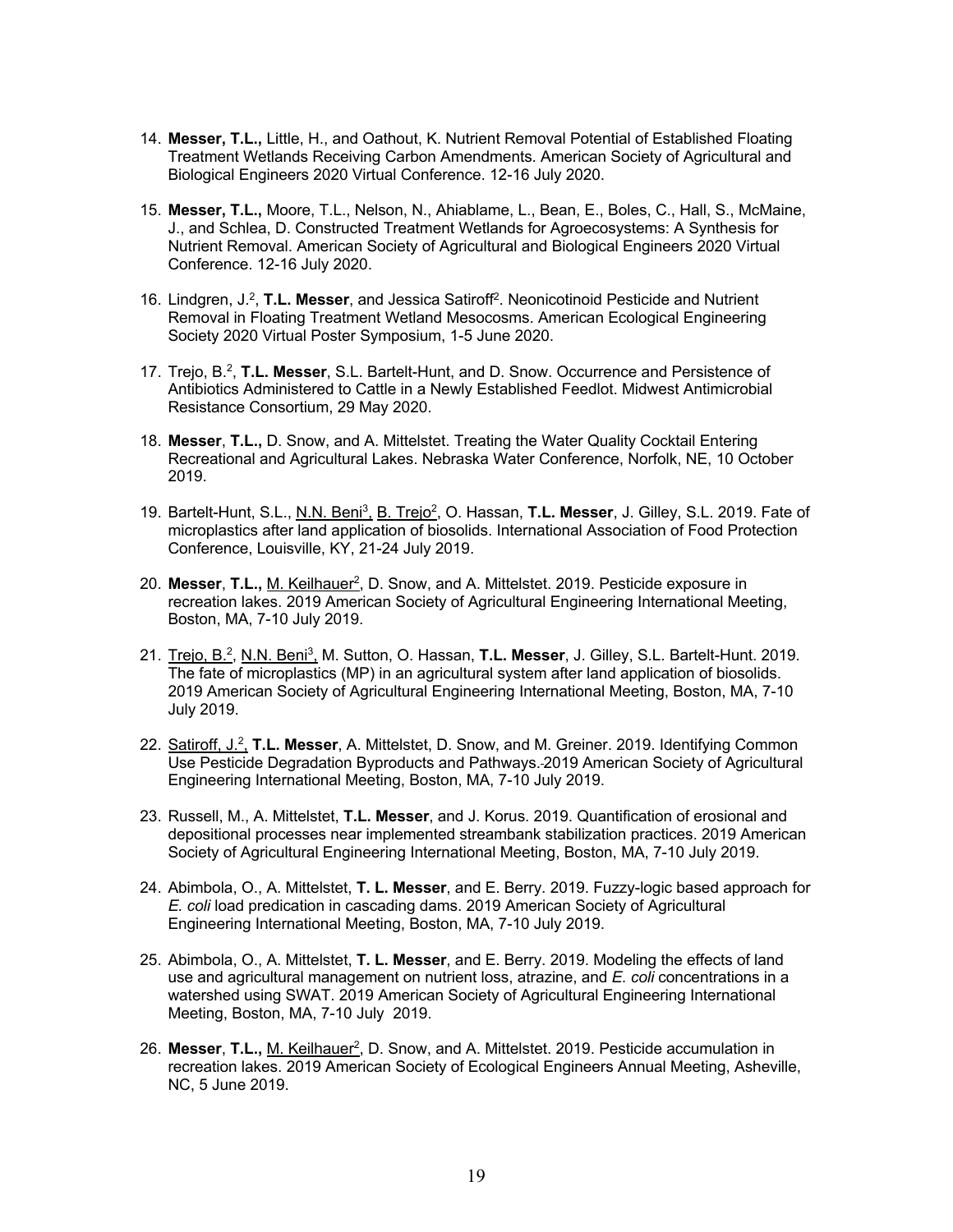14. **Messer, T.L.,** Little, H., and Oathout, K. Nutrient Removal Potential of Established Floating Treatment Wetlands Receiving Carbon Amendments. American Society of Agricultural and Biological Engineers 2020 Virtual Conference. 12-16 July 2020.

15. **Messer, T.L.,** Moore, T.L., Nelson, N., Ahiablame, L., Bean, E., Boles, C., Hall, S., McMaine, J., and Schlea, D. Constructed Treatment Wetlands for Agroecosystems: A Synthesis for Nutrient Removal. American Society of Agricultural and Biological Engineers 2020 Virtual Conference. 12-16 July 2020.

16. Lindgren, J.[2], **T.L. Messer**, and Jessica Satiroff[2]. Neonicotinoid Pesticide and Nutrient Removal in Floating Treatment Wetland Mesocosms. American Ecological Engineering Society 2020 Virtual Poster Symposium, 1-5 June 2020.

17. Trejo, B.[2], **T.L. Messer**, S.L. Bartelt-Hunt, and D. Snow. Occurrence and Persistence of Antibiotics Administered to Cattle in a Newly Established Feedlot. Midwest Antimicrobial Resistance Consortium, 29 May 2020.

18. **Messer**, **T.L.,** D. Snow, and A. Mittelstet. Treating the Water Quality Cocktail Entering Recreational and Agricultural Lakes. Nebraska Water Conference, Norfolk, NE, 10 October 2019.

19. Bartelt-Hunt, S.L., N.N. Beni[3], B. Trejo[2], O. Hassan, **T.L. Messer**, J. Gilley, S.L. 2019. Fate of microplastics after land application of biosolids. International Association of Food Protection Conference, Louisville, KY, 21-24 July 2019.

20. **Messer**, **T.L.,** M. Keilhauer[2], D. Snow, and A. Mittelstet. 2019. Pesticide exposure in recreation lakes. 2019 American Society of Agricultural Engineering International Meeting, Boston, MA, 7-10 July 2019.

21. Trejo, B.[2], N.N. Beni[3], M. Sutton, O. Hassan, **T.L. Messer**, J. Gilley, S.L. Bartelt-Hunt. 2019. The fate of microplastics (MP) in an agricultural system after land application of biosolids. 2019 American Society of Agricultural Engineering International Meeting, Boston, MA, 7-10 July 2019.

22. Satiroff, J.[2], **T.L. Messer**, A. Mittelstet, D. Snow, and M. Greiner. 2019. Identifying Common Use Pesticide Degradation Byproducts and Pathways. 2019 American Society of Agricultural Engineering International Meeting, Boston, MA, 7-10 July 2019.

23. Russell, M., A. Mittelstet, **T.L. Messer**, and J. Korus. 2019. Quantification of erosional and depositional processes near implemented streambank stabilization practices. 2019 American Society of Agricultural Engineering International Meeting, Boston, MA, 7-10 July 2019.

24. Abimbola, O., A. Mittelstet, **T. L. Messer**, and E. Berry. 2019. Fuzzy-logic based approach for *E. coli* load predication in cascading dams. 2019 American Society of Agricultural Engineering International Meeting, Boston, MA, 7-10 July 2019.

25. Abimbola, O., A. Mittelstet, **T. L. Messer**, and E. Berry. 2019. Modeling the effects of land use and agricultural management on nutrient loss, atrazine, and *E. coli* concentrations in a watershed using SWAT. 2019 American Society of Agricultural Engineering International Meeting, Boston, MA, 7-10 July 2019.

26. **Messer**, **T.L.,** M. Keilhauer[2], D. Snow, and A. Mittelstet. 2019. Pesticide accumulation in recreation lakes. 2019 American Society of Ecological Engineers Annual Meeting, Asheville, NC, 5 June 2019.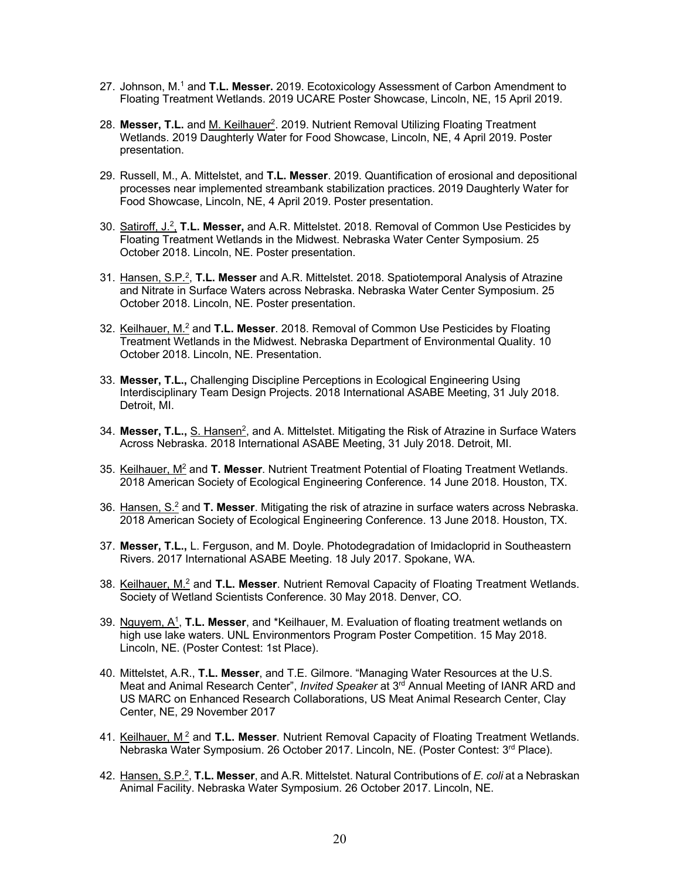27. Johnson, M.[1] and **T.L. Messer.** 2019. Ecotoxicology Assessment of Carbon Amendment to Floating Treatment Wetlands. 2019 UCARE Poster Showcase, Lincoln, NE, 15 April 2019.

28. **Messer, T.L.** and M. Keilhauer[2]. 2019. Nutrient Removal Utilizing Floating Treatment Wetlands. 2019 Daughterly Water for Food Showcase, Lincoln, NE, 4 April 2019. Poster presentation.

29. Russell, M., A. Mittelstet, and **T.L. Messer**. 2019. Quantification of erosional and depositional processes near implemented streambank stabilization practices. 2019 Daughterly Water for Food Showcase, Lincoln, NE, 4 April 2019. Poster presentation.

30. Satiroff, J.[2], **T.L. Messer,** and A.R. Mittelstet. 2018. Removal of Common Use Pesticides by Floating Treatment Wetlands in the Midwest. Nebraska Water Center Symposium. 25 October 2018. Lincoln, NE. Poster presentation.

31. Hansen, S.P.[2], **T.L. Messer** and A.R. Mittelstet. 2018. Spatiotemporal Analysis of Atrazine and Nitrate in Surface Waters across Nebraska. Nebraska Water Center Symposium. 25 October 2018. Lincoln, NE. Poster presentation.

32. Keilhauer, M.[2] and **T.L. Messer**. 2018. Removal of Common Use Pesticides by Floating Treatment Wetlands in the Midwest. Nebraska Department of Environmental Quality. 10 October 2018. Lincoln, NE. Presentation.

33. **Messer, T.L.,** Challenging Discipline Perceptions in Ecological Engineering Using Interdisciplinary Team Design Projects. 2018 International ASABE Meeting, 31 July 2018. Detroit, MI.

34. **Messer, T.L.,** S. Hansen[2], and A. Mittelstet. Mitigating the Risk of Atrazine in Surface Waters Across Nebraska. 2018 International ASABE Meeting, 31 July 2018. Detroit, MI.

35. Keilhauer, M[2] and **T. Messer**. Nutrient Treatment Potential of Floating Treatment Wetlands. 2018 American Society of Ecological Engineering Conference. 14 June 2018. Houston, TX.

36. Hansen, S.[2] and **T. Messer**. Mitigating the risk of atrazine in surface waters across Nebraska. 2018 American Society of Ecological Engineering Conference. 13 June 2018. Houston, TX.

37. **Messer, T.L.,** L. Ferguson, and M. Doyle. Photodegradation of Imidacloprid in Southeastern Rivers. 2017 International ASABE Meeting. 18 July 2017. Spokane, WA.

38. Keilhauer, M.[2] and **T.L. Messer**. Nutrient Removal Capacity of Floating Treatment Wetlands. Society of Wetland Scientists Conference. 30 May 2018. Denver, CO.

39. Nguyem, A[1], **T.L. Messer**, and *Keilhauer, M. Evaluation of floating treatment wetlands on high use lake waters. UNL Environmentors Program Poster Competition. 15 May 2018. Lincoln, NE. (Poster Contest: 1st Place).

40. Mittelstet, A.R., **T.L. Messer**, and T.E. Gilmore. "Managing Water Resources at the U.S. Meat and Animal Research Center", *Invited Speaker* at 3rd Annual Meeting of IANR ARD and US MARC on Enhanced Research Collaborations, US Meat Animal Research Center, Clay Center, NE, 29 November 2017

41. Keilhauer, M[2] and **T.L. Messer**. Nutrient Removal Capacity of Floating Treatment Wetlands. Nebraska Water Symposium. 26 October 2017. Lincoln, NE. (Poster Contest: 3rd Place).

42. Hansen, S.P.[2], **T.L. Messer**, and A.R. Mittelstet. Natural Contributions of *E. coli* at a Nebraskan Animal Facility. Nebraska Water Symposium. 26 October 2017. Lincoln, NE.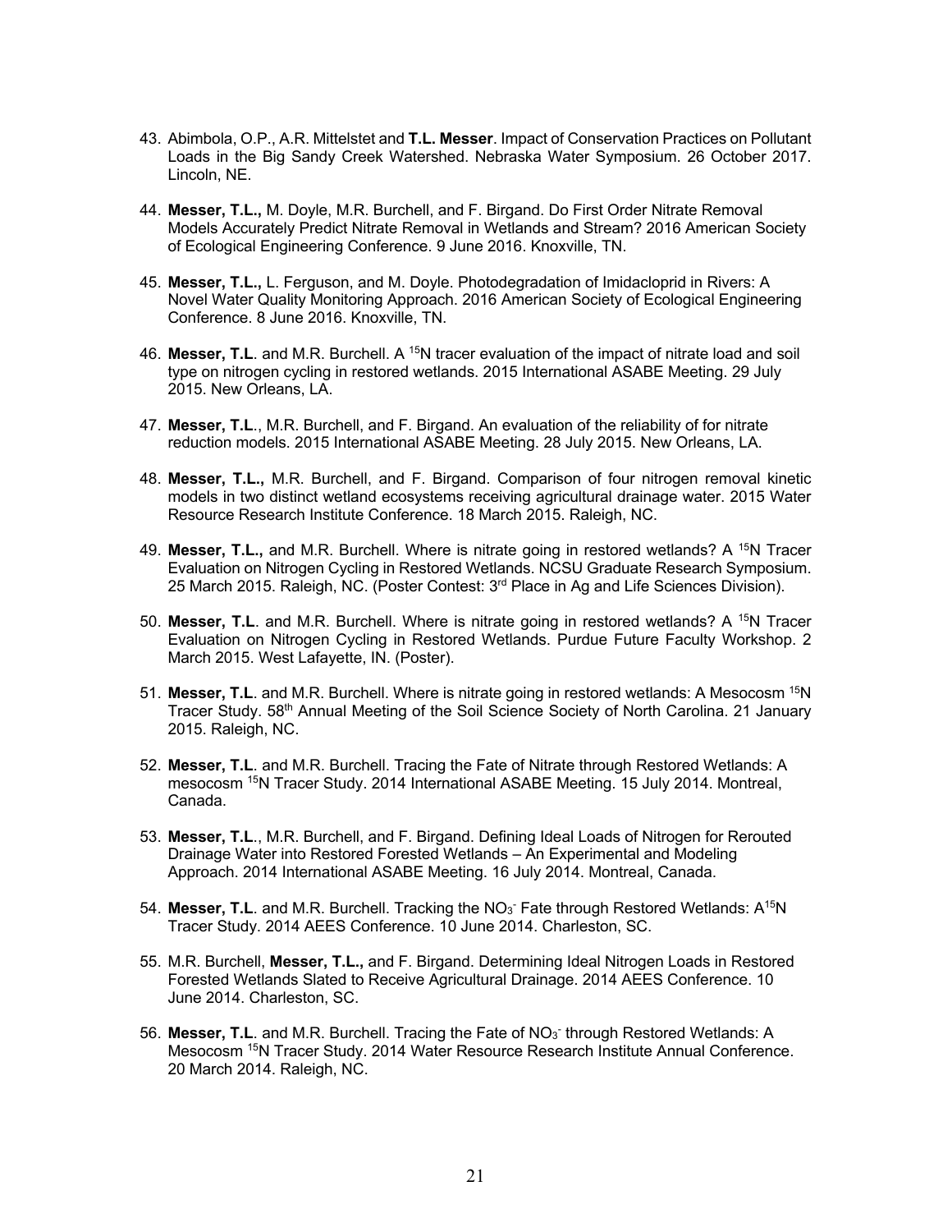43. Abimbola, O.P., A.R. Mittelstet and **T.L. Messer**. Impact of Conservation Practices on Pollutant Loads in the Big Sandy Creek Watershed. Nebraska Water Symposium. 26 October 2017. Lincoln, NE.

44. **Messer, T.L.,** M. Doyle, M.R. Burchell, and F. Birgand. Do First Order Nitrate Removal Models Accurately Predict Nitrate Removal in Wetlands and Stream? 2016 American Society of Ecological Engineering Conference. 9 June 2016. Knoxville, TN.

45. **Messer, T.L.,** L. Ferguson, and M. Doyle. Photodegradation of Imidacloprid in Rivers: A Novel Water Quality Monitoring Approach. 2016 American Society of Ecological Engineering Conference. 8 June 2016. Knoxville, TN.

46. **Messer, T.L**. and M.R. Burchell. A $^{15}N$ tracer evaluation of the impact of nitrate load and soil type on nitrogen cycling in restored wetlands. 2015 International ASABE Meeting. 29 July 2015. New Orleans, LA.

47. **Messer, T.L**., M.R. Burchell, and F. Birgand. An evaluation of the reliability of for nitrate reduction models. 2015 International ASABE Meeting. 28 July 2015. New Orleans, LA.

48. **Messer, T.L.,** M.R. Burchell, and F. Birgand. Comparison of four nitrogen removal kinetic models in two distinct wetland ecosystems receiving agricultural drainage water. 2015 Water Resource Research Institute Conference. 18 March 2015. Raleigh, NC.

49. **Messer, T.L.,** and M.R. Burchell. Where is nitrate going in restored wetlands? A $^{15}N$ Tracer Evaluation on Nitrogen Cycling in Restored Wetlands. NCSU Graduate Research Symposium. 25 March 2015. Raleigh, NC. (Poster Contest: 3rd Place in Ag and Life Sciences Division).

50. **Messer, T.L**. and M.R. Burchell. Where is nitrate going in restored wetlands? A $^{15}N$ Tracer Evaluation on Nitrogen Cycling in Restored Wetlands. Purdue Future Faculty Workshop. 2 March 2015. West Lafayette, IN. (Poster).

51. **Messer, T.L**. and M.R. Burchell. Where is nitrate going in restored wetlands: A Mesocosm $^{15}N$ Tracer Study. 58th Annual Meeting of the Soil Science Society of North Carolina. 21 January 2015. Raleigh, NC.

52. **Messer, T.L**. and M.R. Burchell. Tracing the Fate of Nitrate through Restored Wetlands: A mesocosm $^{15}N$ Tracer Study. 2014 International ASABE Meeting. 15 July 2014. Montreal, Canada.

53. **Messer, T.L**., M.R. Burchell, and F. Birgand. Defining Ideal Loads of Nitrogen for Rerouted Drainage Water into Restored Forested Wetlands – An Experimental and Modeling Approach. 2014 International ASABE Meeting. 16 July 2014. Montreal, Canada.

54. **Messer, T.L**. and M.R. Burchell. Tracking the $NO_3^-$ Fate through Restored Wetlands: A$^{15}N$ Tracer Study. 2014 AEES Conference. 10 June 2014. Charleston, SC.

55. M.R. Burchell, **Messer, T.L.,** and F. Birgand. Determining Ideal Nitrogen Loads in Restored Forested Wetlands Slated to Receive Agricultural Drainage. 2014 AEES Conference. 10 June 2014. Charleston, SC.

56. **Messer, T.L**. and M.R. Burchell. Tracing the Fate of $NO_3^-$ through Restored Wetlands: A Mesocosm $^{15}N$ Tracer Study. 2014 Water Resource Research Institute Annual Conference. 20 March 2014. Raleigh, NC.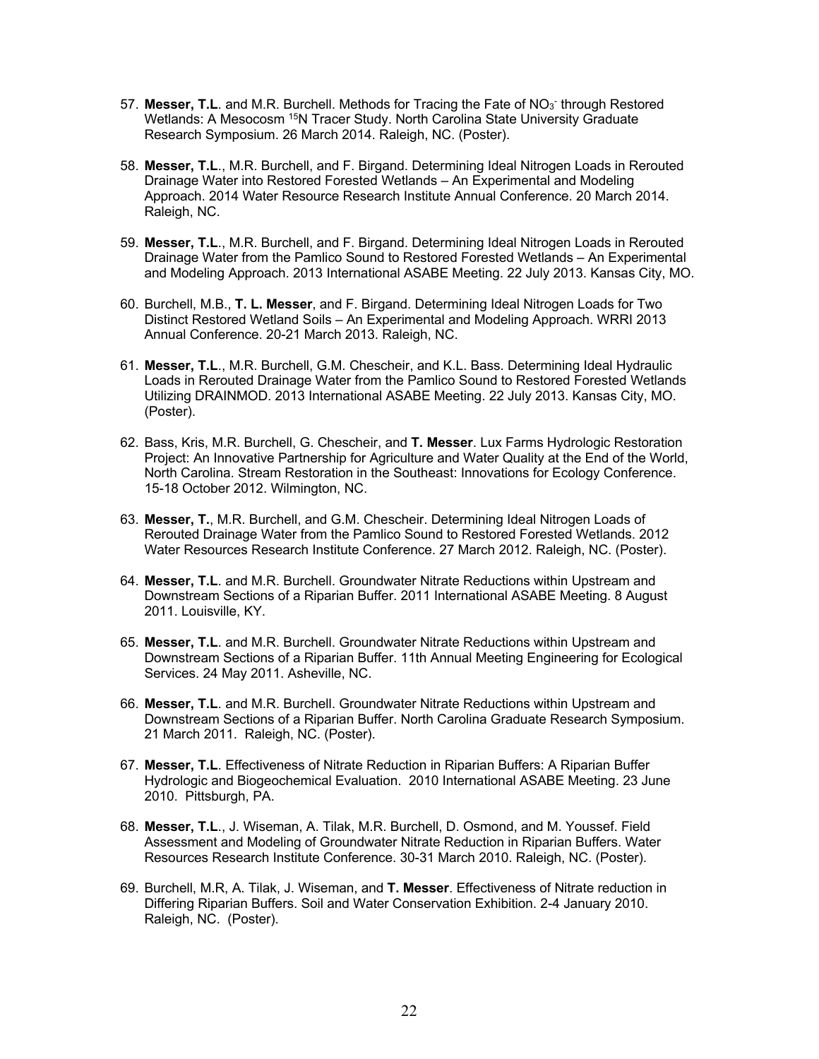57. **Messer, T.L**. and M.R. Burchell. Methods for Tracing the Fate of $NO_3^-$ through Restored Wetlands: A Mesocosm $^{15}N$ Tracer Study. North Carolina State University Graduate Research Symposium. 26 March 2014. Raleigh, NC. (Poster).

58. **Messer, T.L**., M.R. Burchell, and F. Birgand. Determining Ideal Nitrogen Loads in Rerouted Drainage Water into Restored Forested Wetlands – An Experimental and Modeling Approach. 2014 Water Resource Research Institute Annual Conference. 20 March 2014. Raleigh, NC.

59. **Messer, T.L**., M.R. Burchell, and F. Birgand. Determining Ideal Nitrogen Loads in Rerouted Drainage Water from the Pamlico Sound to Restored Forested Wetlands – An Experimental and Modeling Approach. 2013 International ASABE Meeting. 22 July 2013. Kansas City, MO.

60. Burchell, M.B., **T. L. Messer**, and F. Birgand. Determining Ideal Nitrogen Loads for Two Distinct Restored Wetland Soils – An Experimental and Modeling Approach. WRRI 2013 Annual Conference. 20-21 March 2013. Raleigh, NC.

61. **Messer, T.L**., M.R. Burchell, G.M. Chescheir, and K.L. Bass. Determining Ideal Hydraulic Loads in Rerouted Drainage Water from the Pamlico Sound to Restored Forested Wetlands Utilizing DRAINMOD. 2013 International ASABE Meeting. 22 July 2013. Kansas City, MO. (Poster).

62. Bass, Kris, M.R. Burchell, G. Chescheir, and **T. Messer**. Lux Farms Hydrologic Restoration Project: An Innovative Partnership for Agriculture and Water Quality at the End of the World, North Carolina. Stream Restoration in the Southeast: Innovations for Ecology Conference. 15-18 October 2012. Wilmington, NC.

63. **Messer, T.**, M.R. Burchell, and G.M. Chescheir. Determining Ideal Nitrogen Loads of Rerouted Drainage Water from the Pamlico Sound to Restored Forested Wetlands. 2012 Water Resources Research Institute Conference. 27 March 2012. Raleigh, NC. (Poster).

64. **Messer, T.L**. and M.R. Burchell. Groundwater Nitrate Reductions within Upstream and Downstream Sections of a Riparian Buffer. 2011 International ASABE Meeting. 8 August 2011. Louisville, KY.

65. **Messer, T.L**. and M.R. Burchell. Groundwater Nitrate Reductions within Upstream and Downstream Sections of a Riparian Buffer. 11th Annual Meeting Engineering for Ecological Services. 24 May 2011. Asheville, NC.

66. **Messer, T.L**. and M.R. Burchell. Groundwater Nitrate Reductions within Upstream and Downstream Sections of a Riparian Buffer. North Carolina Graduate Research Symposium. 21 March 2011. Raleigh, NC. (Poster).

67. **Messer, T.L**. Effectiveness of Nitrate Reduction in Riparian Buffers: A Riparian Buffer Hydrologic and Biogeochemical Evaluation. 2010 International ASABE Meeting. 23 June 2010. Pittsburgh, PA.

68. **Messer, T.L**., J. Wiseman, A. Tilak, M.R. Burchell, D. Osmond, and M. Youssef. Field Assessment and Modeling of Groundwater Nitrate Reduction in Riparian Buffers. Water Resources Research Institute Conference. 30-31 March 2010. Raleigh, NC. (Poster).

69. Burchell, M.R, A. Tilak, J. Wiseman, and **T. Messer**. Effectiveness of Nitrate reduction in Differing Riparian Buffers. Soil and Water Conservation Exhibition. 2-4 January 2010. Raleigh, NC. (Poster).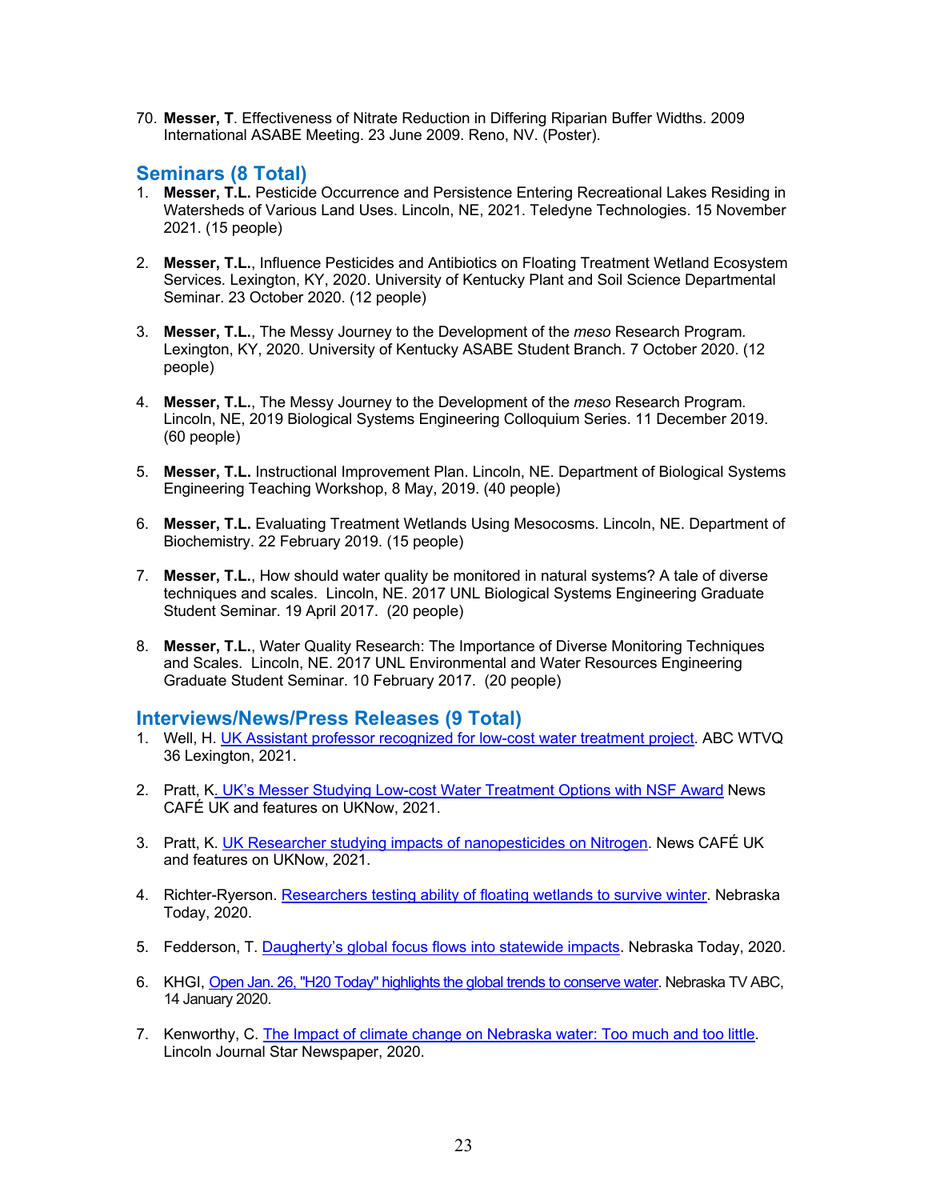70. **Messer, T**. Effectiveness of Nitrate Reduction in Differing Riparian Buffer Widths. 2009 International ASABE Meeting. 23 June 2009. Reno, NV. (Poster).

## Seminars (8 Total)

1. **Messer, T.L.** Pesticide Occurrence and Persistence Entering Recreational Lakes Residing in Watersheds of Various Land Uses. Lincoln, NE, 2021. Teledyne Technologies. 15 November 2021. (15 people)

2. **Messer, T.L.**, Influence Pesticides and Antibiotics on Floating Treatment Wetland Ecosystem Services. Lexington, KY, 2020. University of Kentucky Plant and Soil Science Departmental Seminar. 23 October 2020. (12 people)

3. **Messer, T.L.**, The Messy Journey to the Development of the *meso* Research Program. Lexington, KY, 2020. University of Kentucky ASABE Student Branch. 7 October 2020. (12 people)

4. **Messer, T.L.**, The Messy Journey to the Development of the *meso* Research Program. Lincoln, NE, 2019 Biological Systems Engineering Colloquium Series. 11 December 2019. (60 people)

5. **Messer, T.L.** Instructional Improvement Plan. Lincoln, NE. Department of Biological Systems Engineering Teaching Workshop, 8 May, 2019. (40 people)

6. **Messer, T.L.** Evaluating Treatment Wetlands Using Mesocosms. Lincoln, NE. Department of Biochemistry. 22 February 2019. (15 people)

7. **Messer, T.L.**, How should water quality be monitored in natural systems? A tale of diverse techniques and scales. Lincoln, NE. 2017 UNL Biological Systems Engineering Graduate Student Seminar. 19 April 2017. (20 people)

8. **Messer, T.L.**, Water Quality Research: The Importance of Diverse Monitoring Techniques and Scales. Lincoln, NE. 2017 UNL Environmental and Water Resources Engineering Graduate Student Seminar. 10 February 2017. (20 people)

## Interviews/News/Press Releases (9 Total)

1. Well, H. UK Assistant professor recognized for low-cost water treatment project. ABC WTVQ 36 Lexington, 2021.

2. Pratt, K. UK's Messer Studying Low-cost Water Treatment Options with NSF Award News CAFÉ UK and features on UKNow, 2021.

3. Pratt, K. UK Researcher studying impacts of nanopesticides on Nitrogen. News CAFÉ UK and features on UKNow, 2021.

4. Richter-Ryerson. Researchers testing ability of floating wetlands to survive winter. Nebraska Today, 2020.

5. Fedderson, T. Daugherty's global focus flows into statewide impacts. Nebraska Today, 2020.

6. KHGI, Open Jan. 26, "H20 Today" highlights the global trends to conserve water. Nebraska TV ABC, 14 January 2020.

7. Kenworthy, C. The Impact of climate change on Nebraska water: Too much and too little. Lincoln Journal Star Newspaper, 2020.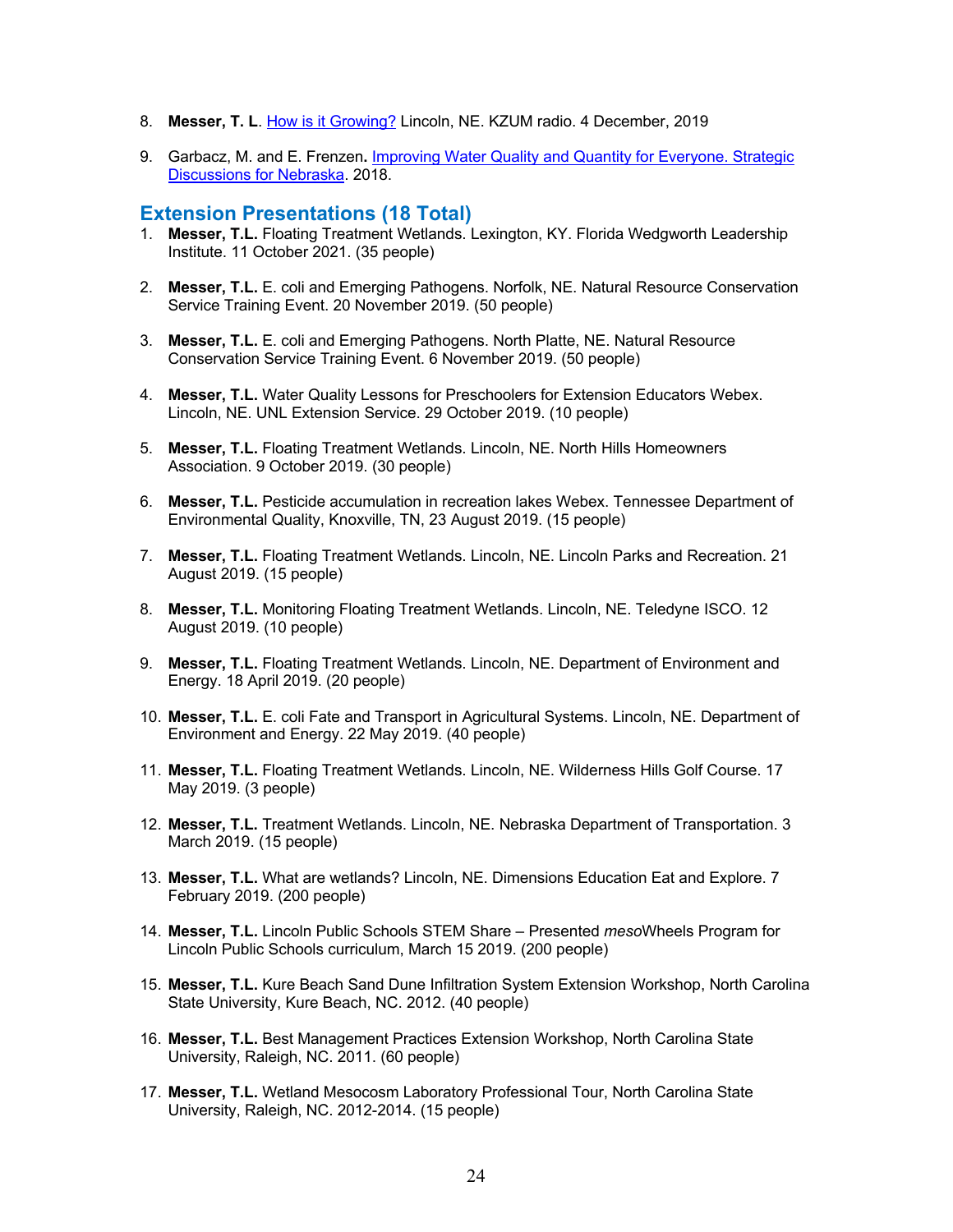8. **Messer, T. L**. [How is it Growing?]() Lincoln, NE. KZUM radio. 4 December, 2019

9. Garbacz, M. and E. Frenzen**.** [Improving Water Quality and Quantity for Everyone. Strategic Discussions for Nebraska](). 2018.

## Extension Presentations (18 Total)

1. **Messer, T.L.** Floating Treatment Wetlands. Lexington, KY. Florida Wedgworth Leadership Institute. 11 October 2021. (35 people)

2. **Messer, T.L.** E. coli and Emerging Pathogens. Norfolk, NE. Natural Resource Conservation Service Training Event. 20 November 2019. (50 people)

3. **Messer, T.L.** E. coli and Emerging Pathogens. North Platte, NE. Natural Resource Conservation Service Training Event. 6 November 2019. (50 people)

4. **Messer, T.L.** Water Quality Lessons for Preschoolers for Extension Educators Webex. Lincoln, NE. UNL Extension Service. 29 October 2019. (10 people)

5. **Messer, T.L.** Floating Treatment Wetlands. Lincoln, NE. North Hills Homeowners Association. 9 October 2019. (30 people)

6. **Messer, T.L.** Pesticide accumulation in recreation lakes Webex. Tennessee Department of Environmental Quality, Knoxville, TN, 23 August 2019. (15 people)

7. **Messer, T.L.** Floating Treatment Wetlands. Lincoln, NE. Lincoln Parks and Recreation. 21 August 2019. (15 people)

8. **Messer, T.L.** Monitoring Floating Treatment Wetlands. Lincoln, NE. Teledyne ISCO. 12 August 2019. (10 people)

9. **Messer, T.L.** Floating Treatment Wetlands. Lincoln, NE. Department of Environment and Energy. 18 April 2019. (20 people)

10. **Messer, T.L.** E. coli Fate and Transport in Agricultural Systems. Lincoln, NE. Department of Environment and Energy. 22 May 2019. (40 people)

11. **Messer, T.L.** Floating Treatment Wetlands. Lincoln, NE. Wilderness Hills Golf Course. 17 May 2019. (3 people)

12. **Messer, T.L.** Treatment Wetlands. Lincoln, NE. Nebraska Department of Transportation. 3 March 2019. (15 people)

13. **Messer, T.L.** What are wetlands? Lincoln, NE. Dimensions Education Eat and Explore. 7 February 2019. (200 people)

14. **Messer, T.L.** Lincoln Public Schools STEM Share – Presented *meso*Wheels Program for Lincoln Public Schools curriculum, March 15 2019. (200 people)

15. **Messer, T.L.** Kure Beach Sand Dune Infiltration System Extension Workshop, North Carolina State University, Kure Beach, NC. 2012. (40 people)

16. **Messer, T.L.** Best Management Practices Extension Workshop, North Carolina State University, Raleigh, NC. 2011. (60 people)

17. **Messer, T.L.** Wetland Mesocosm Laboratory Professional Tour, North Carolina State University, Raleigh, NC. 2012-2014. (15 people)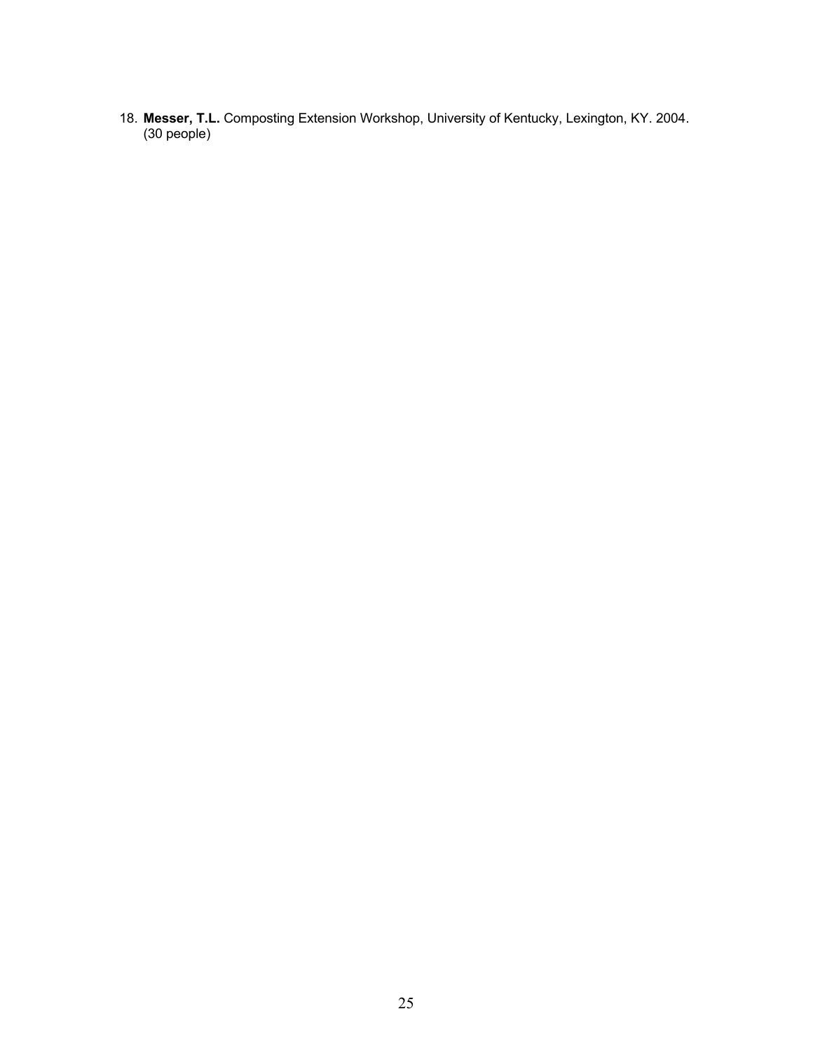18. **Messer, T.L.** Composting Extension Workshop, University of Kentucky, Lexington, KY. 2004. (30 people)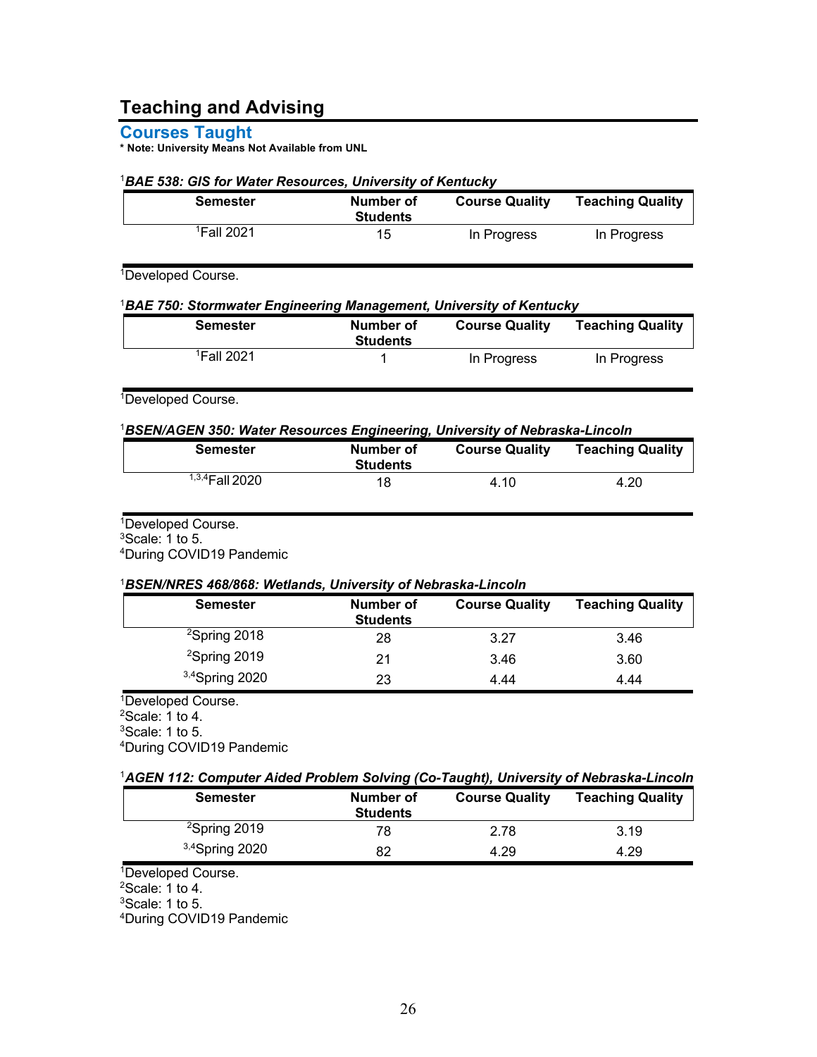## Teaching and Advising

### Courses Taught

**\* Note: University Means Not Available from UNL**

[1]***BAE 538: GIS for Water Resources, University of Kentucky***

| Semester | Number of Students | Course Quality | Teaching Quality |
|---|---|---|---|
| [1]Fall 2021 | 15 | In Progress | In Progress |

[1]Developed Course.

[1]***BAE 750: Stormwater Engineering Management, University of Kentucky***

| Semester | Number of Students | Course Quality | Teaching Quality |
|---|---|---|---|
| [1]Fall 2021 | 1 | In Progress | In Progress |

[1]Developed Course.

[1]***BSEN/AGEN 350: Water Resources Engineering, University of Nebraska-Lincoln***

| Semester | Number of Students | Course Quality | Teaching Quality |
|---|---|---|---|
| [1,3,4]Fall 2020 | 18 | 4.10 | 4.20 |

[1]Developed Course.
[3]Scale: 1 to 5.
[4]During COVID19 Pandemic

[1]***BSEN/NRES 468/868: Wetlands, University of Nebraska-Lincoln***

| Semester | Number of Students | Course Quality | Teaching Quality |
|---|---|---|---|
| [2]Spring 2018 | 28 | 3.27 | 3.46 |
| [2]Spring 2019 | 21 | 3.46 | 3.60 |
| [3,4]Spring 2020 | 23 | 4.44 | 4.44 |

[1]Developed Course.
[2]Scale: 1 to 4.
[3]Scale: 1 to 5.
[4]During COVID19 Pandemic

[1]***AGEN 112: Computer Aided Problem Solving (Co-Taught), University of Nebraska-Lincoln***

| Semester | Number of Students | Course Quality | Teaching Quality |
|---|---|---|---|
| [2]Spring 2019 | 78 | 2.78 | 3.19 |
| [3,4]Spring 2020 | 82 | 4.29 | 4.29 |

[1]Developed Course.
[2]Scale: 1 to 4.
[3]Scale: 1 to 5.
[4]During COVID19 Pandemic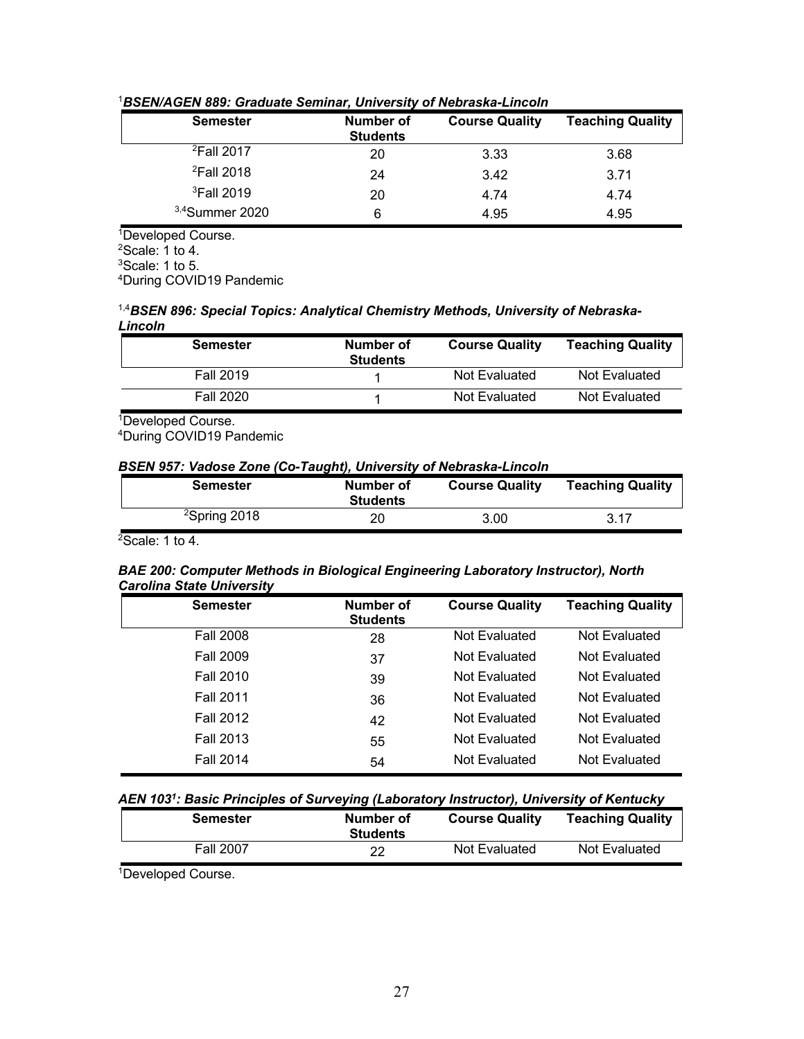[1]***BSEN/AGEN 889: Graduate Seminar, University of Nebraska-Lincoln***

| Semester | Number of Students | Course Quality | Teaching Quality |
|---|---|---|---|
| [2]Fall 2017 | 20 | 3.33 | 3.68 |
| [2]Fall 2018 | 24 | 3.42 | 3.71 |
| [3]Fall 2019 | 20 | 4.74 | 4.74 |
| [3,4]Summer 2020 | 6 | 4.95 | 4.95 |

[1]Developed Course.
[2]Scale: 1 to 4.
[3]Scale: 1 to 5.
[4]During COVID19 Pandemic

[1,4]***BSEN 896: Special Topics: Analytical Chemistry Methods, University of Nebraska-Lincoln***

| Semester | Number of Students | Course Quality | Teaching Quality |
|---|---|---|---|
| Fall 2019 | 1 | Not Evaluated | Not Evaluated |
| Fall 2020 | 1 | Not Evaluated | Not Evaluated |

[1]Developed Course.
[4]During COVID19 Pandemic

***BSEN 957: Vadose Zone (Co-Taught), University of Nebraska-Lincoln***

| Semester | Number of Students | Course Quality | Teaching Quality |
|---|---|---|---|
| [2]Spring 2018 | 20 | 3.00 | 3.17 |

[2]Scale: 1 to 4.

***BAE 200: Computer Methods in Biological Engineering Laboratory Instructor), North Carolina State University***

| Semester | Number of Students | Course Quality | Teaching Quality |
|---|---|---|---|
| Fall 2008 | 28 | Not Evaluated | Not Evaluated |
| Fall 2009 | 37 | Not Evaluated | Not Evaluated |
| Fall 2010 | 39 | Not Evaluated | Not Evaluated |
| Fall 2011 | 36 | Not Evaluated | Not Evaluated |
| Fall 2012 | 42 | Not Evaluated | Not Evaluated |
| Fall 2013 | 55 | Not Evaluated | Not Evaluated |
| Fall 2014 | 54 | Not Evaluated | Not Evaluated |

***AEN 103[1]: Basic Principles of Surveying (Laboratory Instructor), University of Kentucky***

| Semester | Number of Students | Course Quality | Teaching Quality |
|---|---|---|---|
| Fall 2007 | 22 | Not Evaluated | Not Evaluated |

[1]Developed Course.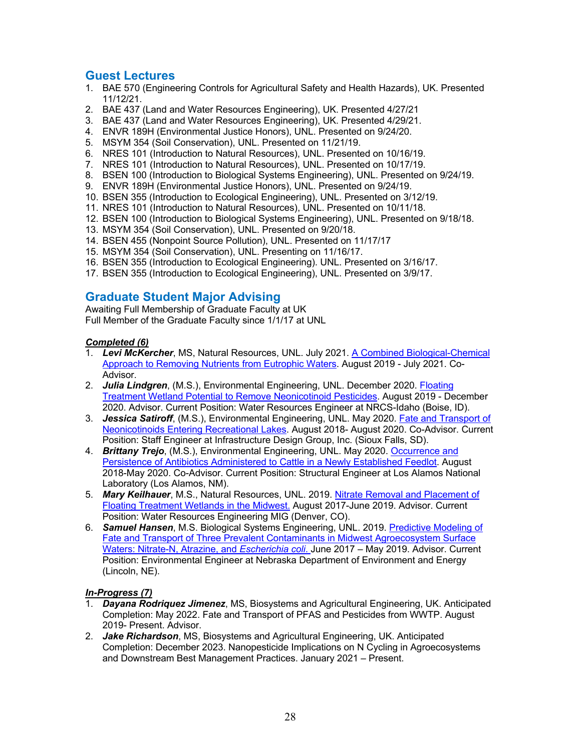## Guest Lectures

1. BAE 570 (Engineering Controls for Agricultural Safety and Health Hazards), UK. Presented 11/12/21.
2. BAE 437 (Land and Water Resources Engineering), UK. Presented 4/27/21
3. BAE 437 (Land and Water Resources Engineering), UK. Presented 4/29/21.
4. ENVR 189H (Environmental Justice Honors), UNL. Presented on 9/24/20.
5. MSYM 354 (Soil Conservation), UNL. Presented on 11/21/19.
6. NRES 101 (Introduction to Natural Resources), UNL. Presented on 10/16/19.
7. NRES 101 (Introduction to Natural Resources), UNL. Presented on 10/17/19.
8. BSEN 100 (Introduction to Biological Systems Engineering), UNL. Presented on 9/24/19.
9. ENVR 189H (Environmental Justice Honors), UNL. Presented on 9/24/19.
10. BSEN 355 (Introduction to Ecological Engineering), UNL. Presented on 3/12/19.
11. NRES 101 (Introduction to Natural Resources), UNL. Presented on 10/11/18.
12. BSEN 100 (Introduction to Biological Systems Engineering), UNL. Presented on 9/18/18.
13. MSYM 354 (Soil Conservation), UNL. Presented on 9/20/18.
14. BSEN 455 (Nonpoint Source Pollution), UNL. Presented on 11/17/17
15. MSYM 354 (Soil Conservation), UNL. Presenting on 11/16/17.
16. BSEN 355 (Introduction to Ecological Engineering). UNL. Presented on 3/16/17.
17. BSEN 355 (Introduction to Ecological Engineering), UNL. Presented on 3/9/17.

## Graduate Student Major Advising

Awaiting Full Membership of Graduate Faculty at UK
Full Member of the Graduate Faculty since 1/1/17 at UNL

***Completed (6)***

1. ***Levi McKercher***, MS, Natural Resources, UNL. July 2021. A Combined Biological-Chemical Approach to Removing Nutrients from Eutrophic Waters. August 2019 - July 2021. Co-Advisor.
2. ***Julia Lindgren***, (M.S.), Environmental Engineering, UNL. December 2020. Floating Treatment Wetland Potential to Remove Neonicotinoid Pesticides. August 2019 - December 2020. Advisor. Current Position: Water Resources Engineer at NRCS-Idaho (Boise, ID).
3. ***Jessica Satiroff***, (M.S.), Environmental Engineering, UNL. May 2020. Fate and Transport of Neonicotinoids Entering Recreational Lakes. August 2018- August 2020. Co-Advisor. Current Position: Staff Engineer at Infrastructure Design Group, Inc. (Sioux Falls, SD).
4. ***Brittany Trejo***, (M.S.), Environmental Engineering, UNL. May 2020. Occurrence and Persistence of Antibiotics Administered to Cattle in a Newly Established Feedlot. August 2018-May 2020. Co-Advisor. Current Position: Structural Engineer at Los Alamos National Laboratory (Los Alamos, NM).
5. ***Mary Keilhauer***, M.S., Natural Resources, UNL. 2019. Nitrate Removal and Placement of Floating Treatment Wetlands in the Midwest. August 2017-June 2019. Advisor. Current Position: Water Resources Engineering MIG (Denver, CO).
6. ***Samuel Hansen***, M.S. Biological Systems Engineering, UNL. 2019. Predictive Modeling of Fate and Transport of Three Prevalent Contaminants in Midwest Agroecosystem Surface Waters: Nitrate-N, Atrazine, and *Escherichia coli*. June 2017 – May 2019. Advisor. Current Position: Environmental Engineer at Nebraska Department of Environment and Energy (Lincoln, NE).

***In-Progress (7)***

1. ***Dayana Rodriquez Jimenez***, MS, Biosystems and Agricultural Engineering, UK. Anticipated Completion: May 2022. Fate and Transport of PFAS and Pesticides from WWTP. August 2019- Present. Advisor.
2. ***Jake Richardson***, MS, Biosystems and Agricultural Engineering, UK. Anticipated Completion: December 2023. Nanopesticide Implications on N Cycling in Agroecosystems and Downstream Best Management Practices. January 2021 – Present.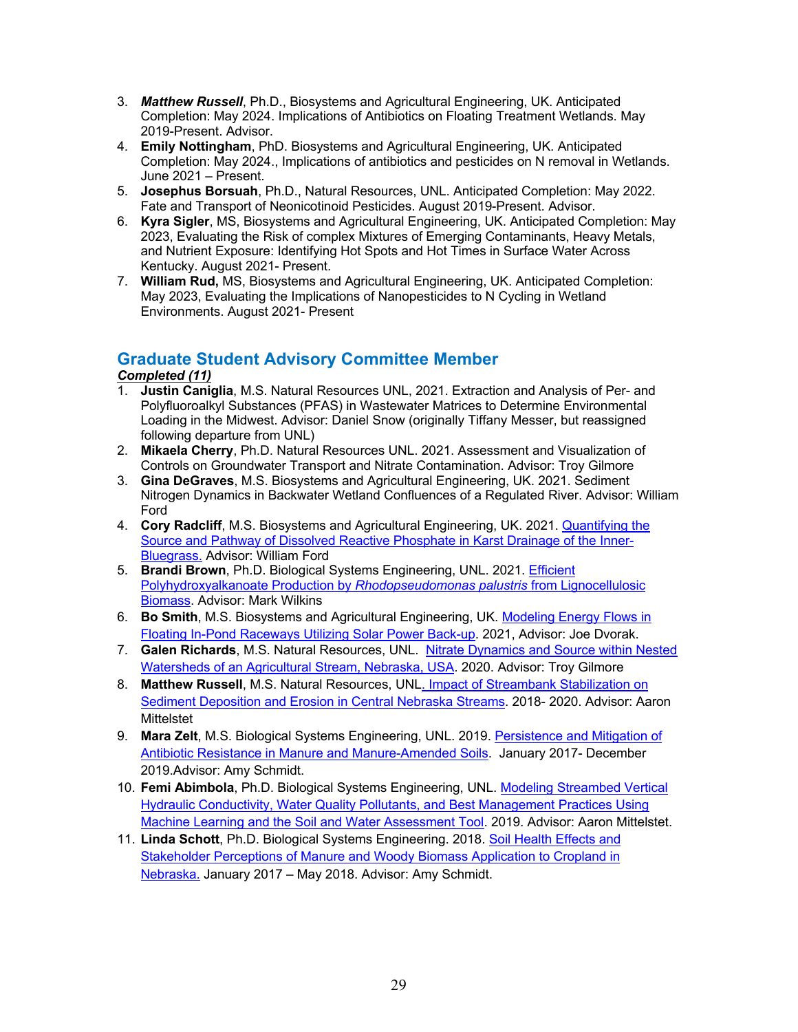3. ***Matthew Russell***, Ph.D., Biosystems and Agricultural Engineering, UK. Anticipated Completion: May 2024. Implications of Antibiotics on Floating Treatment Wetlands. May 2019-Present. Advisor.
4. **Emily Nottingham**, PhD. Biosystems and Agricultural Engineering, UK. Anticipated Completion: May 2024., Implications of antibiotics and pesticides on N removal in Wetlands. June 2021 – Present.
5. **Josephus Borsuah**, Ph.D., Natural Resources, UNL. Anticipated Completion: May 2022. Fate and Transport of Neonicotinoid Pesticides. August 2019-Present. Advisor.
6. **Kyra Sigler**, MS, Biosystems and Agricultural Engineering, UK. Anticipated Completion: May 2023, Evaluating the Risk of complex Mixtures of Emerging Contaminants, Heavy Metals, and Nutrient Exposure: Identifying Hot Spots and Hot Times in Surface Water Across Kentucky. August 2021- Present.
7. **William Rud,** MS, Biosystems and Agricultural Engineering, UK. Anticipated Completion: May 2023, Evaluating the Implications of Nanopesticides to N Cycling in Wetland Environments. August 2021- Present

## Graduate Student Advisory Committee Member

***Completed (11)***

1. **Justin Caniglia**, M.S. Natural Resources UNL, 2021. Extraction and Analysis of Per- and Polyfluoroalkyl Substances (PFAS) in Wastewater Matrices to Determine Environmental Loading in the Midwest. Advisor: Daniel Snow (originally Tiffany Messer, but reassigned following departure from UNL)
2. **Mikaela Cherry**, Ph.D. Natural Resources UNL. 2021. Assessment and Visualization of Controls on Groundwater Transport and Nitrate Contamination. Advisor: Troy Gilmore
3. **Gina DeGraves**, M.S. Biosystems and Agricultural Engineering, UK. 2021. Sediment Nitrogen Dynamics in Backwater Wetland Confluences of a Regulated River. Advisor: William Ford
4. **Cory Radcliff**, M.S. Biosystems and Agricultural Engineering, UK. 2021. Quantifying the Source and Pathway of Dissolved Reactive Phosphate in Karst Drainage of the Inner-Bluegrass. Advisor: William Ford
5. **Brandi Brown**, Ph.D. Biological Systems Engineering, UNL. 2021. Efficient Polyhydroxyalkanoate Production by *Rhodopseudomonas palustris* from Lignocellulosic Biomass. Advisor: Mark Wilkins
6. **Bo Smith**, M.S. Biosystems and Agricultural Engineering, UK. Modeling Energy Flows in Floating In-Pond Raceways Utilizing Solar Power Back-up. 2021, Advisor: Joe Dvorak.
7. **Galen Richards**, M.S. Natural Resources, UNL. Nitrate Dynamics and Source within Nested Watersheds of an Agricultural Stream, Nebraska, USA. 2020. Advisor: Troy Gilmore
8. **Matthew Russell**, M.S. Natural Resources, UNL. Impact of Streambank Stabilization on Sediment Deposition and Erosion in Central Nebraska Streams. 2018- 2020. Advisor: Aaron Mittelstet
9. **Mara Zelt**, M.S. Biological Systems Engineering, UNL. 2019. Persistence and Mitigation of Antibiotic Resistance in Manure and Manure-Amended Soils. January 2017- December 2019.Advisor: Amy Schmidt.
10. **Femi Abimbola**, Ph.D. Biological Systems Engineering, UNL. Modeling Streambed Vertical Hydraulic Conductivity, Water Quality Pollutants, and Best Management Practices Using Machine Learning and the Soil and Water Assessment Tool. 2019. Advisor: Aaron Mittelstet.
11. **Linda Schott**, Ph.D. Biological Systems Engineering. 2018. Soil Health Effects and Stakeholder Perceptions of Manure and Woody Biomass Application to Cropland in Nebraska. January 2017 – May 2018. Advisor: Amy Schmidt.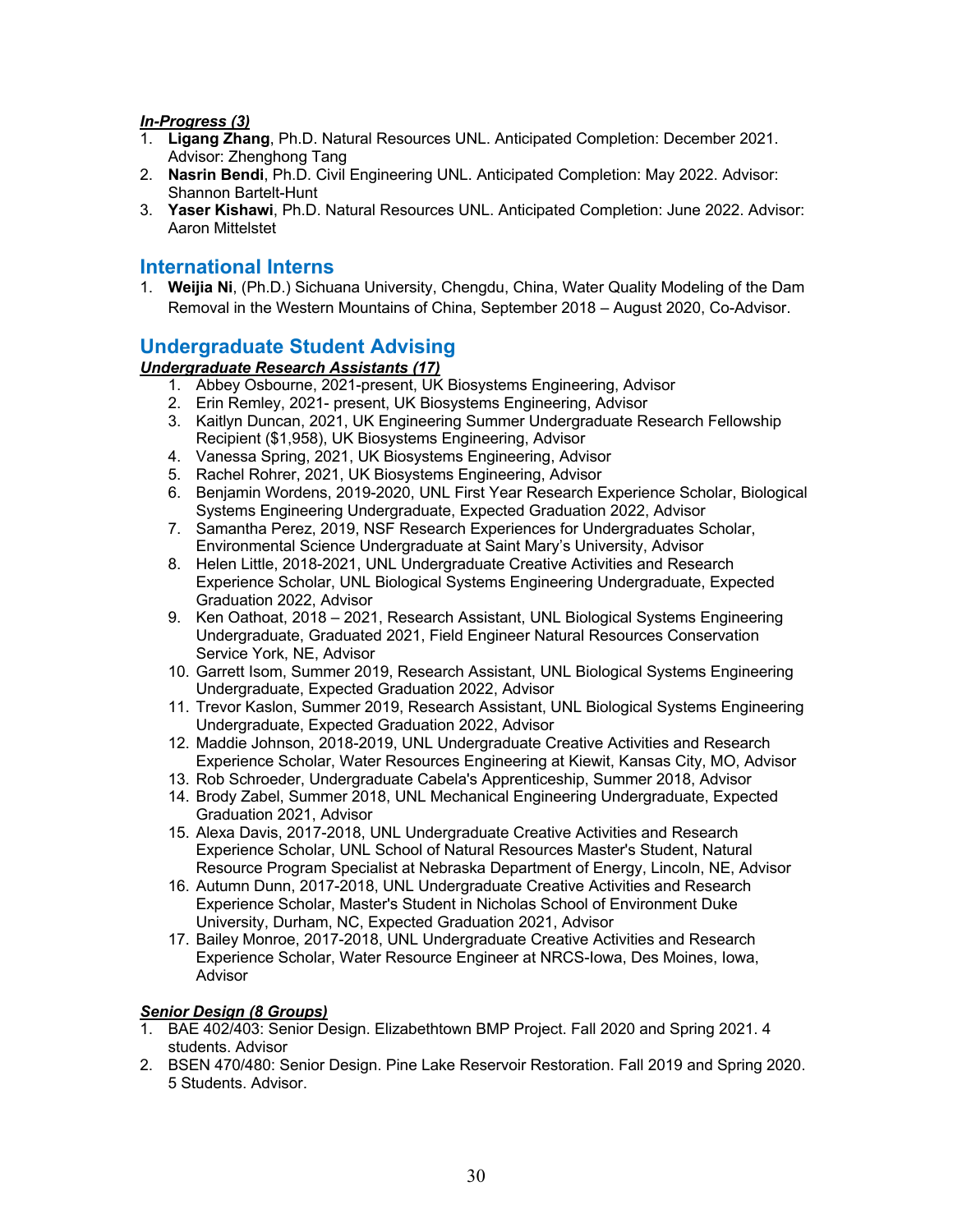***In-Progress (3)***

1. **Ligang Zhang**, Ph.D. Natural Resources UNL. Anticipated Completion: December 2021. Advisor: Zhenghong Tang
2. **Nasrin Bendi**, Ph.D. Civil Engineering UNL. Anticipated Completion: May 2022. Advisor: Shannon Bartelt-Hunt
3. **Yaser Kishawi**, Ph.D. Natural Resources UNL. Anticipated Completion: June 2022. Advisor: Aaron Mittelstet

## International Interns

1. **Weijia Ni**, (Ph.D.) Sichuana University, Chengdu, China, Water Quality Modeling of the Dam Removal in the Western Mountains of China, September 2018 – August 2020, Co-Advisor.

## Undergraduate Student Advising

***Undergraduate Research Assistants (17)***

1. Abbey Osbourne, 2021-present, UK Biosystems Engineering, Advisor
2. Erin Remley, 2021- present, UK Biosystems Engineering, Advisor
3. Kaitlyn Duncan, 2021, UK Engineering Summer Undergraduate Research Fellowship Recipient ($1,958), UK Biosystems Engineering, Advisor
4. Vanessa Spring, 2021, UK Biosystems Engineering, Advisor
5. Rachel Rohrer, 2021, UK Biosystems Engineering, Advisor
6. Benjamin Wordens, 2019-2020, UNL First Year Research Experience Scholar, Biological Systems Engineering Undergraduate, Expected Graduation 2022, Advisor
7. Samantha Perez, 2019, NSF Research Experiences for Undergraduates Scholar, Environmental Science Undergraduate at Saint Mary's University, Advisor
8. Helen Little, 2018-2021, UNL Undergraduate Creative Activities and Research Experience Scholar, UNL Biological Systems Engineering Undergraduate, Expected Graduation 2022, Advisor
9. Ken Oathoat, 2018 – 2021, Research Assistant, UNL Biological Systems Engineering Undergraduate, Graduated 2021, Field Engineer Natural Resources Conservation Service York, NE, Advisor
10. Garrett Isom, Summer 2019, Research Assistant, UNL Biological Systems Engineering Undergraduate, Expected Graduation 2022, Advisor
11. Trevor Kaslon, Summer 2019, Research Assistant, UNL Biological Systems Engineering Undergraduate, Expected Graduation 2022, Advisor
12. Maddie Johnson, 2018-2019, UNL Undergraduate Creative Activities and Research Experience Scholar, Water Resources Engineering at Kiewit, Kansas City, MO, Advisor
13. Rob Schroeder, Undergraduate Cabela's Apprenticeship, Summer 2018, Advisor
14. Brody Zabel, Summer 2018, UNL Mechanical Engineering Undergraduate, Expected Graduation 2021, Advisor
15. Alexa Davis, 2017-2018, UNL Undergraduate Creative Activities and Research Experience Scholar, UNL School of Natural Resources Master's Student, Natural Resource Program Specialist at Nebraska Department of Energy, Lincoln, NE, Advisor
16. Autumn Dunn, 2017-2018, UNL Undergraduate Creative Activities and Research Experience Scholar, Master's Student in Nicholas School of Environment Duke University, Durham, NC, Expected Graduation 2021, Advisor
17. Bailey Monroe, 2017-2018, UNL Undergraduate Creative Activities and Research Experience Scholar, Water Resource Engineer at NRCS-Iowa, Des Moines, Iowa, Advisor

***Senior Design (8 Groups)***

1. BAE 402/403: Senior Design. Elizabethtown BMP Project. Fall 2020 and Spring 2021. 4 students. Advisor
2. BSEN 470/480: Senior Design. Pine Lake Reservoir Restoration. Fall 2019 and Spring 2020. 5 Students. Advisor.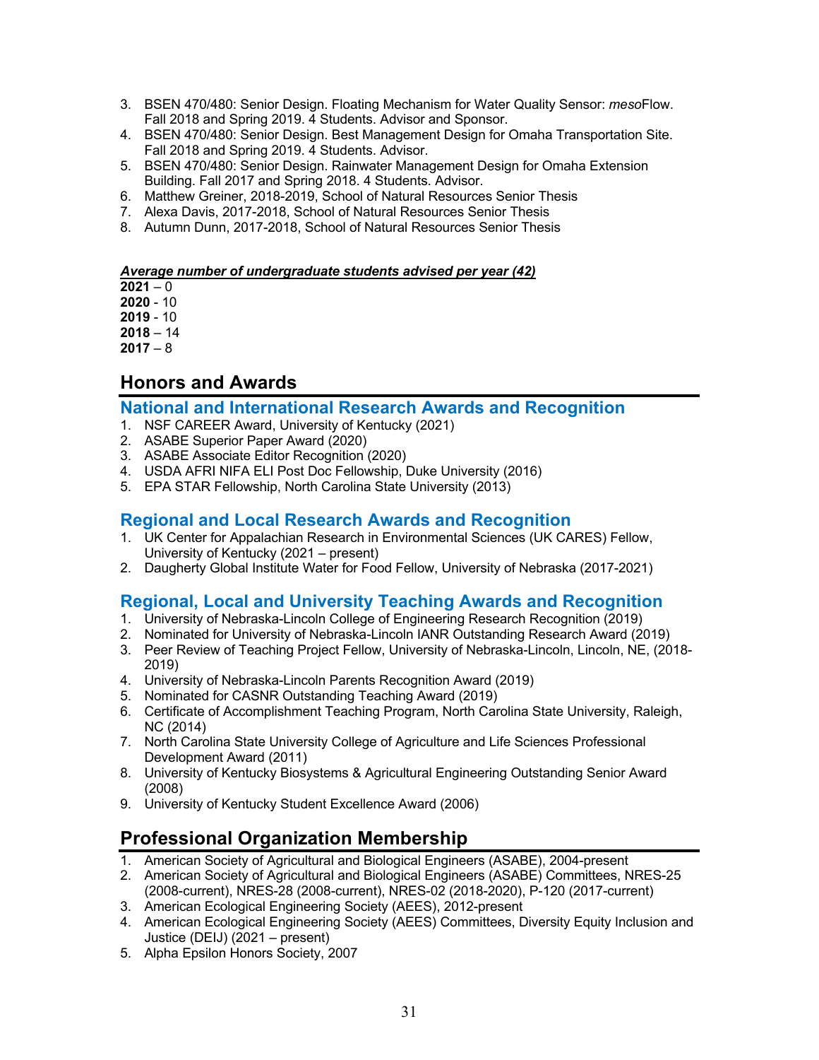3. BSEN 470/480: Senior Design. Floating Mechanism for Water Quality Sensor: *meso*Flow. Fall 2018 and Spring 2019. 4 Students. Advisor and Sponsor.
4. BSEN 470/480: Senior Design. Best Management Design for Omaha Transportation Site. Fall 2018 and Spring 2019. 4 Students. Advisor.
5. BSEN 470/480: Senior Design. Rainwater Management Design for Omaha Extension Building. Fall 2017 and Spring 2018. 4 Students. Advisor.
6. Matthew Greiner, 2018-2019, School of Natural Resources Senior Thesis
7. Alexa Davis, 2017-2018, School of Natural Resources Senior Thesis
8. Autumn Dunn, 2017-2018, School of Natural Resources Senior Thesis

***<u>Average number of undergraduate students advised per year (42)</u>***

**2021** – 0
**2020** - 10
**2019** - 10
**2018** – 14
**2017** – 8

# Honors and Awards

## National and International Research Awards and Recognition

1. NSF CAREER Award, University of Kentucky (2021)
2. ASABE Superior Paper Award (2020)
3. ASABE Associate Editor Recognition (2020)
4. USDA AFRI NIFA ELI Post Doc Fellowship, Duke University (2016)
5. EPA STAR Fellowship, North Carolina State University (2013)

## Regional and Local Research Awards and Recognition

1. UK Center for Appalachian Research in Environmental Sciences (UK CARES) Fellow, University of Kentucky (2021 – present)
2. Daugherty Global Institute Water for Food Fellow, University of Nebraska (2017-2021)

## Regional, Local and University Teaching Awards and Recognition

1. University of Nebraska-Lincoln College of Engineering Research Recognition (2019)
2. Nominated for University of Nebraska-Lincoln IANR Outstanding Research Award (2019)
3. Peer Review of Teaching Project Fellow, University of Nebraska-Lincoln, Lincoln, NE, (2018-2019)
4. University of Nebraska-Lincoln Parents Recognition Award (2019)
5. Nominated for CASNR Outstanding Teaching Award (2019)
6. Certificate of Accomplishment Teaching Program, North Carolina State University, Raleigh, NC (2014)
7. North Carolina State University College of Agriculture and Life Sciences Professional Development Award (2011)
8. University of Kentucky Biosystems & Agricultural Engineering Outstanding Senior Award (2008)
9. University of Kentucky Student Excellence Award (2006)

# Professional Organization Membership

1. American Society of Agricultural and Biological Engineers (ASABE), 2004-present
2. American Society of Agricultural and Biological Engineers (ASABE) Committees, NRES-25 (2008-current), NRES-28 (2008-current), NRES-02 (2018-2020), P-120 (2017-current)
3. American Ecological Engineering Society (AEES), 2012-present
4. American Ecological Engineering Society (AEES) Committees, Diversity Equity Inclusion and Justice (DEIJ) (2021 – present)
5. Alpha Epsilon Honors Society, 2007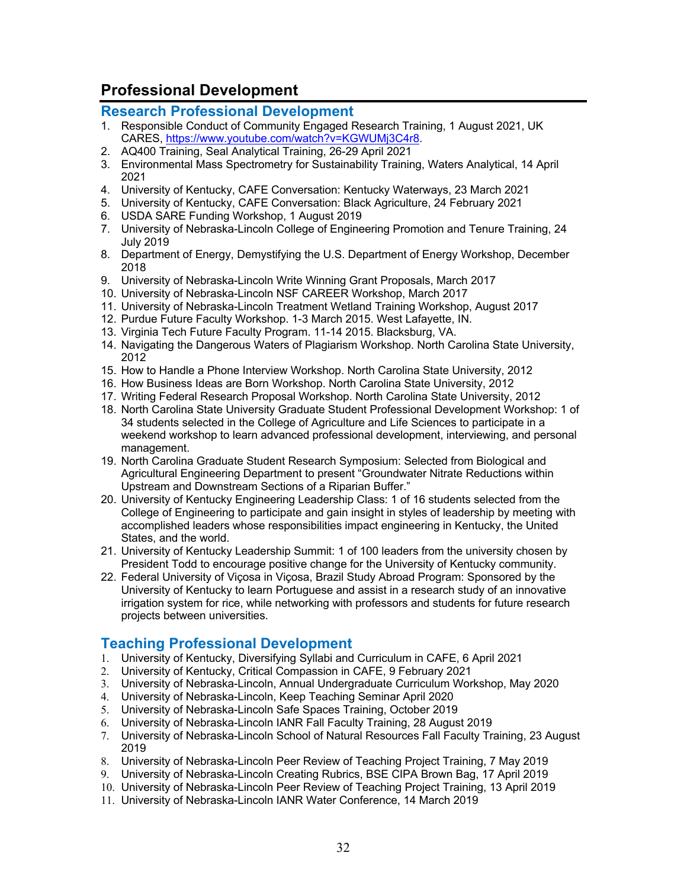# Professional Development

## Research Professional Development

1. Responsible Conduct of Community Engaged Research Training, 1 August 2021, UK CARES, https://www.youtube.com/watch?v=KGWUMj3C4r8.
2. AQ400 Training, Seal Analytical Training, 26-29 April 2021
3. Environmental Mass Spectrometry for Sustainability Training, Waters Analytical, 14 April 2021
4. University of Kentucky, CAFE Conversation: Kentucky Waterways, 23 March 2021
5. University of Kentucky, CAFE Conversation: Black Agriculture, 24 February 2021
6. USDA SARE Funding Workshop, 1 August 2019
7. University of Nebraska-Lincoln College of Engineering Promotion and Tenure Training, 24 July 2019
8. Department of Energy, Demystifying the U.S. Department of Energy Workshop, December 2018
9. University of Nebraska-Lincoln Write Winning Grant Proposals, March 2017
10. University of Nebraska-Lincoln NSF CAREER Workshop, March 2017
11. University of Nebraska-Lincoln Treatment Wetland Training Workshop, August 2017
12. Purdue Future Faculty Workshop. 1-3 March 2015. West Lafayette, IN.
13. Virginia Tech Future Faculty Program. 11-14 2015. Blacksburg, VA.
14. Navigating the Dangerous Waters of Plagiarism Workshop. North Carolina State University, 2012
15. How to Handle a Phone Interview Workshop. North Carolina State University, 2012
16. How Business Ideas are Born Workshop. North Carolina State University, 2012
17. Writing Federal Research Proposal Workshop. North Carolina State University, 2012
18. North Carolina State University Graduate Student Professional Development Workshop: 1 of 34 students selected in the College of Agriculture and Life Sciences to participate in a weekend workshop to learn advanced professional development, interviewing, and personal management.
19. North Carolina Graduate Student Research Symposium: Selected from Biological and Agricultural Engineering Department to present "Groundwater Nitrate Reductions within Upstream and Downstream Sections of a Riparian Buffer."
20. University of Kentucky Engineering Leadership Class: 1 of 16 students selected from the College of Engineering to participate and gain insight in styles of leadership by meeting with accomplished leaders whose responsibilities impact engineering in Kentucky, the United States, and the world.
21. University of Kentucky Leadership Summit: 1 of 100 leaders from the university chosen by President Todd to encourage positive change for the University of Kentucky community.
22. Federal University of Viçosa in Viçosa, Brazil Study Abroad Program: Sponsored by the University of Kentucky to learn Portuguese and assist in a research study of an innovative irrigation system for rice, while networking with professors and students for future research projects between universities.

## Teaching Professional Development

1. University of Kentucky, Diversifying Syllabi and Curriculum in CAFE, 6 April 2021
2. University of Kentucky, Critical Compassion in CAFE, 9 February 2021
3. University of Nebraska-Lincoln, Annual Undergraduate Curriculum Workshop, May 2020
4. University of Nebraska-Lincoln, Keep Teaching Seminar April 2020
5. University of Nebraska-Lincoln Safe Spaces Training, October 2019
6. University of Nebraska-Lincoln IANR Fall Faculty Training, 28 August 2019
7. University of Nebraska-Lincoln School of Natural Resources Fall Faculty Training, 23 August 2019
8. University of Nebraska-Lincoln Peer Review of Teaching Project Training, 7 May 2019
9. University of Nebraska-Lincoln Creating Rubrics, BSE CIPA Brown Bag, 17 April 2019
10. University of Nebraska-Lincoln Peer Review of Teaching Project Training, 13 April 2019
11. University of Nebraska-Lincoln IANR Water Conference, 14 March 2019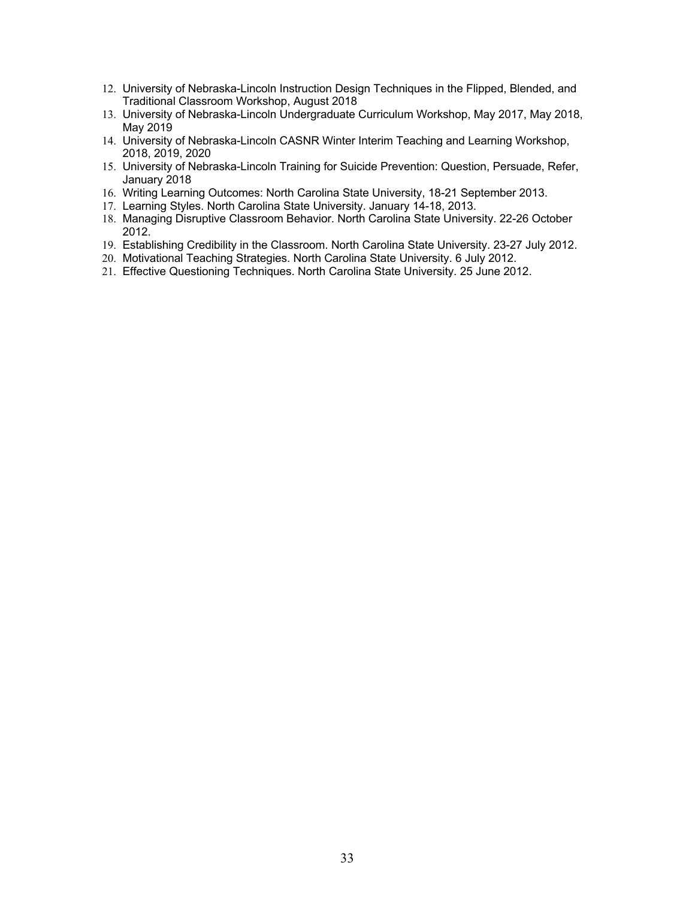12. University of Nebraska-Lincoln Instruction Design Techniques in the Flipped, Blended, and Traditional Classroom Workshop, August 2018
13. University of Nebraska-Lincoln Undergraduate Curriculum Workshop, May 2017, May 2018, May 2019
14. University of Nebraska-Lincoln CASNR Winter Interim Teaching and Learning Workshop, 2018, 2019, 2020
15. University of Nebraska-Lincoln Training for Suicide Prevention: Question, Persuade, Refer, January 2018
16. Writing Learning Outcomes: North Carolina State University, 18-21 September 2013.
17. Learning Styles. North Carolina State University. January 14-18, 2013.
18. Managing Disruptive Classroom Behavior. North Carolina State University. 22-26 October 2012.
19. Establishing Credibility in the Classroom. North Carolina State University. 23-27 July 2012.
20. Motivational Teaching Strategies. North Carolina State University. 6 July 2012.
21. Effective Questioning Techniques. North Carolina State University. 25 June 2012.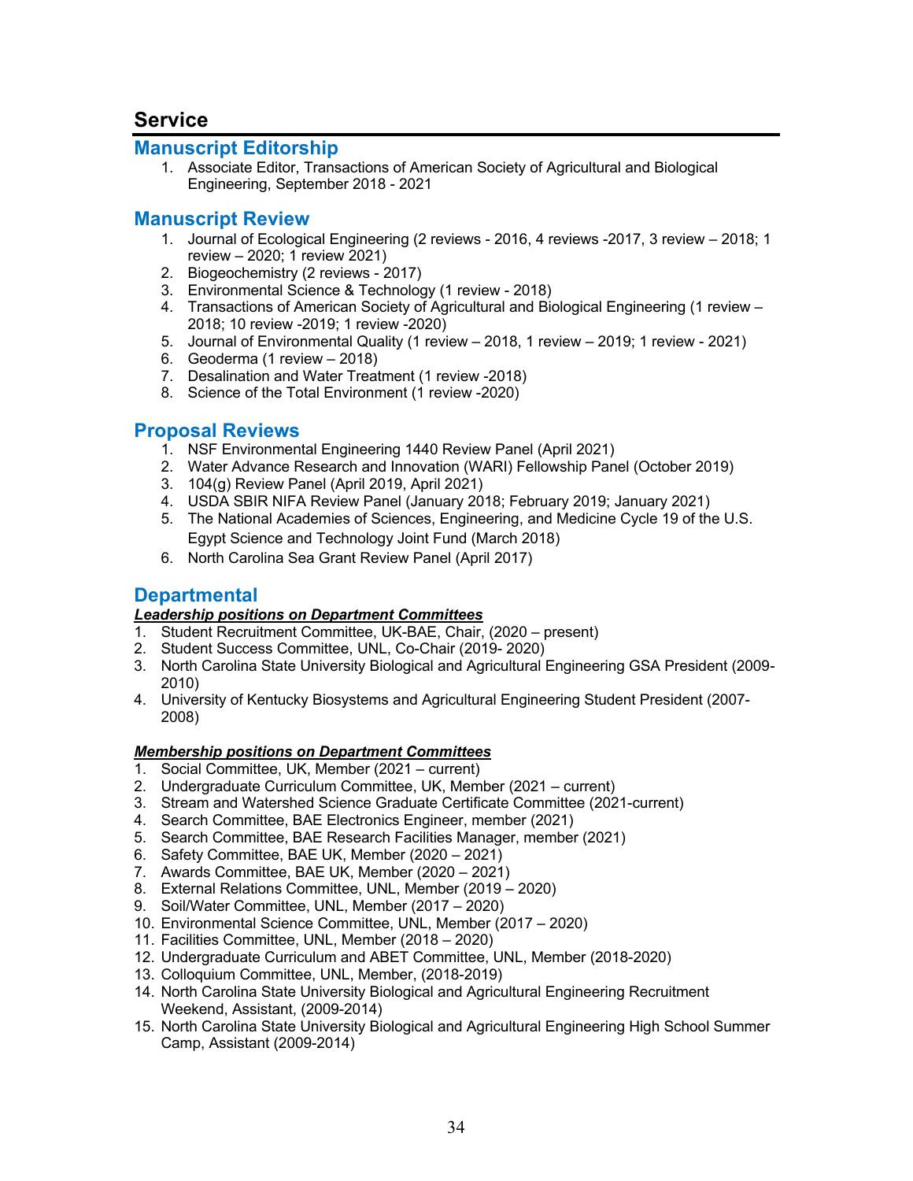# Service

## Manuscript Editorship

1. Associate Editor, Transactions of American Society of Agricultural and Biological Engineering, September 2018 - 2021

## Manuscript Review

1. Journal of Ecological Engineering (2 reviews - 2016, 4 reviews -2017, 3 review – 2018; 1 review – 2020; 1 review 2021)
2. Biogeochemistry (2 reviews - 2017)
3. Environmental Science & Technology (1 review - 2018)
4. Transactions of American Society of Agricultural and Biological Engineering (1 review – 2018; 10 review -2019; 1 review -2020)
5. Journal of Environmental Quality (1 review – 2018, 1 review – 2019; 1 review - 2021)
6. Geoderma (1 review – 2018)
7. Desalination and Water Treatment (1 review -2018)
8. Science of the Total Environment (1 review -2020)

## Proposal Reviews

1. NSF Environmental Engineering 1440 Review Panel (April 2021)
2. Water Advance Research and Innovation (WARI) Fellowship Panel (October 2019)
3. 104(g) Review Panel (April 2019, April 2021)
4. USDA SBIR NIFA Review Panel (January 2018; February 2019; January 2021)
5. The National Academies of Sciences, Engineering, and Medicine Cycle 19 of the U.S. Egypt Science and Technology Joint Fund (March 2018)
6. North Carolina Sea Grant Review Panel (April 2017)

## Departmental

***Leadership positions on Department Committees***

1. Student Recruitment Committee, UK-BAE, Chair, (2020 – present)
2. Student Success Committee, UNL, Co-Chair (2019- 2020)
3. North Carolina State University Biological and Agricultural Engineering GSA President (2009-2010)
4. University of Kentucky Biosystems and Agricultural Engineering Student President (2007-2008)

***Membership positions on Department Committees***

1. Social Committee, UK, Member (2021 – current)
2. Undergraduate Curriculum Committee, UK, Member (2021 – current)
3. Stream and Watershed Science Graduate Certificate Committee (2021-current)
4. Search Committee, BAE Electronics Engineer, member (2021)
5. Search Committee, BAE Research Facilities Manager, member (2021)
6. Safety Committee, BAE UK, Member (2020 – 2021)
7. Awards Committee, BAE UK, Member (2020 – 2021)
8. External Relations Committee, UNL, Member (2019 – 2020)
9. Soil/Water Committee, UNL, Member (2017 – 2020)
10. Environmental Science Committee, UNL, Member (2017 – 2020)
11. Facilities Committee, UNL, Member (2018 – 2020)
12. Undergraduate Curriculum and ABET Committee, UNL, Member (2018-2020)
13. Colloquium Committee, UNL, Member, (2018-2019)
14. North Carolina State University Biological and Agricultural Engineering Recruitment Weekend, Assistant, (2009-2014)
15. North Carolina State University Biological and Agricultural Engineering High School Summer Camp, Assistant (2009-2014)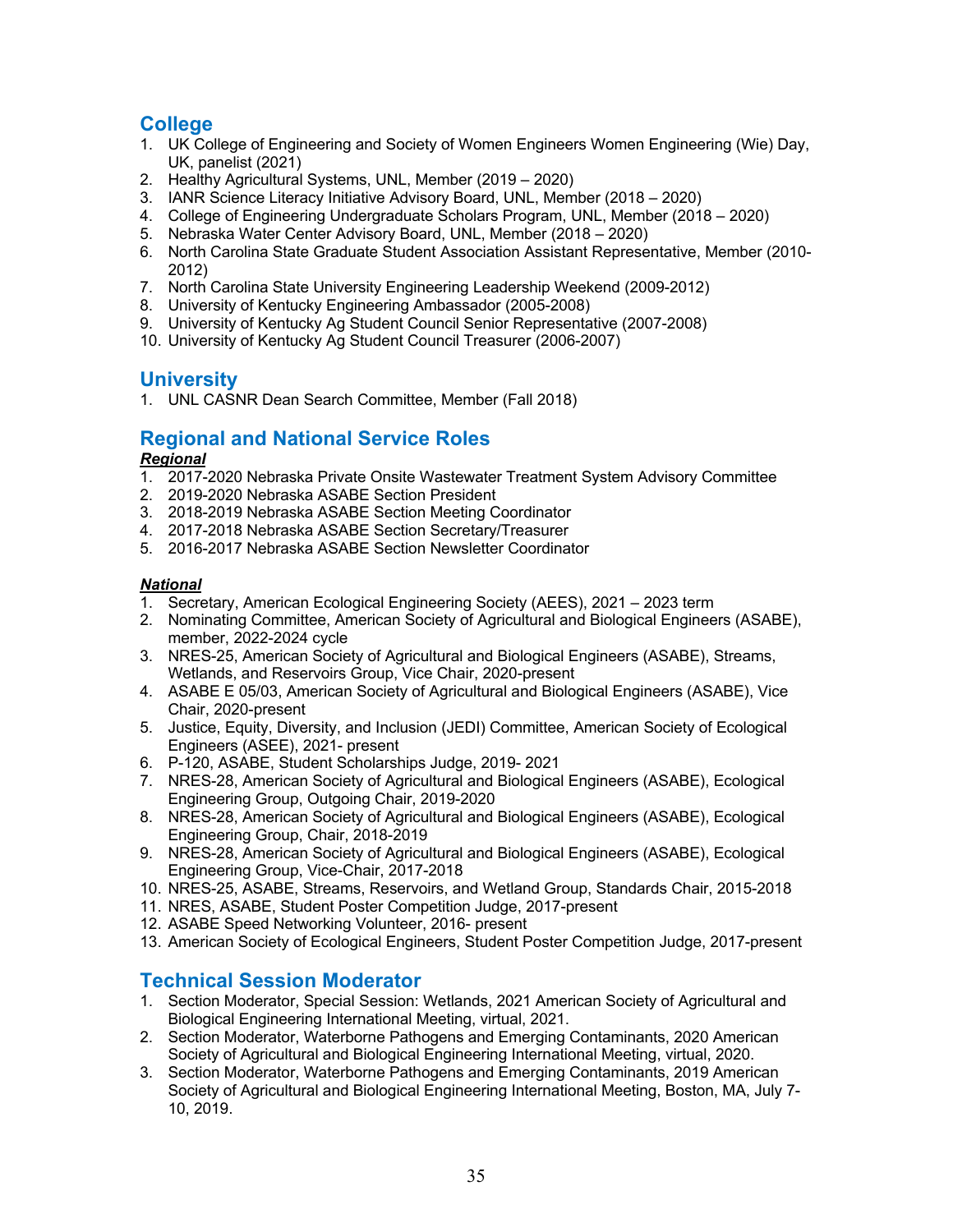## College

1. UK College of Engineering and Society of Women Engineers Women Engineering (Wie) Day, UK, panelist (2021)
2. Healthy Agricultural Systems, UNL, Member (2019 – 2020)
3. IANR Science Literacy Initiative Advisory Board, UNL, Member (2018 – 2020)
4. College of Engineering Undergraduate Scholars Program, UNL, Member (2018 – 2020)
5. Nebraska Water Center Advisory Board, UNL, Member (2018 – 2020)
6. North Carolina State Graduate Student Association Assistant Representative, Member (2010-2012)
7. North Carolina State University Engineering Leadership Weekend (2009-2012)
8. University of Kentucky Engineering Ambassador (2005-2008)
9. University of Kentucky Ag Student Council Senior Representative (2007-2008)
10. University of Kentucky Ag Student Council Treasurer (2006-2007)

## University

1. UNL CASNR Dean Search Committee, Member (Fall 2018)

## Regional and National Service Roles

***Regional***

1. 2017-2020 Nebraska Private Onsite Wastewater Treatment System Advisory Committee
2. 2019-2020 Nebraska ASABE Section President
3. 2018-2019 Nebraska ASABE Section Meeting Coordinator
4. 2017-2018 Nebraska ASABE Section Secretary/Treasurer
5. 2016-2017 Nebraska ASABE Section Newsletter Coordinator

***National***

1. Secretary, American Ecological Engineering Society (AEES), 2021 – 2023 term
2. Nominating Committee, American Society of Agricultural and Biological Engineers (ASABE), member, 2022-2024 cycle
3. NRES-25, American Society of Agricultural and Biological Engineers (ASABE), Streams, Wetlands, and Reservoirs Group, Vice Chair, 2020-present
4. ASABE E 05/03, American Society of Agricultural and Biological Engineers (ASABE), Vice Chair, 2020-present
5. Justice, Equity, Diversity, and Inclusion (JEDI) Committee, American Society of Ecological Engineers (ASEE), 2021- present
6. P-120, ASABE, Student Scholarships Judge, 2019- 2021
7. NRES-28, American Society of Agricultural and Biological Engineers (ASABE), Ecological Engineering Group, Outgoing Chair, 2019-2020
8. NRES-28, American Society of Agricultural and Biological Engineers (ASABE), Ecological Engineering Group, Chair, 2018-2019
9. NRES-28, American Society of Agricultural and Biological Engineers (ASABE), Ecological Engineering Group, Vice-Chair, 2017-2018
10. NRES-25, ASABE, Streams, Reservoirs, and Wetland Group, Standards Chair, 2015-2018
11. NRES, ASABE, Student Poster Competition Judge, 2017-present
12. ASABE Speed Networking Volunteer, 2016- present
13. American Society of Ecological Engineers, Student Poster Competition Judge, 2017-present

## Technical Session Moderator

1. Section Moderator, Special Session: Wetlands, 2021 American Society of Agricultural and Biological Engineering International Meeting, virtual, 2021.
2. Section Moderator, Waterborne Pathogens and Emerging Contaminants, 2020 American Society of Agricultural and Biological Engineering International Meeting, virtual, 2020.
3. Section Moderator, Waterborne Pathogens and Emerging Contaminants, 2019 American Society of Agricultural and Biological Engineering International Meeting, Boston, MA, July 7-10, 2019.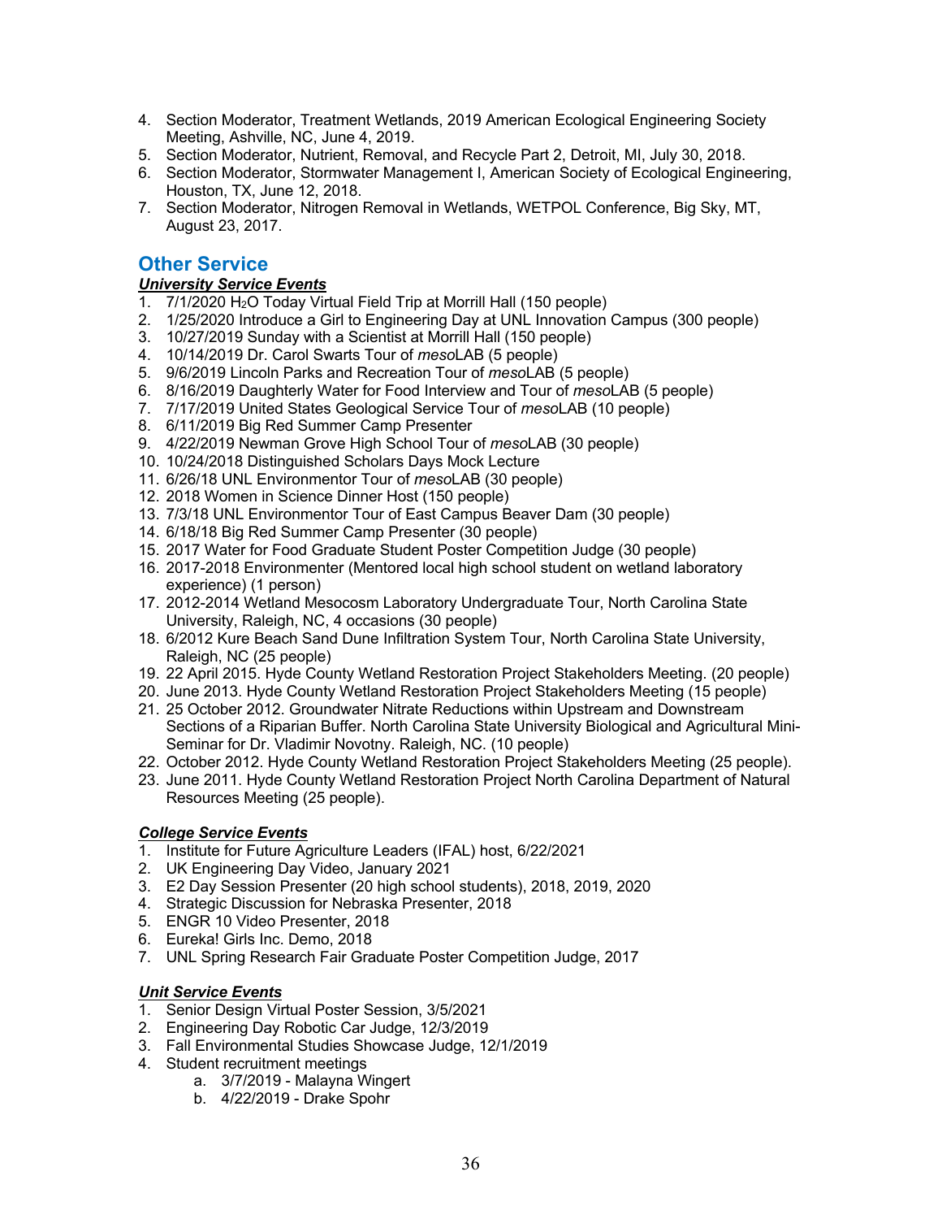4. Section Moderator, Treatment Wetlands, 2019 American Ecological Engineering Society Meeting, Ashville, NC, June 4, 2019.
5. Section Moderator, Nutrient, Removal, and Recycle Part 2, Detroit, MI, July 30, 2018.
6. Section Moderator, Stormwater Management I, American Society of Ecological Engineering, Houston, TX, June 12, 2018.
7. Section Moderator, Nitrogen Removal in Wetlands, WETPOL Conference, Big Sky, MT, August 23, 2017.

## Other Service

***University Service Events***

1. 7/1/2020 $H_2O$ Today Virtual Field Trip at Morrill Hall (150 people)
2. 1/25/2020 Introduce a Girl to Engineering Day at UNL Innovation Campus (300 people)
3. 10/27/2019 Sunday with a Scientist at Morrill Hall (150 people)
4. 10/14/2019 Dr. Carol Swarts Tour of *meso*LAB (5 people)
5. 9/6/2019 Lincoln Parks and Recreation Tour of *meso*LAB (5 people)
6. 8/16/2019 Daughterly Water for Food Interview and Tour of *meso*LAB (5 people)
7. 7/17/2019 United States Geological Service Tour of *meso*LAB (10 people)
8. 6/11/2019 Big Red Summer Camp Presenter
9. 4/22/2019 Newman Grove High School Tour of *meso*LAB (30 people)
10. 10/24/2018 Distinguished Scholars Days Mock Lecture
11. 6/26/18 UNL Environmentor Tour of *meso*LAB (30 people)
12. 2018 Women in Science Dinner Host (150 people)
13. 7/3/18 UNL Environmentor Tour of East Campus Beaver Dam (30 people)
14. 6/18/18 Big Red Summer Camp Presenter (30 people)
15. 2017 Water for Food Graduate Student Poster Competition Judge (30 people)
16. 2017-2018 Environmenter (Mentored local high school student on wetland laboratory experience) (1 person)
17. 2012-2014 Wetland Mesocosm Laboratory Undergraduate Tour, North Carolina State University, Raleigh, NC, 4 occasions (30 people)
18. 6/2012 Kure Beach Sand Dune Infiltration System Tour, North Carolina State University, Raleigh, NC (25 people)
19. 22 April 2015. Hyde County Wetland Restoration Project Stakeholders Meeting. (20 people)
20. June 2013. Hyde County Wetland Restoration Project Stakeholders Meeting (15 people)
21. 25 October 2012. Groundwater Nitrate Reductions within Upstream and Downstream Sections of a Riparian Buffer. North Carolina State University Biological and Agricultural Mini-Seminar for Dr. Vladimir Novotny. Raleigh, NC. (10 people)
22. October 2012. Hyde County Wetland Restoration Project Stakeholders Meeting (25 people).
23. June 2011. Hyde County Wetland Restoration Project North Carolina Department of Natural Resources Meeting (25 people).

***College Service Events***

1. Institute for Future Agriculture Leaders (IFAL) host, 6/22/2021
2. UK Engineering Day Video, January 2021
3. E2 Day Session Presenter (20 high school students), 2018, 2019, 2020
4. Strategic Discussion for Nebraska Presenter, 2018
5. ENGR 10 Video Presenter, 2018
6. Eureka! Girls Inc. Demo, 2018
7. UNL Spring Research Fair Graduate Poster Competition Judge, 2017

***Unit Service Events***

1. Senior Design Virtual Poster Session, 3/5/2021
2. Engineering Day Robotic Car Judge, 12/3/2019
3. Fall Environmental Studies Showcase Judge, 12/1/2019
4. Student recruitment meetings
   a. 3/7/2019 - Malayna Wingert
   b. 4/22/2019 - Drake Spohr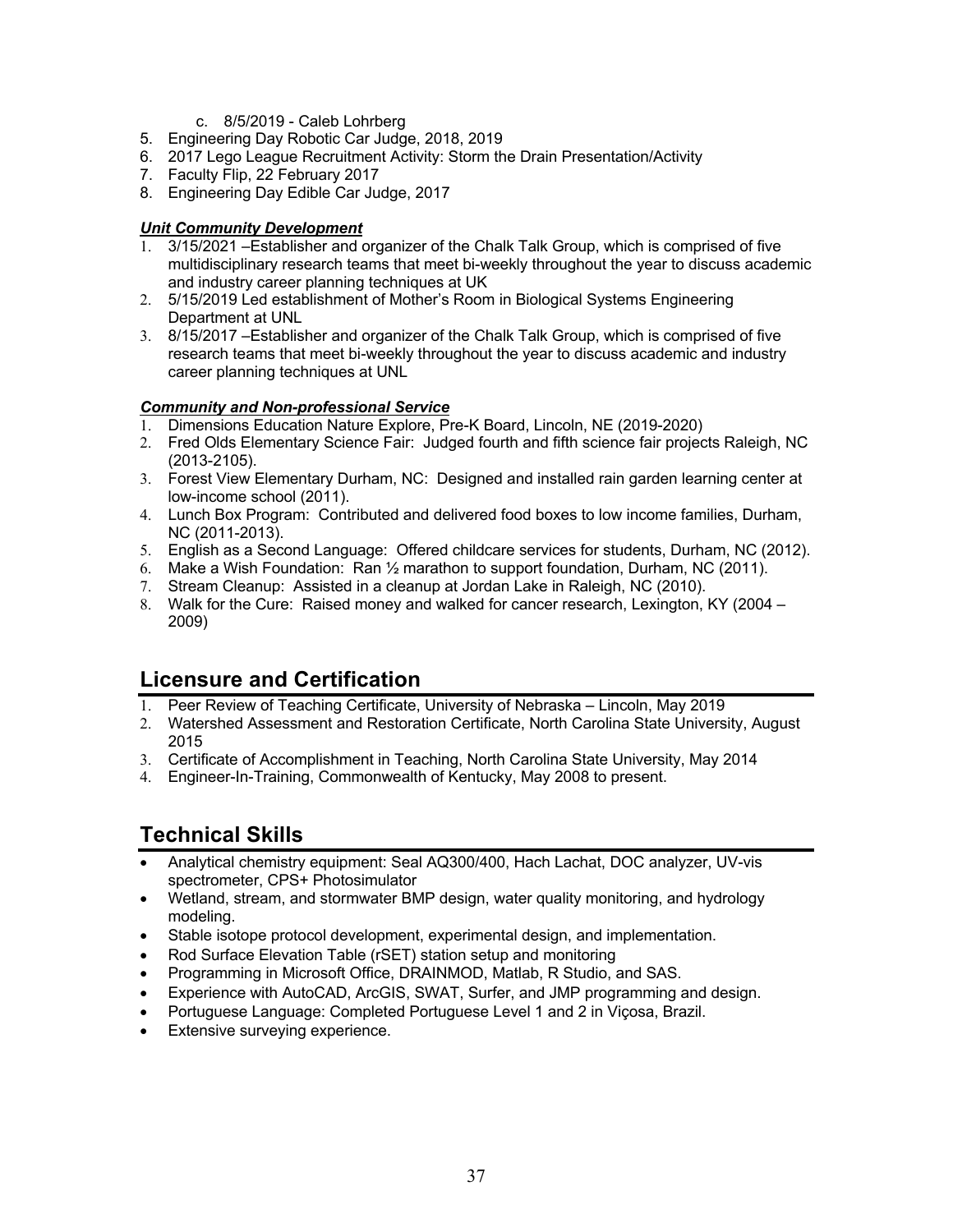c. 8/5/2019 - Caleb Lohrberg

5. Engineering Day Robotic Car Judge, 2018, 2019
6. 2017 Lego League Recruitment Activity: Storm the Drain Presentation/Activity
7. Faculty Flip, 22 February 2017
8. Engineering Day Edible Car Judge, 2017

***Unit Community Development***

1. 3/15/2021 –Establisher and organizer of the Chalk Talk Group, which is comprised of five multidisciplinary research teams that meet bi-weekly throughout the year to discuss academic and industry career planning techniques at UK
2. 5/15/2019 Led establishment of Mother's Room in Biological Systems Engineering Department at UNL
3. 8/15/2017 –Establisher and organizer of the Chalk Talk Group, which is comprised of five research teams that meet bi-weekly throughout the year to discuss academic and industry career planning techniques at UNL

***Community and Non-professional Service***

1. Dimensions Education Nature Explore, Pre-K Board, Lincoln, NE (2019-2020)
2. Fred Olds Elementary Science Fair: Judged fourth and fifth science fair projects Raleigh, NC (2013-2105).
3. Forest View Elementary Durham, NC: Designed and installed rain garden learning center at low-income school (2011).
4. Lunch Box Program: Contributed and delivered food boxes to low income families, Durham, NC (2011-2013).
5. English as a Second Language: Offered childcare services for students, Durham, NC (2012).
6. Make a Wish Foundation: Ran ½ marathon to support foundation, Durham, NC (2011).
7. Stream Cleanup: Assisted in a cleanup at Jordan Lake in Raleigh, NC (2010).
8. Walk for the Cure: Raised money and walked for cancer research, Lexington, KY (2004 – 2009)

## Licensure and Certification

1. Peer Review of Teaching Certificate, University of Nebraska – Lincoln, May 2019
2. Watershed Assessment and Restoration Certificate, North Carolina State University, August 2015
3. Certificate of Accomplishment in Teaching, North Carolina State University, May 2014
4. Engineer-In-Training, Commonwealth of Kentucky, May 2008 to present.

## Technical Skills

- Analytical chemistry equipment: Seal AQ300/400, Hach Lachat, DOC analyzer, UV-vis spectrometer, CPS+ Photosimulator
- Wetland, stream, and stormwater BMP design, water quality monitoring, and hydrology modeling.
- Stable isotope protocol development, experimental design, and implementation.
- Rod Surface Elevation Table (rSET) station setup and monitoring
- Programming in Microsoft Office, DRAINMOD, Matlab, R Studio, and SAS.
- Experience with AutoCAD, ArcGIS, SWAT, Surfer, and JMP programming and design.
- Portuguese Language: Completed Portuguese Level 1 and 2 in Viçosa, Brazil.
- Extensive surveying experience.